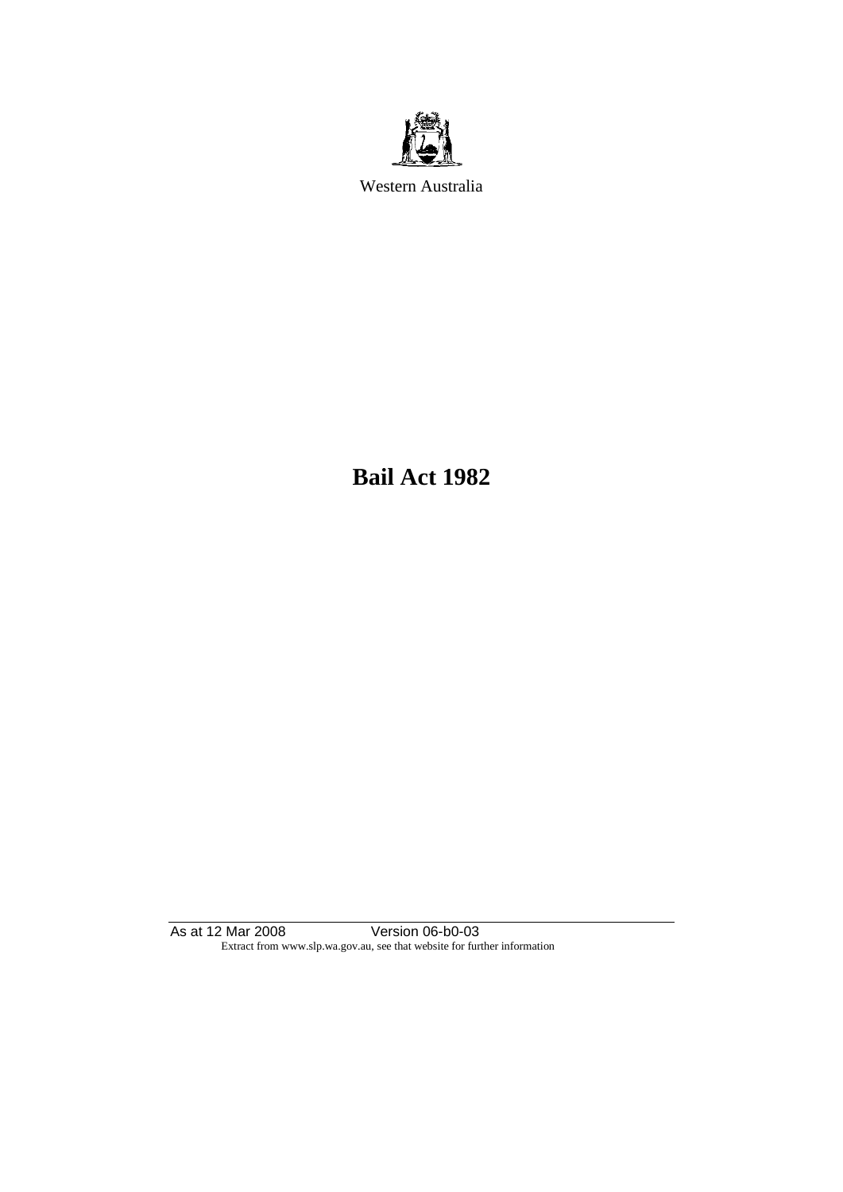Western Australia

# Bail Act 1982

As at 12 Mar 2008 Version 06-b0-03

Extract from www.slp.wa.gov.au, see that website for further information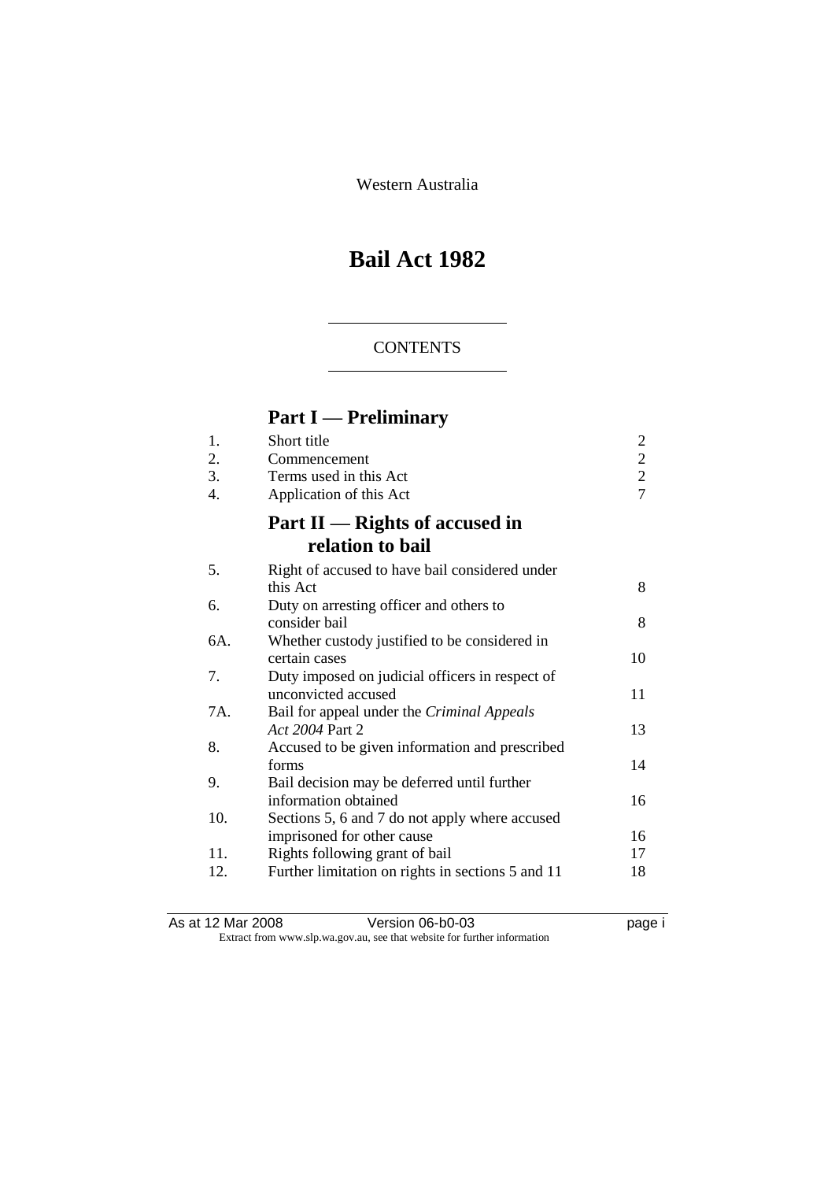Western Australia

# Bail Act 1982

CONTENTS

## Part I — Preliminary

| | | |
|---|---|---|
| 1. | Short title | 2 |
| 2. | Commencement | 2 |
| 3. | Terms used in this Act | 2 |
| 4. | Application of this Act | 7 |

## Part II — Rights of accused in relation to bail

| | | |
|---|---|---|
| 5. | Right of accused to have bail considered under this Act | 8 |
| 6. | Duty on arresting officer and others to consider bail | 8 |
| 6A. | Whether custody justified to be considered in certain cases | 10 |
| 7. | Duty imposed on judicial officers in respect of unconvicted accused | 11 |
| 7A. | Bail for appeal under the *Criminal Appeals Act 2004* Part 2 | 13 |
| 8. | Accused to be given information and prescribed forms | 14 |
| 9. | Bail decision may be deferred until further information obtained | 16 |
| 10. | Sections 5, 6 and 7 do not apply where accused imprisoned for other cause | 16 |
| 11. | Rights following grant of bail | 17 |
| 12. | Further limitation on rights in sections 5 and 11 | 18 |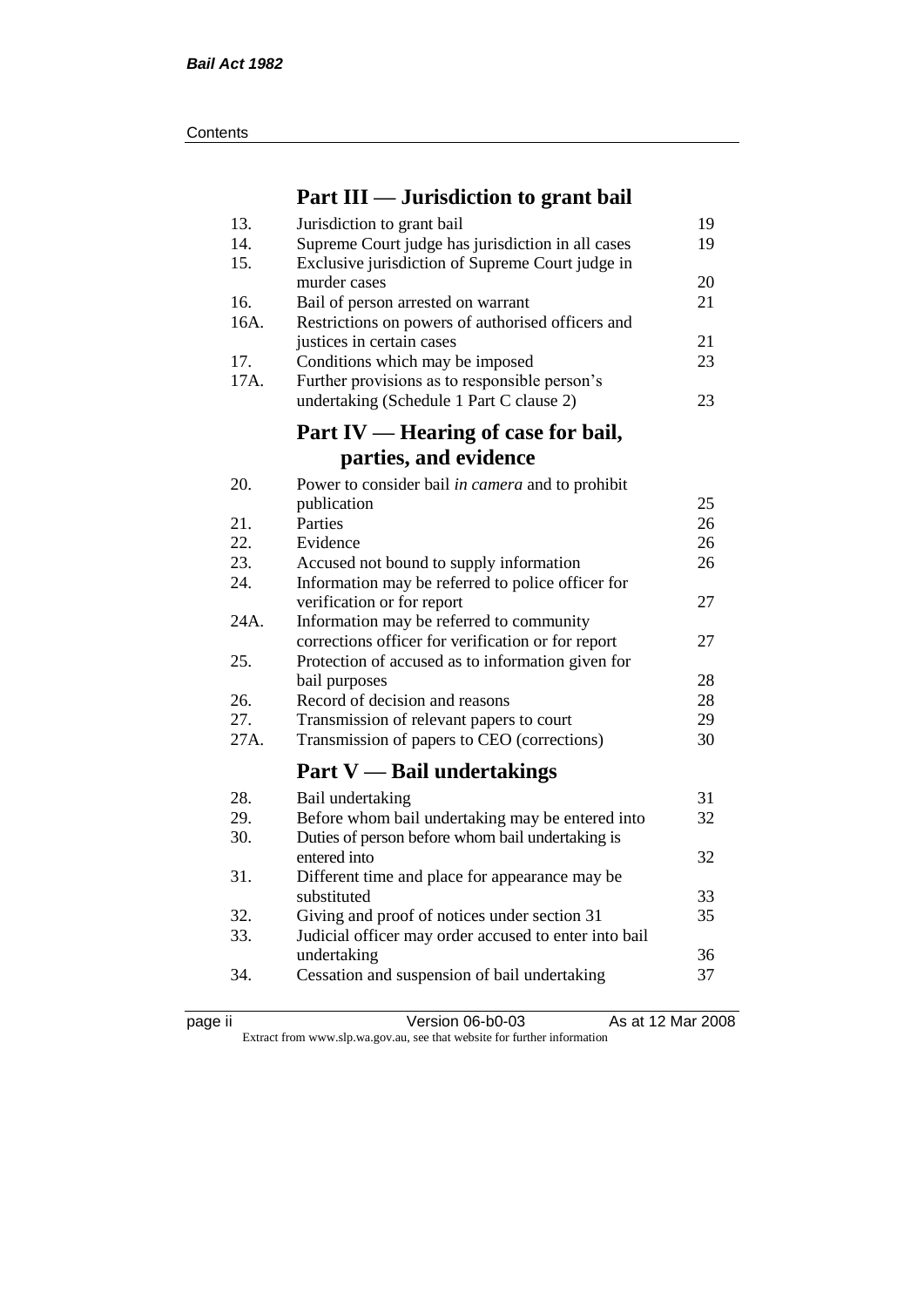## Part III — Jurisdiction to grant bail

| | | |
|---|---|---|
| 13. | Jurisdiction to grant bail | 19 |
| 14. | Supreme Court judge has jurisdiction in all cases | 19 |
| 15. | Exclusive jurisdiction of Supreme Court judge in murder cases | 20 |
| 16. | Bail of person arrested on warrant | 21 |
| 16A. | Restrictions on powers of authorised officers and justices in certain cases | 21 |
| 17. | Conditions which may be imposed | 23 |
| 17A. | Further provisions as to responsible person's undertaking (Schedule 1 Part C clause 2) | 23 |

## Part IV — Hearing of case for bail, parties, and evidence

| | | |
|---|---|---|
| 20. | Power to consider bail *in camera* and to prohibit publication | 25 |
| 21. | Parties | 26 |
| 22. | Evidence | 26 |
| 23. | Accused not bound to supply information | 26 |
| 24. | Information may be referred to police officer for verification or for report | 27 |
| 24A. | Information may be referred to community corrections officer for verification or for report | 27 |
| 25. | Protection of accused as to information given for bail purposes | 28 |
| 26. | Record of decision and reasons | 28 |
| 27. | Transmission of relevant papers to court | 29 |
| 27A. | Transmission of papers to CEO (corrections) | 30 |

## Part V — Bail undertakings

| | | |
|---|---|---|
| 28. | Bail undertaking | 31 |
| 29. | Before whom bail undertaking may be entered into | 32 |
| 30. | Duties of person before whom bail undertaking is entered into | 32 |
| 31. | Different time and place for appearance may be substituted | 33 |
| 32. | Giving and proof of notices under section 31 | 35 |
| 33. | Judicial officer may order accused to enter into bail undertaking | 36 |
| 34. | Cessation and suspension of bail undertaking | 37 |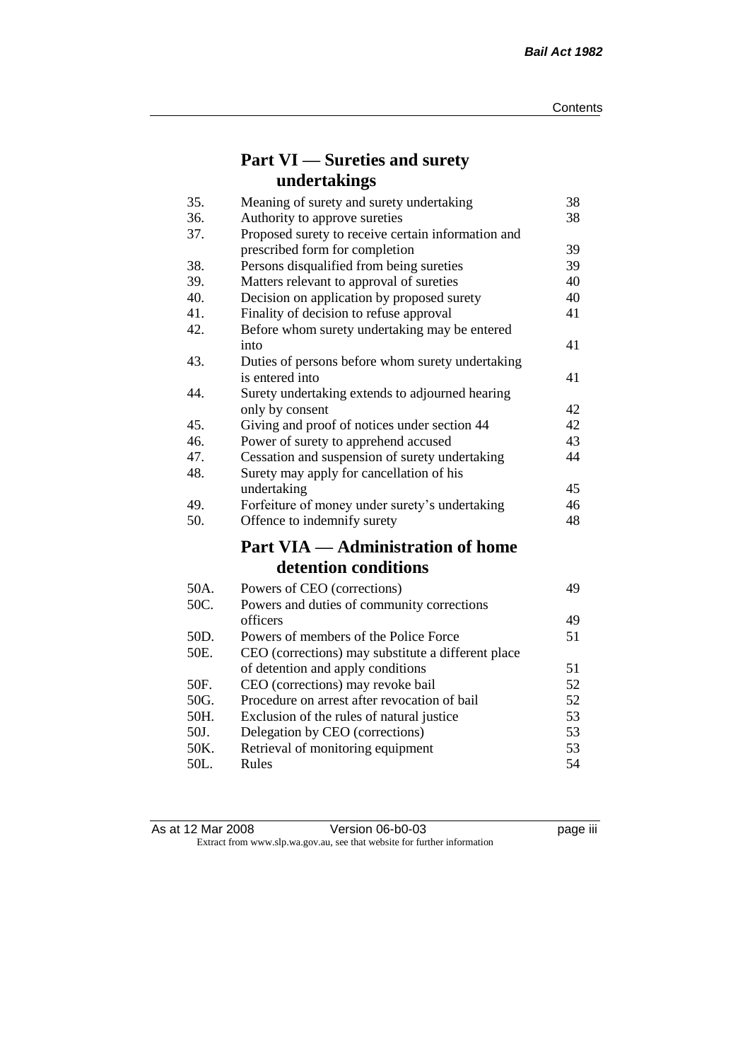## Part VI — Sureties and surety undertakings

| | | |
|---|---|---|
| 35. | Meaning of surety and surety undertaking | 38 |
| 36. | Authority to approve sureties | 38 |
| 37. | Proposed surety to receive certain information and prescribed form for completion | 39 |
| 38. | Persons disqualified from being sureties | 39 |
| 39. | Matters relevant to approval of sureties | 40 |
| 40. | Decision on application by proposed surety | 40 |
| 41. | Finality of decision to refuse approval | 41 |
| 42. | Before whom surety undertaking may be entered into | 41 |
| 43. | Duties of persons before whom surety undertaking is entered into | 41 |
| 44. | Surety undertaking extends to adjourned hearing only by consent | 42 |
| 45. | Giving and proof of notices under section 44 | 42 |
| 46. | Power of surety to apprehend accused | 43 |
| 47. | Cessation and suspension of surety undertaking | 44 |
| 48. | Surety may apply for cancellation of his undertaking | 45 |
| 49. | Forfeiture of money under surety's undertaking | 46 |
| 50. | Offence to indemnify surety | 48 |

## Part VIA — Administration of home detention conditions

| | | |
|---|---|---|
| 50A. | Powers of CEO (corrections) | 49 |
| 50C. | Powers and duties of community corrections officers | 49 |
| 50D. | Powers of members of the Police Force | 51 |
| 50E. | CEO (corrections) may substitute a different place of detention and apply conditions | 51 |
| 50F. | CEO (corrections) may revoke bail | 52 |
| 50G. | Procedure on arrest after revocation of bail | 52 |
| 50H. | Exclusion of the rules of natural justice | 53 |
| 50J. | Delegation by CEO (corrections) | 53 |
| 50K. | Retrieval of monitoring equipment | 53 |
| 50L. | Rules | 54 |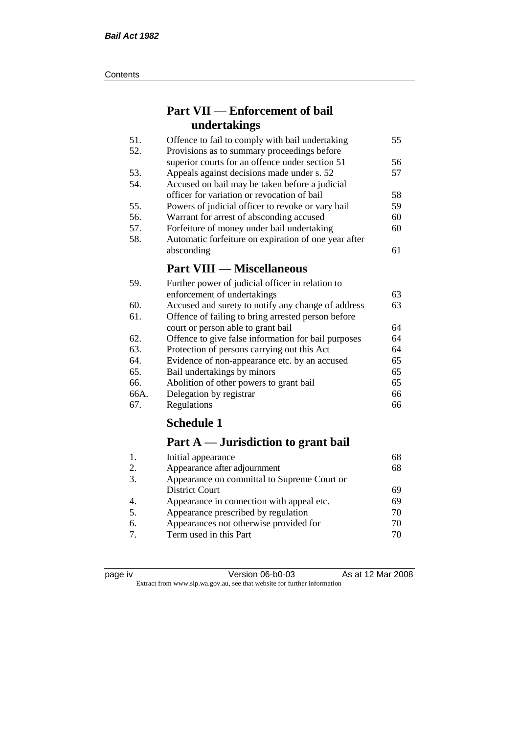## Part VII — Enforcement of bail undertakings

| | | |
|---|---|---|
| 51. | Offence to fail to comply with bail undertaking | 55 |
| 52. | Provisions as to summary proceedings before superior courts for an offence under section 51 | 56 |
| 53. | Appeals against decisions made under s. 52 | 57 |
| 54. | Accused on bail may be taken before a judicial officer for variation or revocation of bail | 58 |
| 55. | Powers of judicial officer to revoke or vary bail | 59 |
| 56. | Warrant for arrest of absconding accused | 60 |
| 57. | Forfeiture of money under bail undertaking | 60 |
| 58. | Automatic forfeiture on expiration of one year after absconding | 61 |

## Part VIII — Miscellaneous

| | | |
|---|---|---|
| 59. | Further power of judicial officer in relation to enforcement of undertakings | 63 |
| 60. | Accused and surety to notify any change of address | 63 |
| 61. | Offence of failing to bring arrested person before court or person able to grant bail | 64 |
| 62. | Offence to give false information for bail purposes | 64 |
| 63. | Protection of persons carrying out this Act | 64 |
| 64. | Evidence of non-appearance etc. by an accused | 65 |
| 65. | Bail undertakings by minors | 65 |
| 66. | Abolition of other powers to grant bail | 65 |
| 66A. | Delegation by registrar | 66 |
| 67. | Regulations | 66 |

## Schedule 1

## Part A — Jurisdiction to grant bail

| | | |
|---|---|---|
| 1. | Initial appearance | 68 |
| 2. | Appearance after adjournment | 68 |
| 3. | Appearance on committal to Supreme Court or District Court | 69 |
| 4. | Appearance in connection with appeal etc. | 69 |
| 5. | Appearance prescribed by regulation | 70 |
| 6. | Appearances not otherwise provided for | 70 |
| 7. | Term used in this Part | 70 |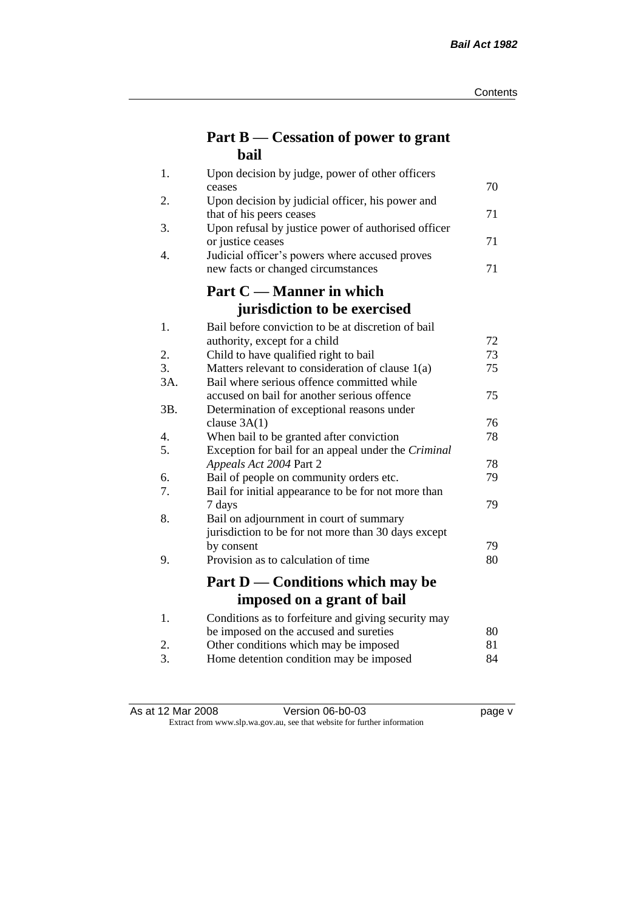## Part B — Cessation of power to grant bail

| | | |
|---|---|---|
| 1. | Upon decision by judge, power of other officers ceases | 70 |
| 2. | Upon decision by judicial officer, his power and that of his peers ceases | 71 |
| 3. | Upon refusal by justice power of authorised officer or justice ceases | 71 |
| 4. | Judicial officer's powers where accused proves new facts or changed circumstances | 71 |

## Part C — Manner in which jurisdiction to be exercised

| | | |
|---|---|---|
| 1. | Bail before conviction to be at discretion of bail authority, except for a child | 72 |
| 2. | Child to have qualified right to bail | 73 |
| 3. | Matters relevant to consideration of clause 1(a) | 75 |
| 3A. | Bail where serious offence committed while accused on bail for another serious offence | 75 |
| 3B. | Determination of exceptional reasons under clause 3A(1) | 76 |
| 4. | When bail to be granted after conviction | 78 |
| 5. | Exception for bail for an appeal under the *Criminal Appeals Act 2004* Part 2 | 78 |
| 6. | Bail of people on community orders etc. | 79 |
| 7. | Bail for initial appearance to be for not more than 7 days | 79 |
| 8. | Bail on adjournment in court of summary jurisdiction to be for not more than 30 days except by consent | 79 |
| 9. | Provision as to calculation of time | 80 |

## Part D — Conditions which may be imposed on a grant of bail

| | | |
|---|---|---|
| 1. | Conditions as to forfeiture and giving security may be imposed on the accused and sureties | 80 |
| 2. | Other conditions which may be imposed | 81 |
| 3. | Home detention condition may be imposed | 84 |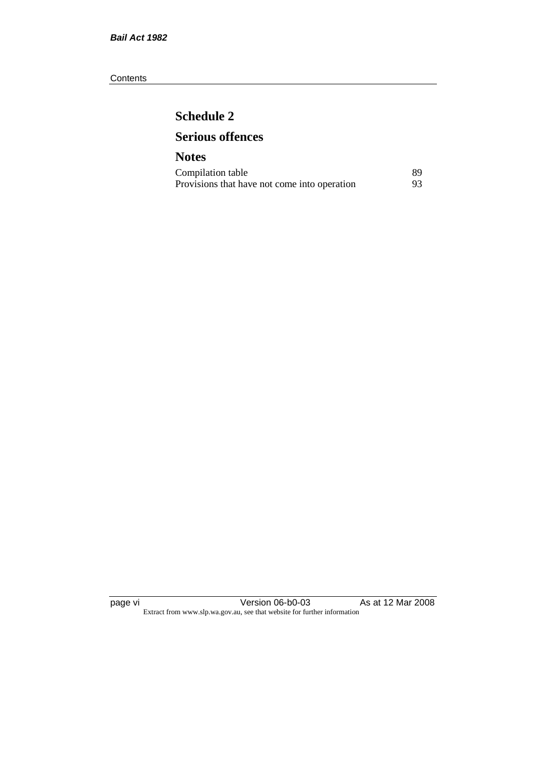## Schedule 2

## Serious offences

## Notes

| | |
|---|---|
| Compilation table | 89 |
| Provisions that have not come into operation | 93 |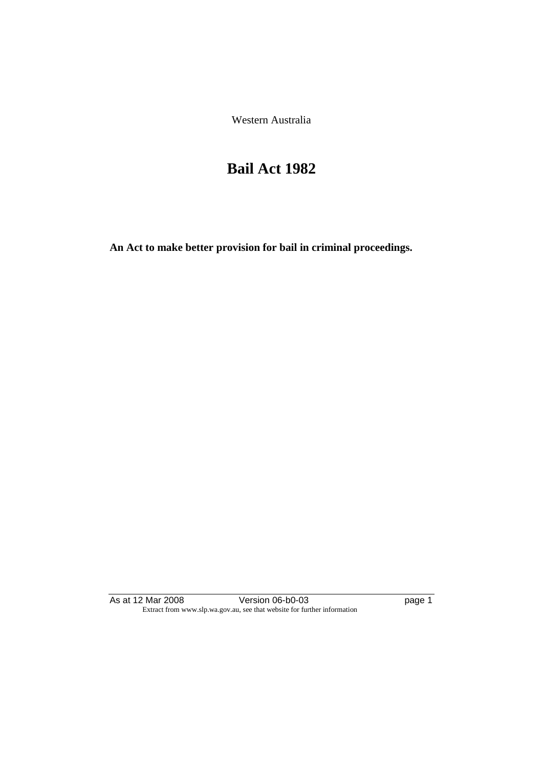Western Australia

# Bail Act 1982

**An Act to make better provision for bail in criminal proceedings.**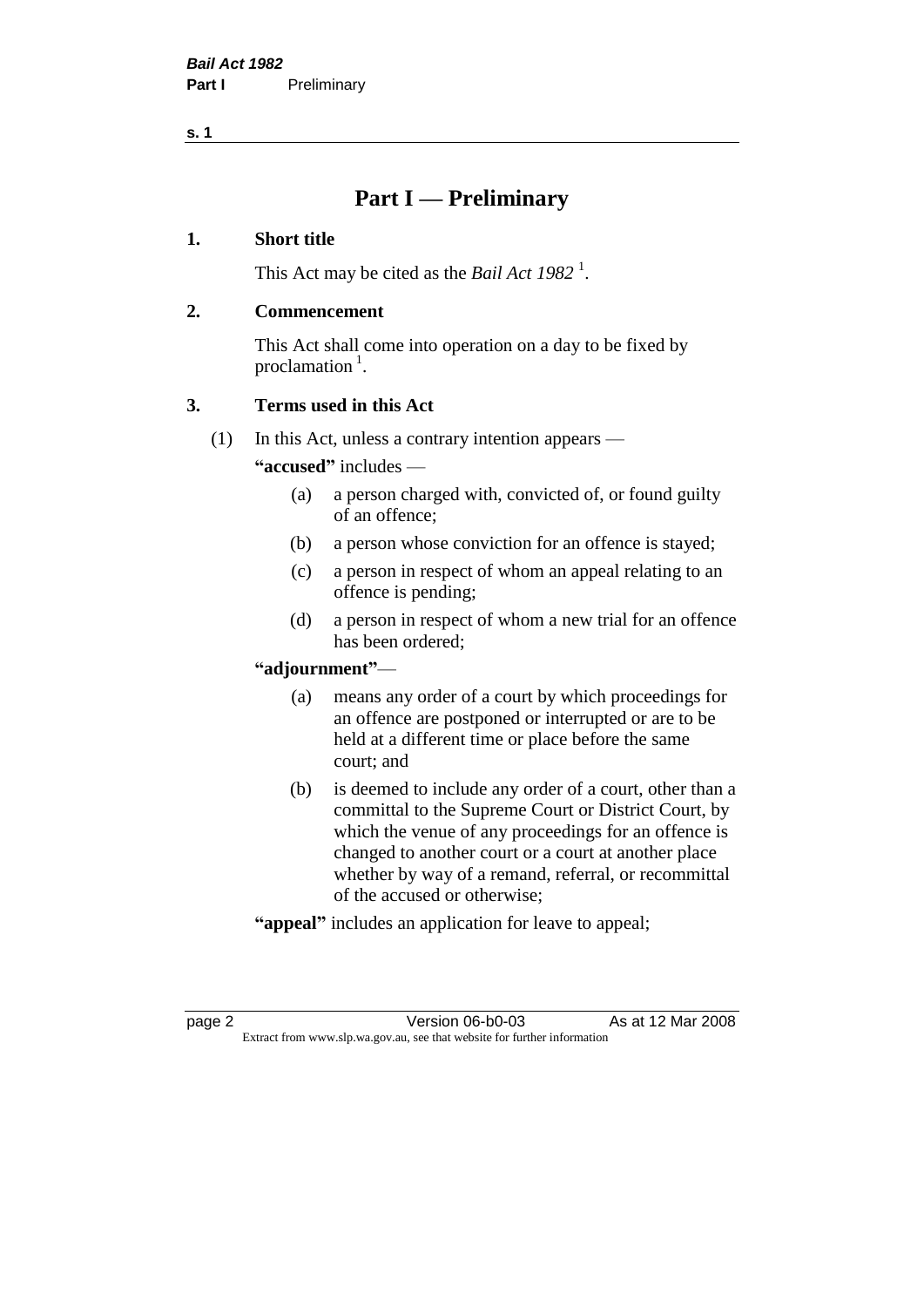# Part I — Preliminary

## 1. Short title

This Act may be cited as the *Bail Act 1982* [1].

## 2. Commencement

This Act shall come into operation on a day to be fixed by proclamation [1].

## 3. Terms used in this Act

(1) In this Act, unless a contrary intention appears —

**"accused"** includes —

- (a) a person charged with, convicted of, or found guilty of an offence;
- (b) a person whose conviction for an offence is stayed;
- (c) a person in respect of whom an appeal relating to an offence is pending;
- (d) a person in respect of whom a new trial for an offence has been ordered;

**"adjournment"**—

- (a) means any order of a court by which proceedings for an offence are postponed or interrupted or are to be held at a different time or place before the same court; and
- (b) is deemed to include any order of a court, other than a committal to the Supreme Court or District Court, by which the venue of any proceedings for an offence is changed to another court or a court at another place whether by way of a remand, referral, or recommittal of the accused or otherwise;

**"appeal"** includes an application for leave to appeal;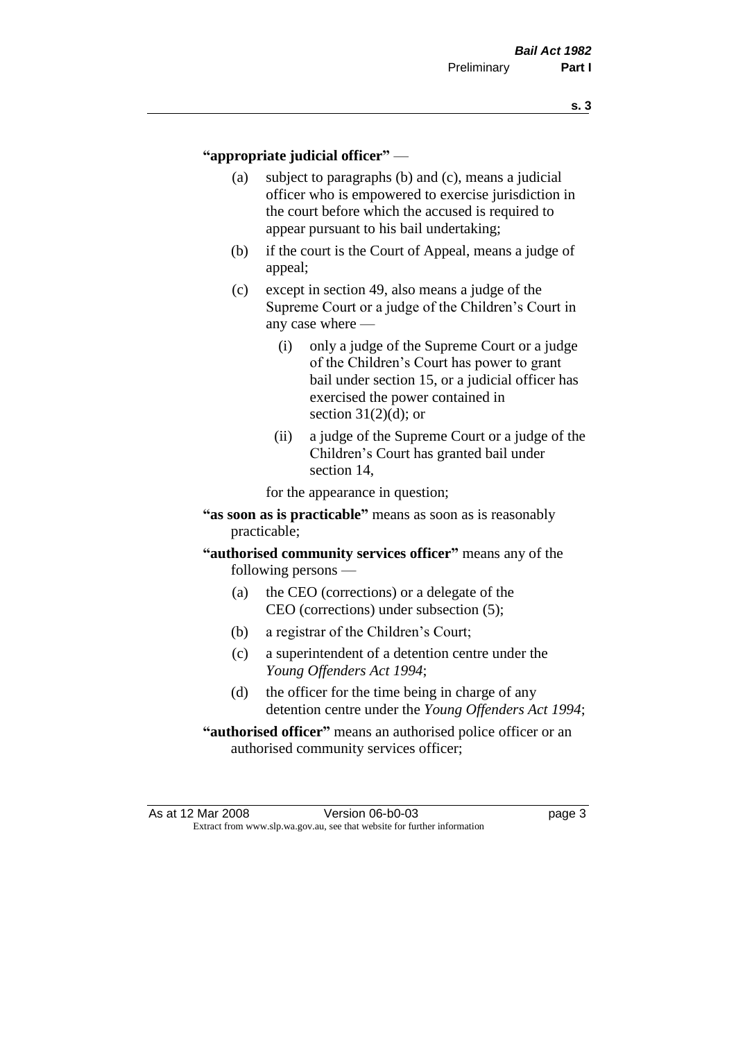**"appropriate judicial officer"** —

(a) subject to paragraphs (b) and (c), means a judicial officer who is empowered to exercise jurisdiction in the court before which the accused is required to appear pursuant to his bail undertaking;

(b) if the court is the Court of Appeal, means a judge of appeal;

(c) except in section 49, also means a judge of the Supreme Court or a judge of the Children's Court in any case where —

  (i) only a judge of the Supreme Court or a judge of the Children's Court has power to grant bail under section 15, or a judicial officer has exercised the power contained in section 31(2)(d); or

  (ii) a judge of the Supreme Court or a judge of the Children's Court has granted bail under section 14,

for the appearance in question;

**"as soon as is practicable"** means as soon as is reasonably practicable;

**"authorised community services officer"** means any of the following persons —

(a) the CEO (corrections) or a delegate of the CEO (corrections) under subsection (5);

(b) a registrar of the Children's Court;

(c) a superintendent of a detention centre under the *Young Offenders Act 1994*;

(d) the officer for the time being in charge of any detention centre under the *Young Offenders Act 1994*;

**"authorised officer"** means an authorised police officer or an authorised community services officer;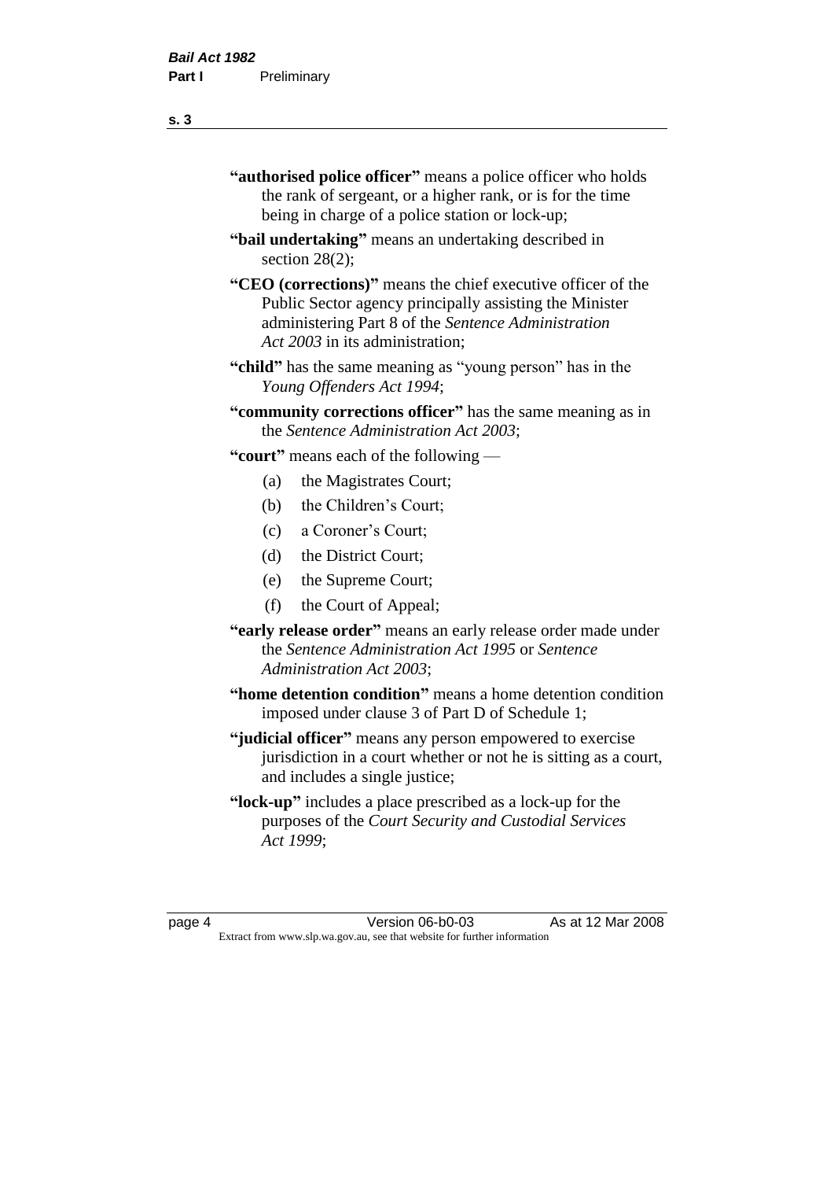**"authorised police officer"** means a police officer who holds the rank of sergeant, or a higher rank, or is for the time being in charge of a police station or lock-up;

**"bail undertaking"** means an undertaking described in section 28(2);

**"CEO (corrections)"** means the chief executive officer of the Public Sector agency principally assisting the Minister administering Part 8 of the *Sentence Administration Act 2003* in its administration;

**"child"** has the same meaning as "young person" has in the *Young Offenders Act 1994*;

**"community corrections officer"** has the same meaning as in the *Sentence Administration Act 2003*;

**"court"** means each of the following —

- (a) the Magistrates Court;
- (b) the Children's Court;
- (c) a Coroner's Court;
- (d) the District Court;
- (e) the Supreme Court;
- (f) the Court of Appeal;

**"early release order"** means an early release order made under the *Sentence Administration Act 1995* or *Sentence Administration Act 2003*;

**"home detention condition"** means a home detention condition imposed under clause 3 of Part D of Schedule 1;

**"judicial officer"** means any person empowered to exercise jurisdiction in a court whether or not he is sitting as a court, and includes a single justice;

**"lock-up"** includes a place prescribed as a lock-up for the purposes of the *Court Security and Custodial Services Act 1999*;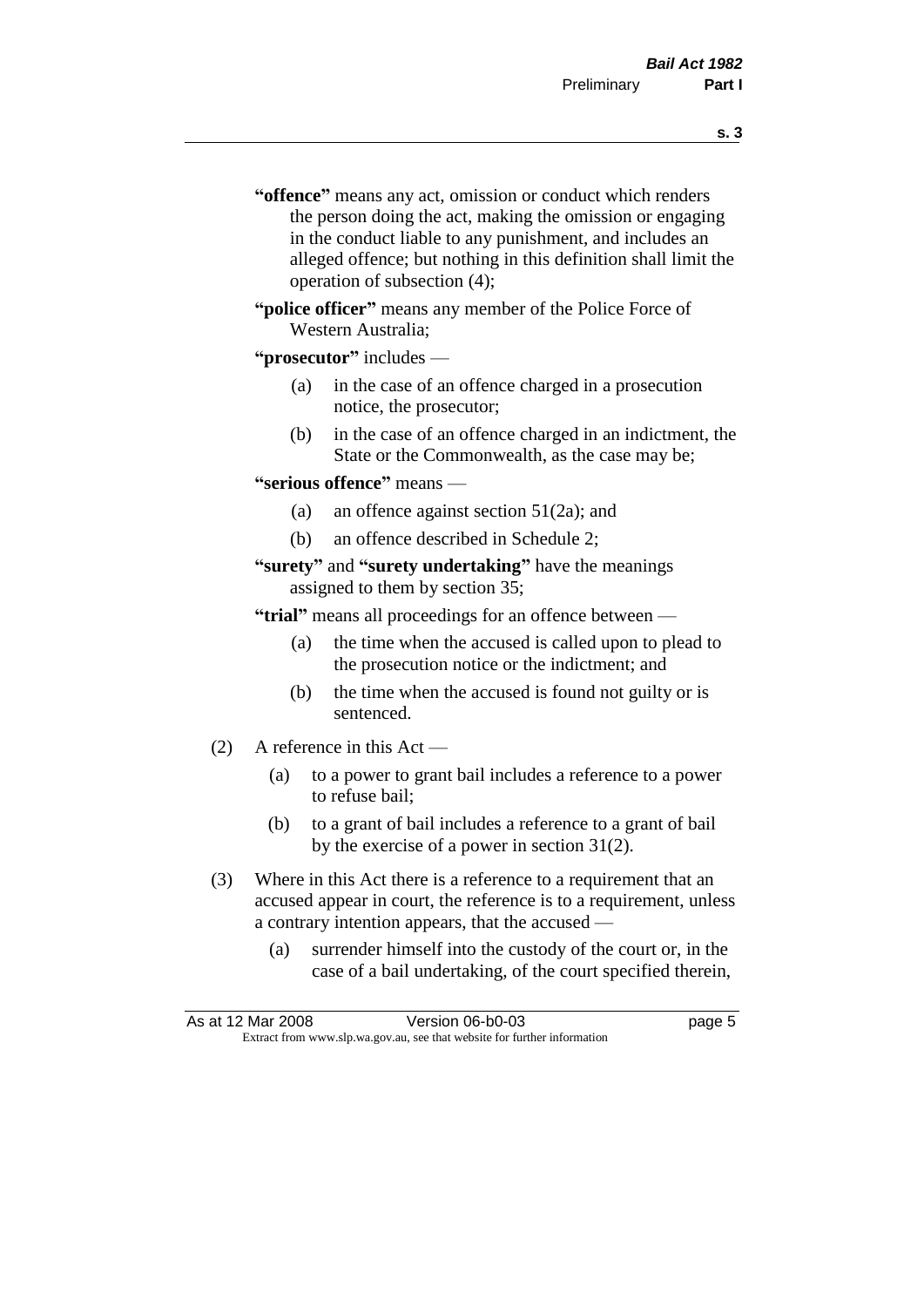**"offence"** means any act, omission or conduct which renders the person doing the act, making the omission or engaging in the conduct liable to any punishment, and includes an alleged offence; but nothing in this definition shall limit the operation of subsection (4);

**"police officer"** means any member of the Police Force of Western Australia;

**"prosecutor"** includes —

- (a) in the case of an offence charged in a prosecution notice, the prosecutor;
- (b) in the case of an offence charged in an indictment, the State or the Commonwealth, as the case may be;

**"serious offence"** means —

- (a) an offence against section 51(2a); and
- (b) an offence described in Schedule 2;

**"surety"** and **"surety undertaking"** have the meanings assigned to them by section 35;

**"trial"** means all proceedings for an offence between —

- (a) the time when the accused is called upon to plead to the prosecution notice or the indictment; and
- (b) the time when the accused is found not guilty or is sentenced.

(2) A reference in this Act —

- (a) to a power to grant bail includes a reference to a power to refuse bail;
- (b) to a grant of bail includes a reference to a grant of bail by the exercise of a power in section 31(2).

(3) Where in this Act there is a reference to a requirement that an accused appear in court, the reference is to a requirement, unless a contrary intention appears, that the accused —

- (a) surrender himself into the custody of the court or, in the case of a bail undertaking, of the court specified therein,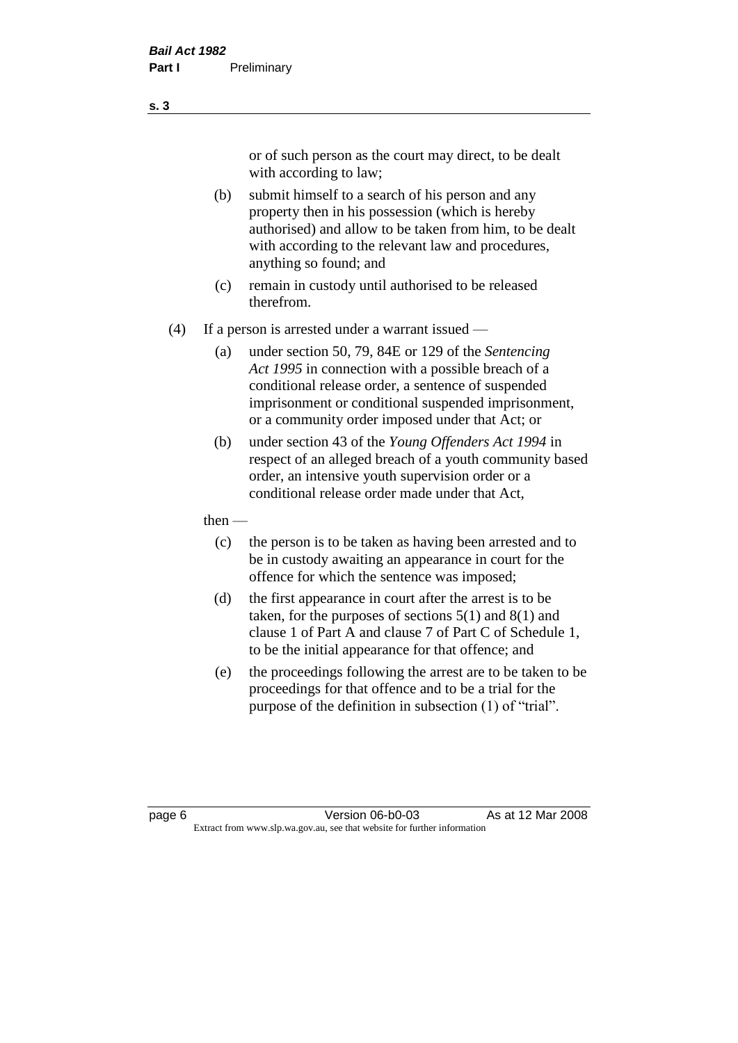or of such person as the court may direct, to be dealt with according to law;

(b) submit himself to a search of his person and any property then in his possession (which is hereby authorised) and allow to be taken from him, to be dealt with according to the relevant law and procedures, anything so found; and

(c) remain in custody until authorised to be released therefrom.

(4) If a person is arrested under a warrant issued —

(a) under section 50, 79, 84E or 129 of the *Sentencing Act 1995* in connection with a possible breach of a conditional release order, a sentence of suspended imprisonment or conditional suspended imprisonment, or a community order imposed under that Act; or

(b) under section 43 of the *Young Offenders Act 1994* in respect of an alleged breach of a youth community based order, an intensive youth supervision order or a conditional release order made under that Act,

then —

(c) the person is to be taken as having been arrested and to be in custody awaiting an appearance in court for the offence for which the sentence was imposed;

(d) the first appearance in court after the arrest is to be taken, for the purposes of sections 5(1) and 8(1) and clause 1 of Part A and clause 7 of Part C of Schedule 1, to be the initial appearance for that offence; and

(e) the proceedings following the arrest are to be taken to be proceedings for that offence and to be a trial for the purpose of the definition in subsection (1) of "trial".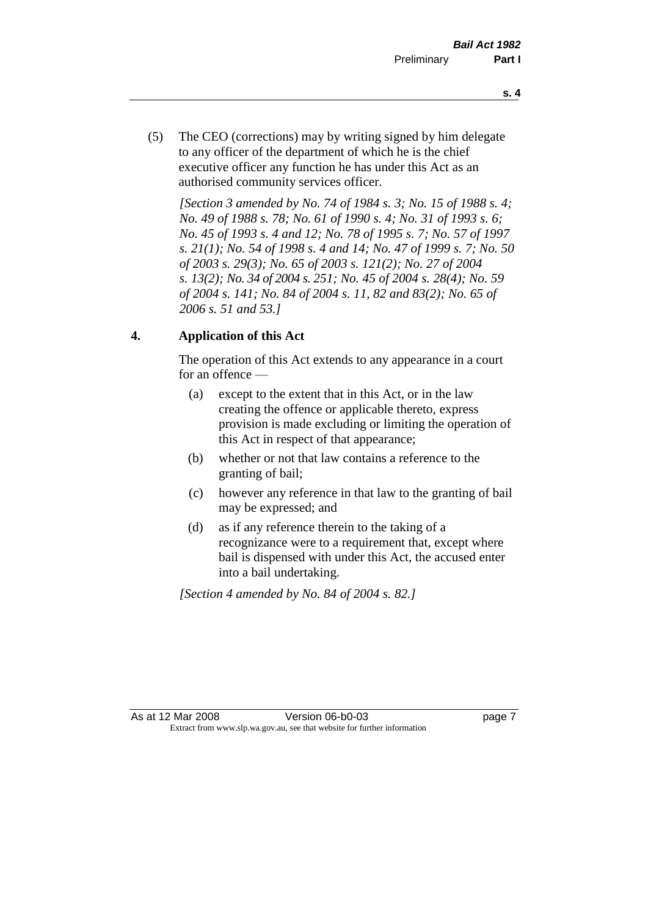(5) The CEO (corrections) may by writing signed by him delegate to any officer of the department of which he is the chief executive officer any function he has under this Act as an authorised community services officer.

*[Section 3 amended by No. 74 of 1984 s. 3; No. 15 of 1988 s. 4; No. 49 of 1988 s. 78; No. 61 of 1990 s. 4; No. 31 of 1993 s. 6; No. 45 of 1993 s. 4 and 12; No. 78 of 1995 s. 7; No. 57 of 1997 s. 21(1); No. 54 of 1998 s. 4 and 14; No. 47 of 1999 s. 7; No. 50 of 2003 s. 29(3); No. 65 of 2003 s. 121(2); No. 27 of 2004 s. 13(2); No. 34 of 2004 s. 251; No. 45 of 2004 s. 28(4); No. 59 of 2004 s. 141; No. 84 of 2004 s. 11, 82 and 83(2); No. 65 of 2006 s. 51 and 53.]*

## 4. Application of this Act

The operation of this Act extends to any appearance in a court for an offence —

(a) except to the extent that in this Act, or in the law creating the offence or applicable thereto, express provision is made excluding or limiting the operation of this Act in respect of that appearance;

(b) whether or not that law contains a reference to the granting of bail;

(c) however any reference in that law to the granting of bail may be expressed; and

(d) as if any reference therein to the taking of a recognizance were to a requirement that, except where bail is dispensed with under this Act, the accused enter into a bail undertaking.

*[Section 4 amended by No. 84 of 2004 s. 82.]*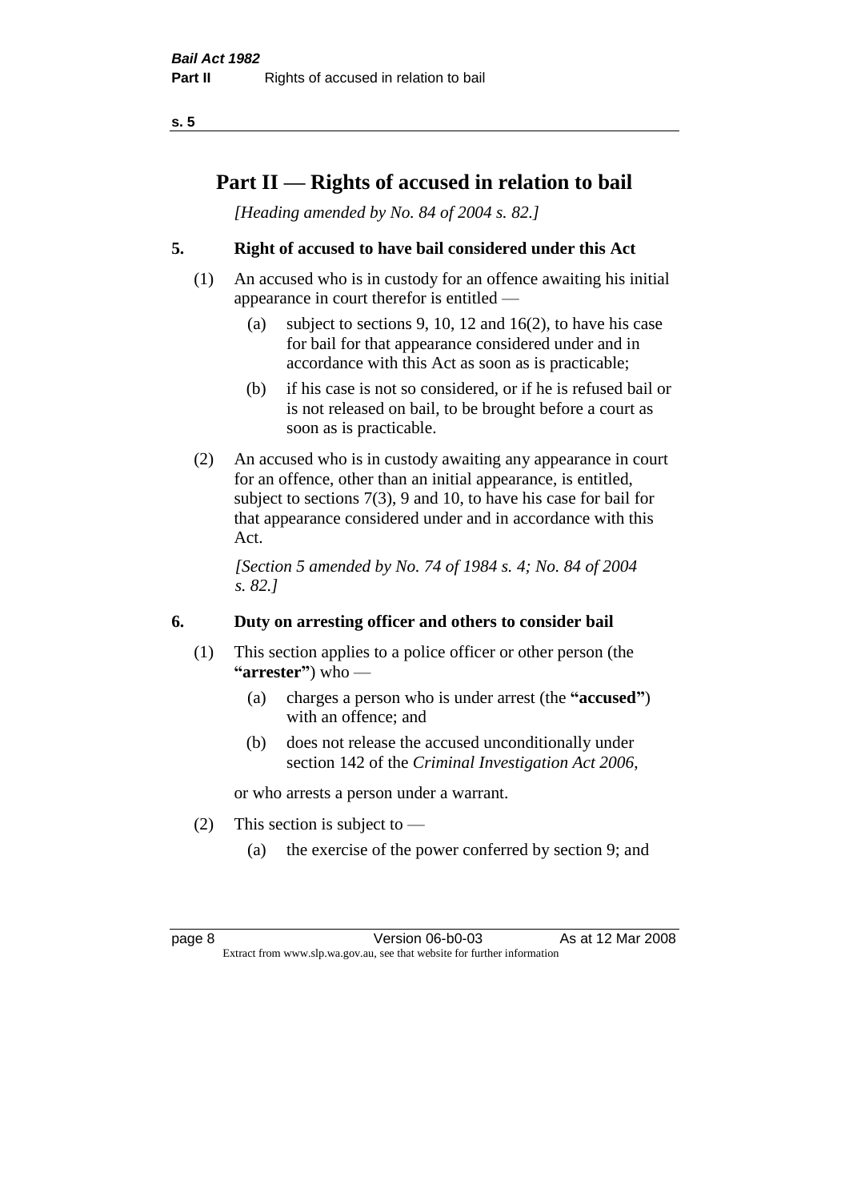# Part II — Rights of accused in relation to bail

*[Heading amended by No. 84 of 2004 s. 82.]*

## 5. Right of accused to have bail considered under this Act

(1) An accused who is in custody for an offence awaiting his initial appearance in court therefor is entitled —

- (a) subject to sections 9, 10, 12 and 16(2), to have his case for bail for that appearance considered under and in accordance with this Act as soon as is practicable;
- (b) if his case is not so considered, or if he is refused bail or is not released on bail, to be brought before a court as soon as is practicable.

(2) An accused who is in custody awaiting any appearance in court for an offence, other than an initial appearance, is entitled, subject to sections 7(3), 9 and 10, to have his case for bail for that appearance considered under and in accordance with this Act.

*[Section 5 amended by No. 74 of 1984 s. 4; No. 84 of 2004 s. 82.]*

## 6. Duty on arresting officer and others to consider bail

(1) This section applies to a police officer or other person (the **"arrester"**) who —

- (a) charges a person who is under arrest (the **"accused"**) with an offence; and
- (b) does not release the accused unconditionally under section 142 of the *Criminal Investigation Act 2006*,

or who arrests a person under a warrant.

(2) This section is subject to —

- (a) the exercise of the power conferred by section 9; and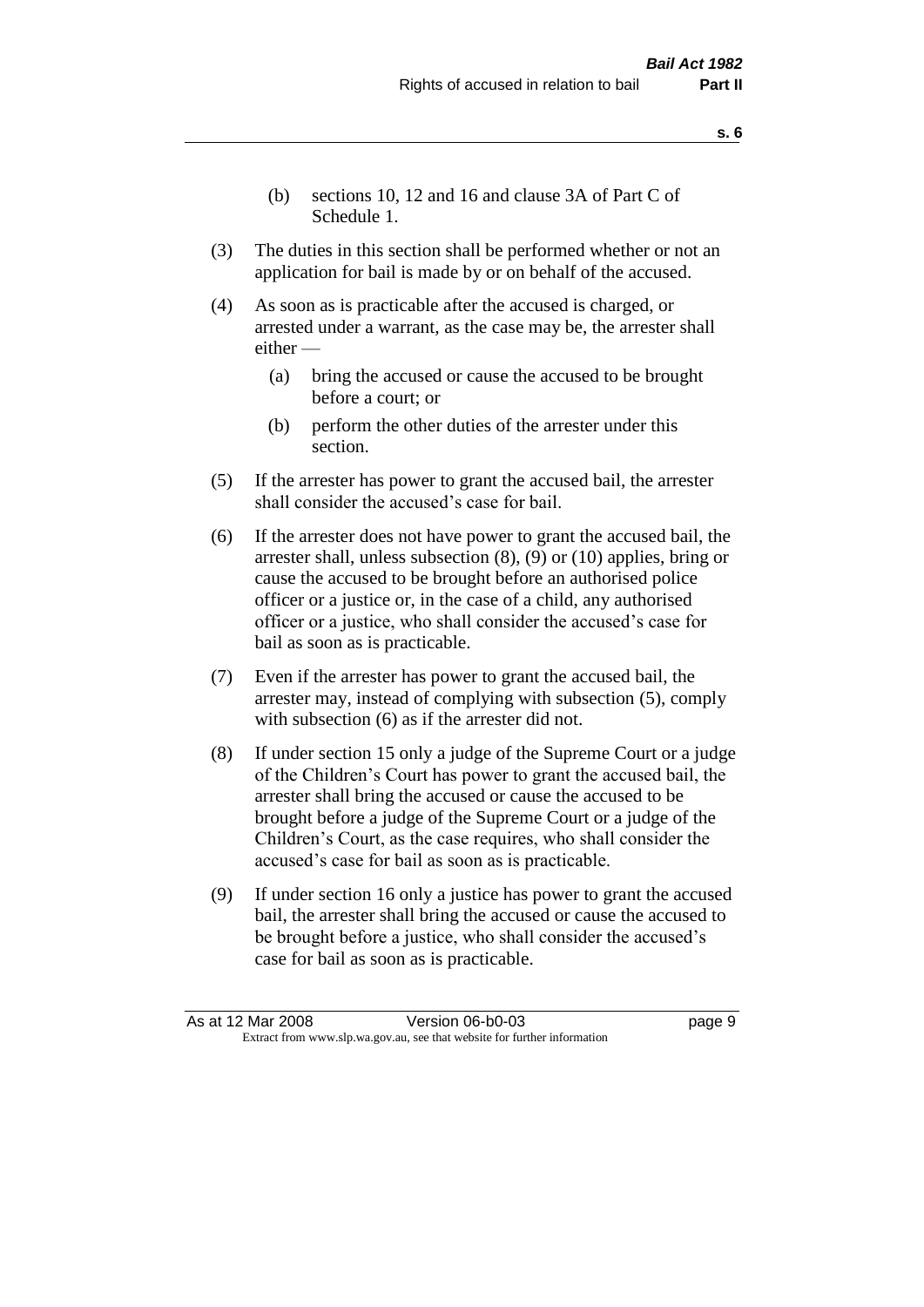(b) sections 10, 12 and 16 and clause 3A of Part C of Schedule 1.

(3) The duties in this section shall be performed whether or not an application for bail is made by or on behalf of the accused.

(4) As soon as is practicable after the accused is charged, or arrested under a warrant, as the case may be, the arrester shall either —

(a) bring the accused or cause the accused to be brought before a court; or

(b) perform the other duties of the arrester under this section.

(5) If the arrester has power to grant the accused bail, the arrester shall consider the accused's case for bail.

(6) If the arrester does not have power to grant the accused bail, the arrester shall, unless subsection (8), (9) or (10) applies, bring or cause the accused to be brought before an authorised police officer or a justice or, in the case of a child, any authorised officer or a justice, who shall consider the accused's case for bail as soon as is practicable.

(7) Even if the arrester has power to grant the accused bail, the arrester may, instead of complying with subsection (5), comply with subsection (6) as if the arrester did not.

(8) If under section 15 only a judge of the Supreme Court or a judge of the Children's Court has power to grant the accused bail, the arrester shall bring the accused or cause the accused to be brought before a judge of the Supreme Court or a judge of the Children's Court, as the case requires, who shall consider the accused's case for bail as soon as is practicable.

(9) If under section 16 only a justice has power to grant the accused bail, the arrester shall bring the accused or cause the accused to be brought before a justice, who shall consider the accused's case for bail as soon as is practicable.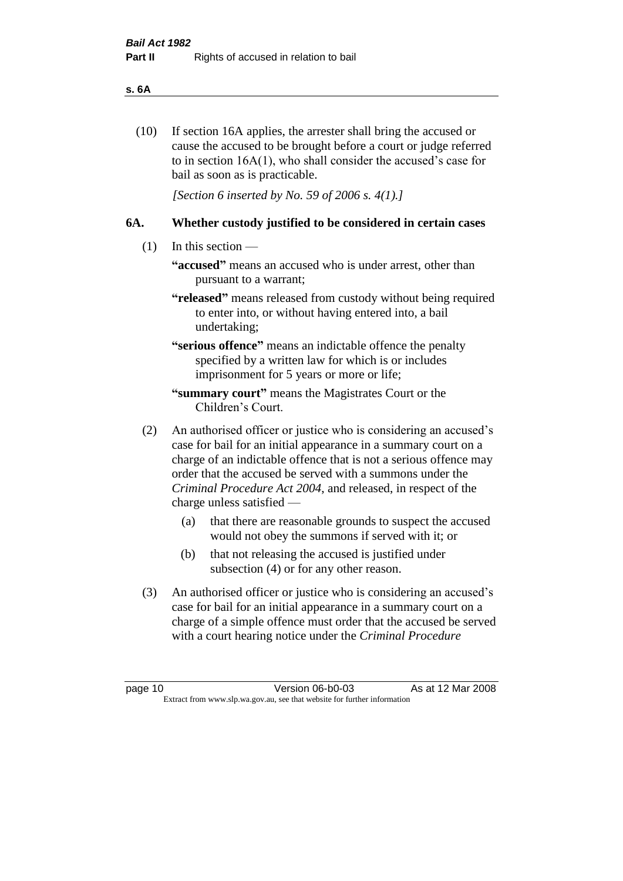(10) If section 16A applies, the arrester shall bring the accused or cause the accused to be brought before a court or judge referred to in section 16A(1), who shall consider the accused's case for bail as soon as is practicable.

*[Section 6 inserted by No. 59 of 2006 s. 4(1).]*

## 6A. Whether custody justified to be considered in certain cases

(1) In this section —

**"accused"** means an accused who is under arrest, other than pursuant to a warrant;

**"released"** means released from custody without being required to enter into, or without having entered into, a bail undertaking;

**"serious offence"** means an indictable offence the penalty specified by a written law for which is or includes imprisonment for 5 years or more or life;

**"summary court"** means the Magistrates Court or the Children's Court.

(2) An authorised officer or justice who is considering an accused's case for bail for an initial appearance in a summary court on a charge of an indictable offence that is not a serious offence may order that the accused be served with a summons under the *Criminal Procedure Act 2004*, and released, in respect of the charge unless satisfied —

(a) that there are reasonable grounds to suspect the accused would not obey the summons if served with it; or

(b) that not releasing the accused is justified under subsection (4) or for any other reason.

(3) An authorised officer or justice who is considering an accused's case for bail for an initial appearance in a summary court on a charge of a simple offence must order that the accused be served with a court hearing notice under the *Criminal Procedure*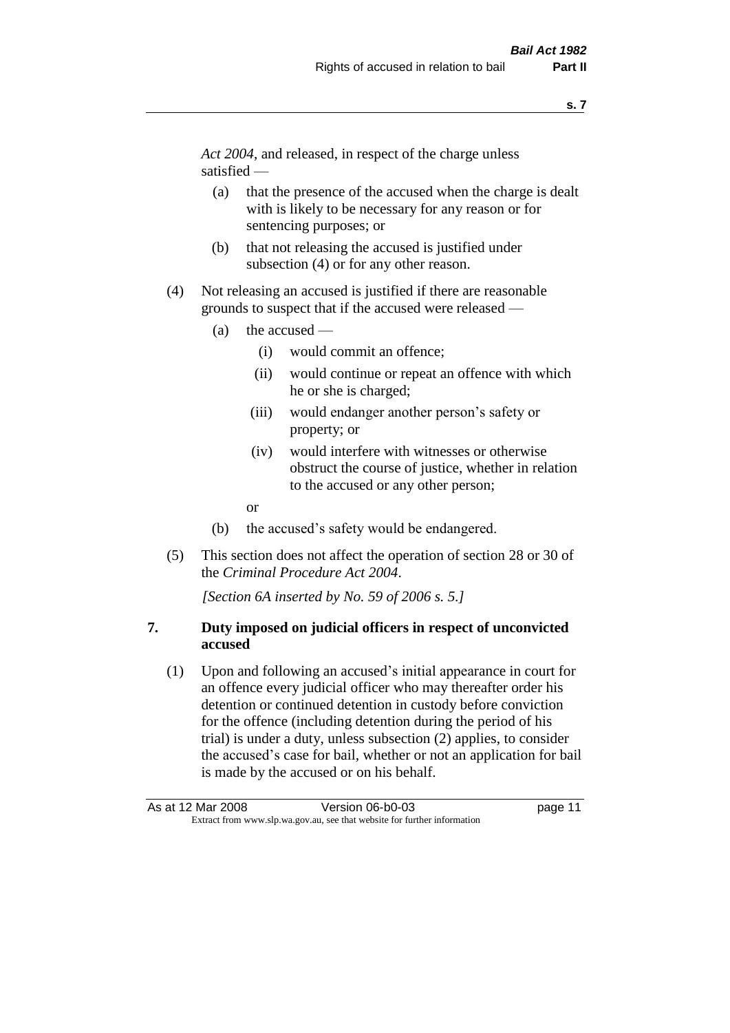*Act 2004*, and released, in respect of the charge unless satisfied —

(a) that the presence of the accused when the charge is dealt with is likely to be necessary for any reason or for sentencing purposes; or

(b) that not releasing the accused is justified under subsection (4) or for any other reason.

(4) Not releasing an accused is justified if there are reasonable grounds to suspect that if the accused were released —

(a) the accused —

(i) would commit an offence;

(ii) would continue or repeat an offence with which he or she is charged;

(iii) would endanger another person's safety or property; or

(iv) would interfere with witnesses or otherwise obstruct the course of justice, whether in relation to the accused or any other person;

or

(b) the accused's safety would be endangered.

(5) This section does not affect the operation of section 28 or 30 of the *Criminal Procedure Act 2004*.

*[Section 6A inserted by No. 59 of 2006 s. 5.]*

## 7. Duty imposed on judicial officers in respect of unconvicted accused

(1) Upon and following an accused's initial appearance in court for an offence every judicial officer who may thereafter order his detention or continued detention in custody before conviction for the offence (including detention during the period of his trial) is under a duty, unless subsection (2) applies, to consider the accused's case for bail, whether or not an application for bail is made by the accused or on his behalf.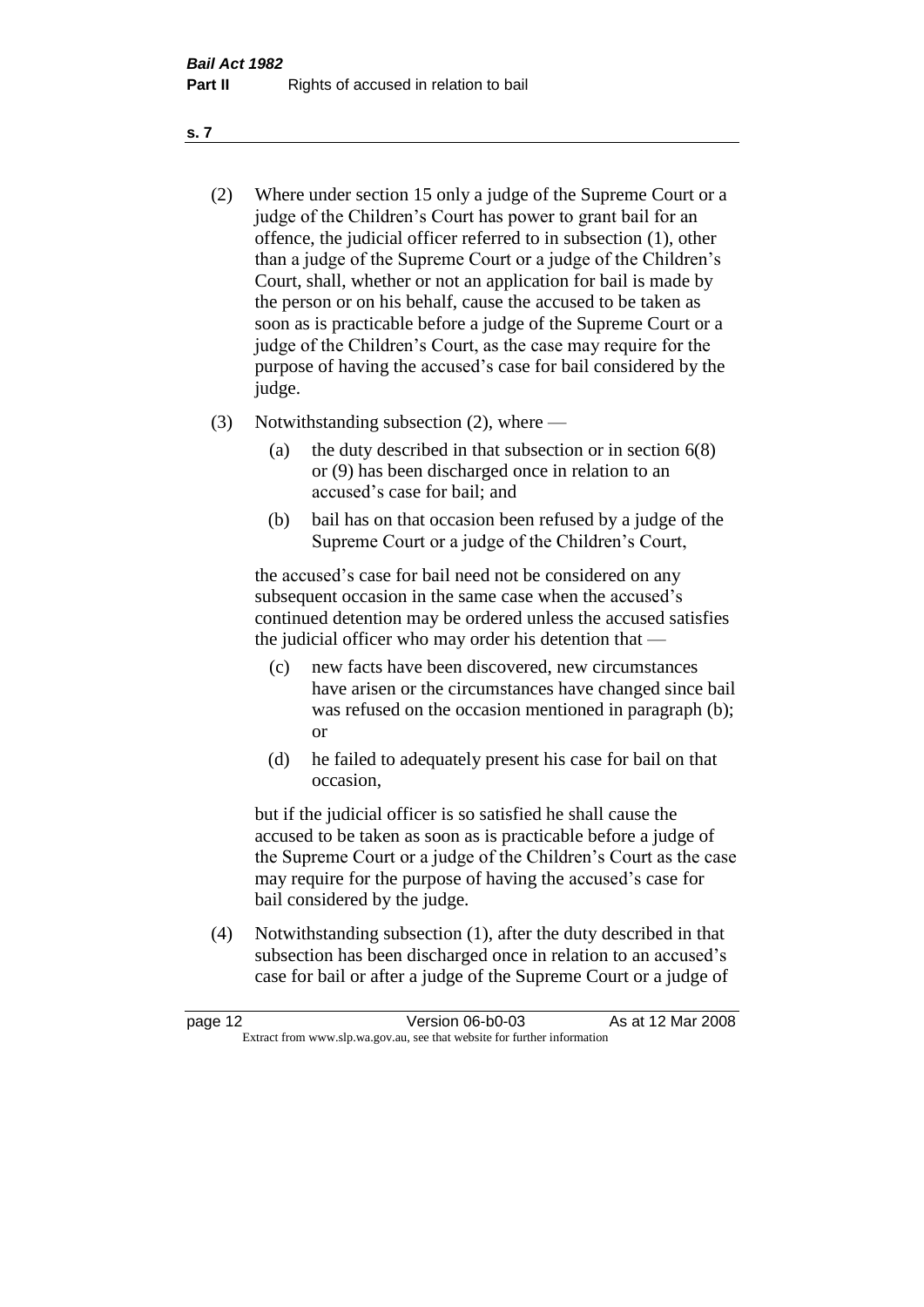(2) Where under section 15 only a judge of the Supreme Court or a judge of the Children's Court has power to grant bail for an offence, the judicial officer referred to in subsection (1), other than a judge of the Supreme Court or a judge of the Children's Court, shall, whether or not an application for bail is made by the person or on his behalf, cause the accused to be taken as soon as is practicable before a judge of the Supreme Court or a judge of the Children's Court, as the case may require for the purpose of having the accused's case for bail considered by the judge.

(3) Notwithstanding subsection (2), where —

  (a) the duty described in that subsection or in section 6(8) or (9) has been discharged once in relation to an accused's case for bail; and

  (b) bail has on that occasion been refused by a judge of the Supreme Court or a judge of the Children's Court,

  the accused's case for bail need not be considered on any subsequent occasion in the same case when the accused's continued detention may be ordered unless the accused satisfies the judicial officer who may order his detention that —

  (c) new facts have been discovered, new circumstances have arisen or the circumstances have changed since bail was refused on the occasion mentioned in paragraph (b); or

  (d) he failed to adequately present his case for bail on that occasion,

  but if the judicial officer is so satisfied he shall cause the accused to be taken as soon as is practicable before a judge of the Supreme Court or a judge of the Children's Court as the case may require for the purpose of having the accused's case for bail considered by the judge.

(4) Notwithstanding subsection (1), after the duty described in that subsection has been discharged once in relation to an accused's case for bail or after a judge of the Supreme Court or a judge of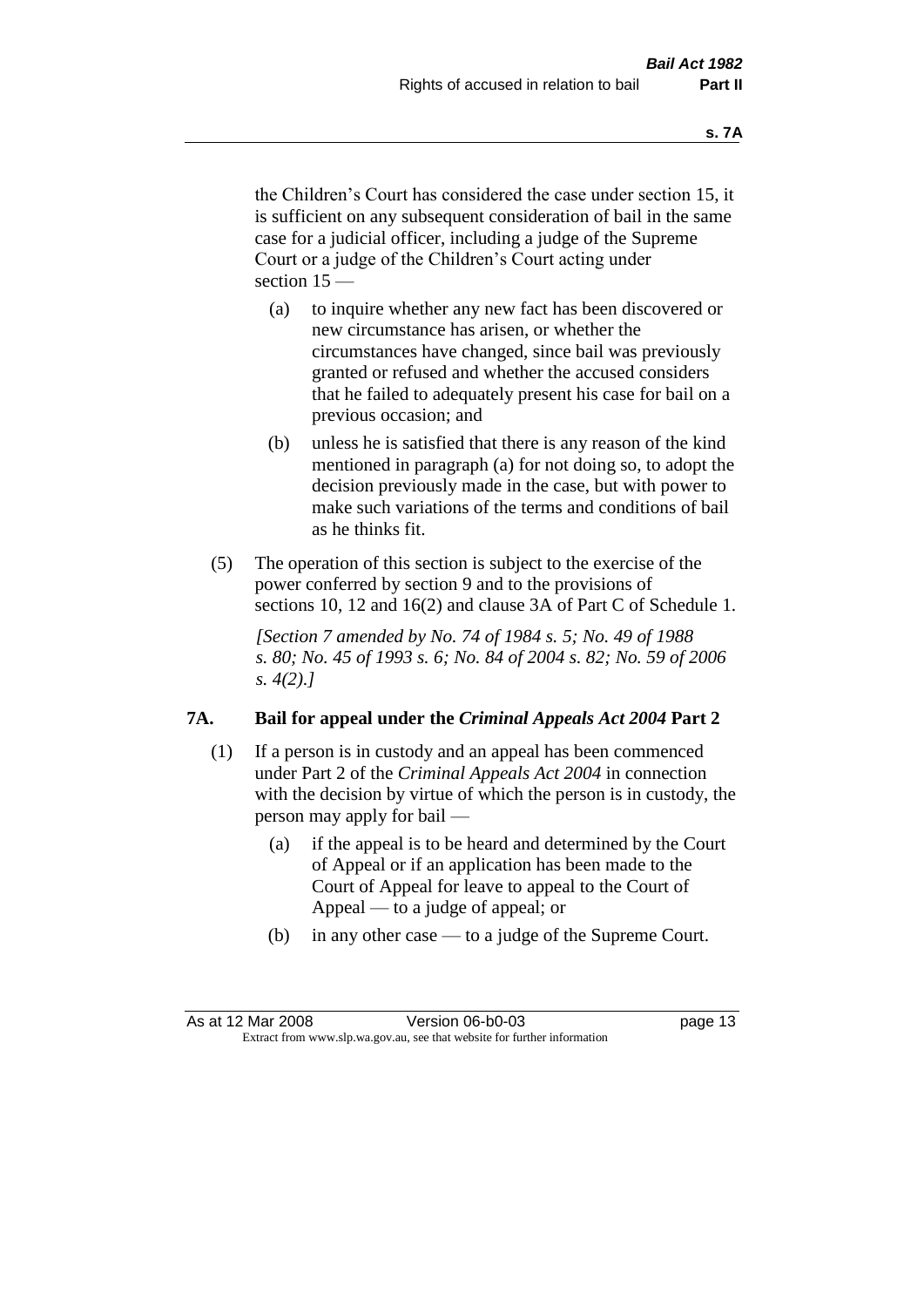the Children's Court has considered the case under section 15, it is sufficient on any subsequent consideration of bail in the same case for a judicial officer, including a judge of the Supreme Court or a judge of the Children's Court acting under section 15 —

- (a) to inquire whether any new fact has been discovered or new circumstance has arisen, or whether the circumstances have changed, since bail was previously granted or refused and whether the accused considers that he failed to adequately present his case for bail on a previous occasion; and
- (b) unless he is satisfied that there is any reason of the kind mentioned in paragraph (a) for not doing so, to adopt the decision previously made in the case, but with power to make such variations of the terms and conditions of bail as he thinks fit.

(5) The operation of this section is subject to the exercise of the power conferred by section 9 and to the provisions of sections 10, 12 and 16(2) and clause 3A of Part C of Schedule 1.

*[Section 7 amended by No. 74 of 1984 s. 5; No. 49 of 1988 s. 80; No. 45 of 1993 s. 6; No. 84 of 2004 s. 82; No. 59 of 2006 s. 4(2).]*

## 7A. Bail for appeal under the *Criminal Appeals Act 2004* Part 2

(1) If a person is in custody and an appeal has been commenced under Part 2 of the *Criminal Appeals Act 2004* in connection with the decision by virtue of which the person is in custody, the person may apply for bail —

- (a) if the appeal is to be heard and determined by the Court of Appeal or if an application has been made to the Court of Appeal for leave to appeal to the Court of Appeal — to a judge of appeal; or
- (b) in any other case — to a judge of the Supreme Court.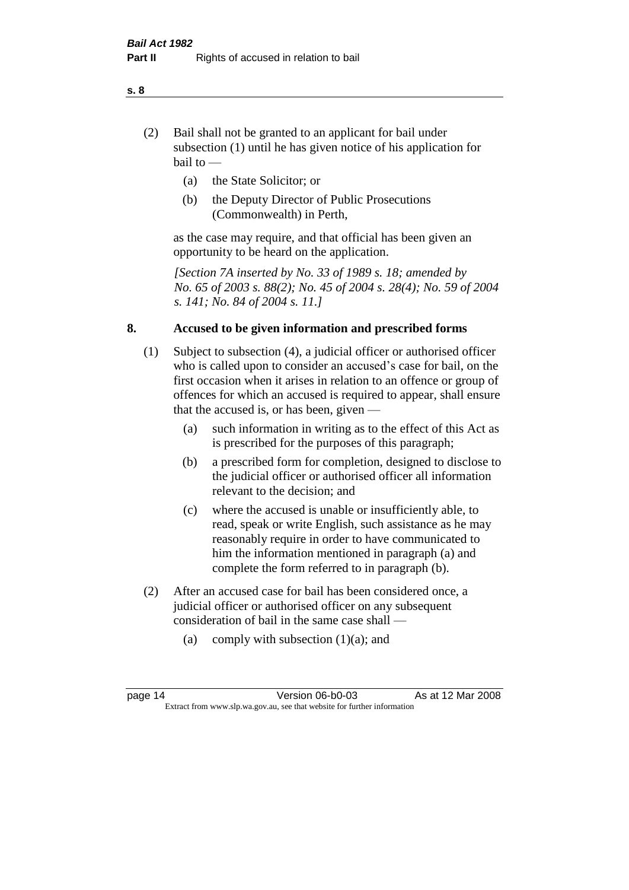(2) Bail shall not be granted to an applicant for bail under subsection (1) until he has given notice of his application for bail to —

   (a) the State Solicitor; or

   (b) the Deputy Director of Public Prosecutions (Commonwealth) in Perth,

as the case may require, and that official has been given an opportunity to be heard on the application.

*[Section 7A inserted by No. 33 of 1989 s. 18; amended by No. 65 of 2003 s. 88(2); No. 45 of 2004 s. 28(4); No. 59 of 2004 s. 141; No. 84 of 2004 s. 11.]*

## 8. Accused to be given information and prescribed forms

(1) Subject to subsection (4), a judicial officer or authorised officer who is called upon to consider an accused's case for bail, on the first occasion when it arises in relation to an offence or group of offences for which an accused is required to appear, shall ensure that the accused is, or has been, given —

   (a) such information in writing as to the effect of this Act as is prescribed for the purposes of this paragraph;

   (b) a prescribed form for completion, designed to disclose to the judicial officer or authorised officer all information relevant to the decision; and

   (c) where the accused is unable or insufficiently able, to read, speak or write English, such assistance as he may reasonably require in order to have communicated to him the information mentioned in paragraph (a) and complete the form referred to in paragraph (b).

(2) After an accused case for bail has been considered once, a judicial officer or authorised officer on any subsequent consideration of bail in the same case shall —

   (a) comply with subsection (1)(a); and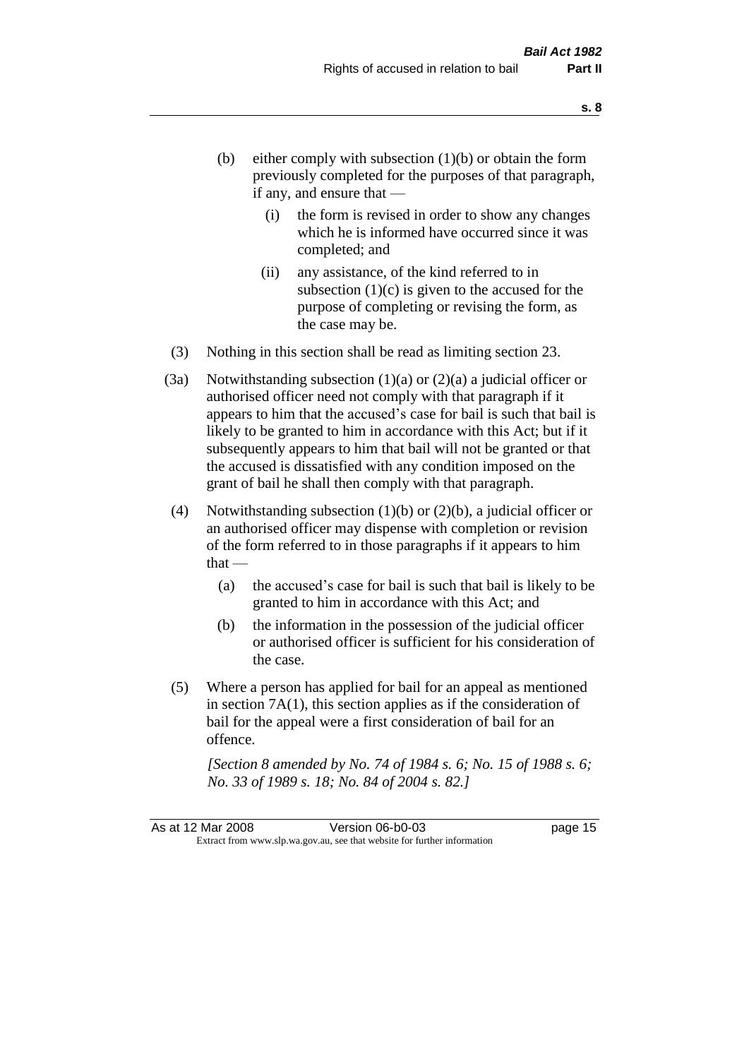(b) either comply with subsection (1)(b) or obtain the form previously completed for the purposes of that paragraph, if any, and ensure that —

    (i) the form is revised in order to show any changes which he is informed have occurred since it was completed; and

    (ii) any assistance, of the kind referred to in subsection (1)(c) is given to the accused for the purpose of completing or revising the form, as the case may be.

(3) Nothing in this section shall be read as limiting section 23.

(3a) Notwithstanding subsection (1)(a) or (2)(a) a judicial officer or authorised officer need not comply with that paragraph if it appears to him that the accused's case for bail is such that bail is likely to be granted to him in accordance with this Act; but if it subsequently appears to him that bail will not be granted or that the accused is dissatisfied with any condition imposed on the grant of bail he shall then comply with that paragraph.

(4) Notwithstanding subsection (1)(b) or (2)(b), a judicial officer or an authorised officer may dispense with completion or revision of the form referred to in those paragraphs if it appears to him that —

(a) the accused's case for bail is such that bail is likely to be granted to him in accordance with this Act; and

(b) the information in the possession of the judicial officer or authorised officer is sufficient for his consideration of the case.

(5) Where a person has applied for bail for an appeal as mentioned in section 7A(1), this section applies as if the consideration of bail for the appeal were a first consideration of bail for an offence.

*[Section 8 amended by No. 74 of 1984 s. 6; No. 15 of 1988 s. 6; No. 33 of 1989 s. 18; No. 84 of 2004 s. 82.]*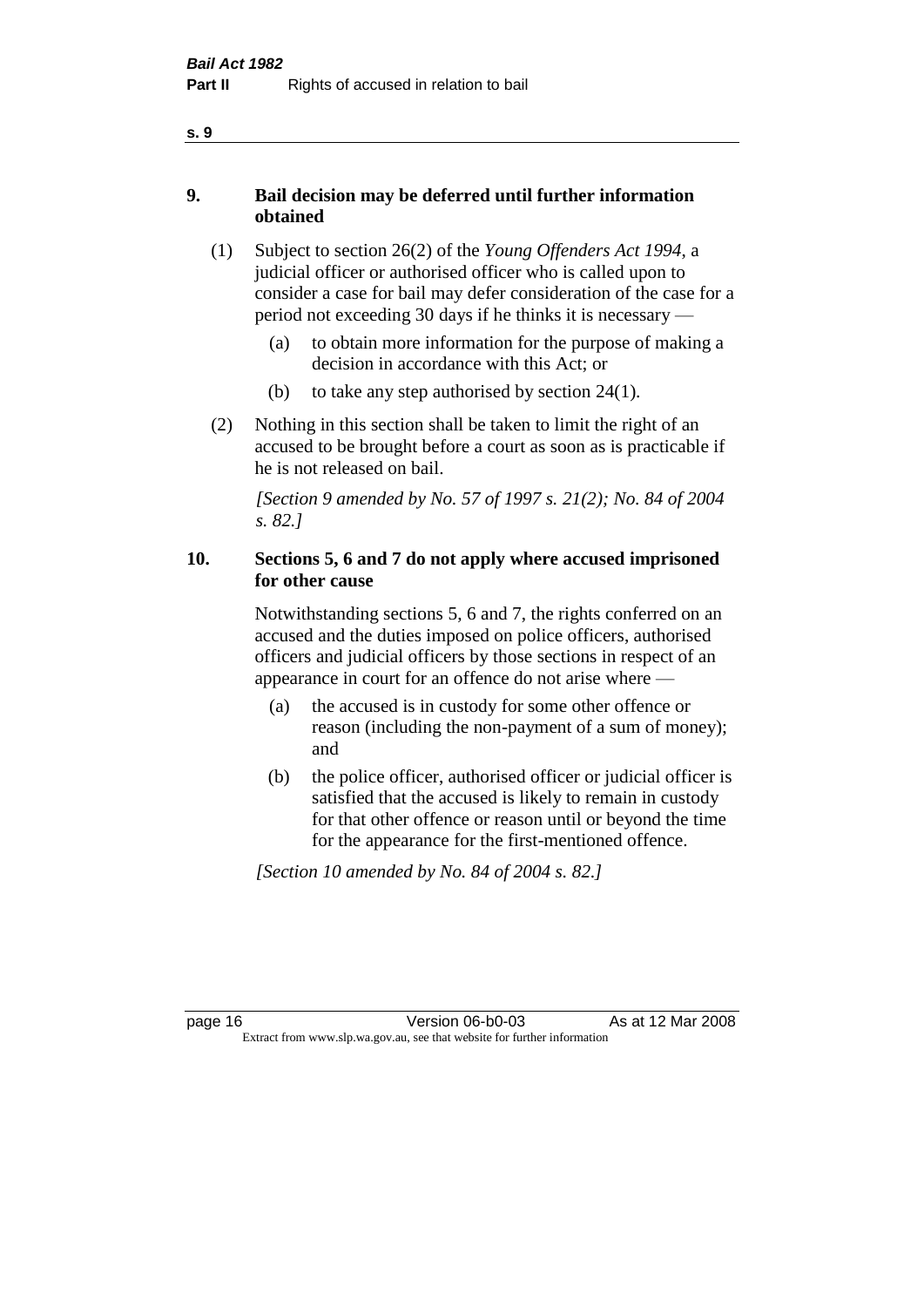## 9. Bail decision may be deferred until further information obtained

(1) Subject to section 26(2) of the *Young Offenders Act 1994*, a judicial officer or authorised officer who is called upon to consider a case for bail may defer consideration of the case for a period not exceeding 30 days if he thinks it is necessary —

- (a) to obtain more information for the purpose of making a decision in accordance with this Act; or
- (b) to take any step authorised by section 24(1).

(2) Nothing in this section shall be taken to limit the right of an accused to be brought before a court as soon as is practicable if he is not released on bail.

*[Section 9 amended by No. 57 of 1997 s. 21(2); No. 84 of 2004 s. 82.]*

## 10. Sections 5, 6 and 7 do not apply where accused imprisoned for other cause

Notwithstanding sections 5, 6 and 7, the rights conferred on an accused and the duties imposed on police officers, authorised officers and judicial officers by those sections in respect of an appearance in court for an offence do not arise where —

- (a) the accused is in custody for some other offence or reason (including the non-payment of a sum of money); and
- (b) the police officer, authorised officer or judicial officer is satisfied that the accused is likely to remain in custody for that other offence or reason until or beyond the time for the appearance for the first-mentioned offence.

*[Section 10 amended by No. 84 of 2004 s. 82.]*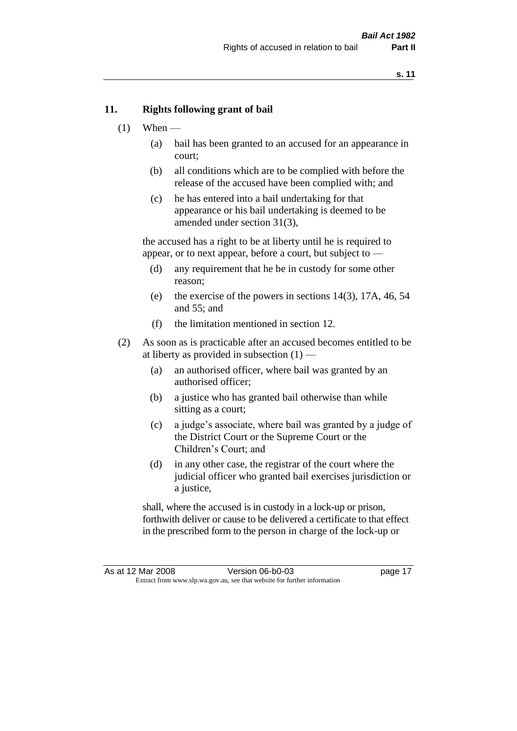## 11. Rights following grant of bail

(1) When —

  (a) bail has been granted to an accused for an appearance in court;

  (b) all conditions which are to be complied with before the release of the accused have been complied with; and

  (c) he has entered into a bail undertaking for that appearance or his bail undertaking is deemed to be amended under section 31(3),

the accused has a right to be at liberty until he is required to appear, or to next appear, before a court, but subject to —

  (d) any requirement that he be in custody for some other reason;

  (e) the exercise of the powers in sections 14(3), 17A, 46, 54 and 55; and

  (f) the limitation mentioned in section 12.

(2) As soon as is practicable after an accused becomes entitled to be at liberty as provided in subsection (1) —

  (a) an authorised officer, where bail was granted by an authorised officer;

  (b) a justice who has granted bail otherwise than while sitting as a court;

  (c) a judge's associate, where bail was granted by a judge of the District Court or the Supreme Court or the Children's Court; and

  (d) in any other case, the registrar of the court where the judicial officer who granted bail exercises jurisdiction or a justice,

shall, where the accused is in custody in a lock-up or prison, forthwith deliver or cause to be delivered a certificate to that effect in the prescribed form to the person in charge of the lock-up or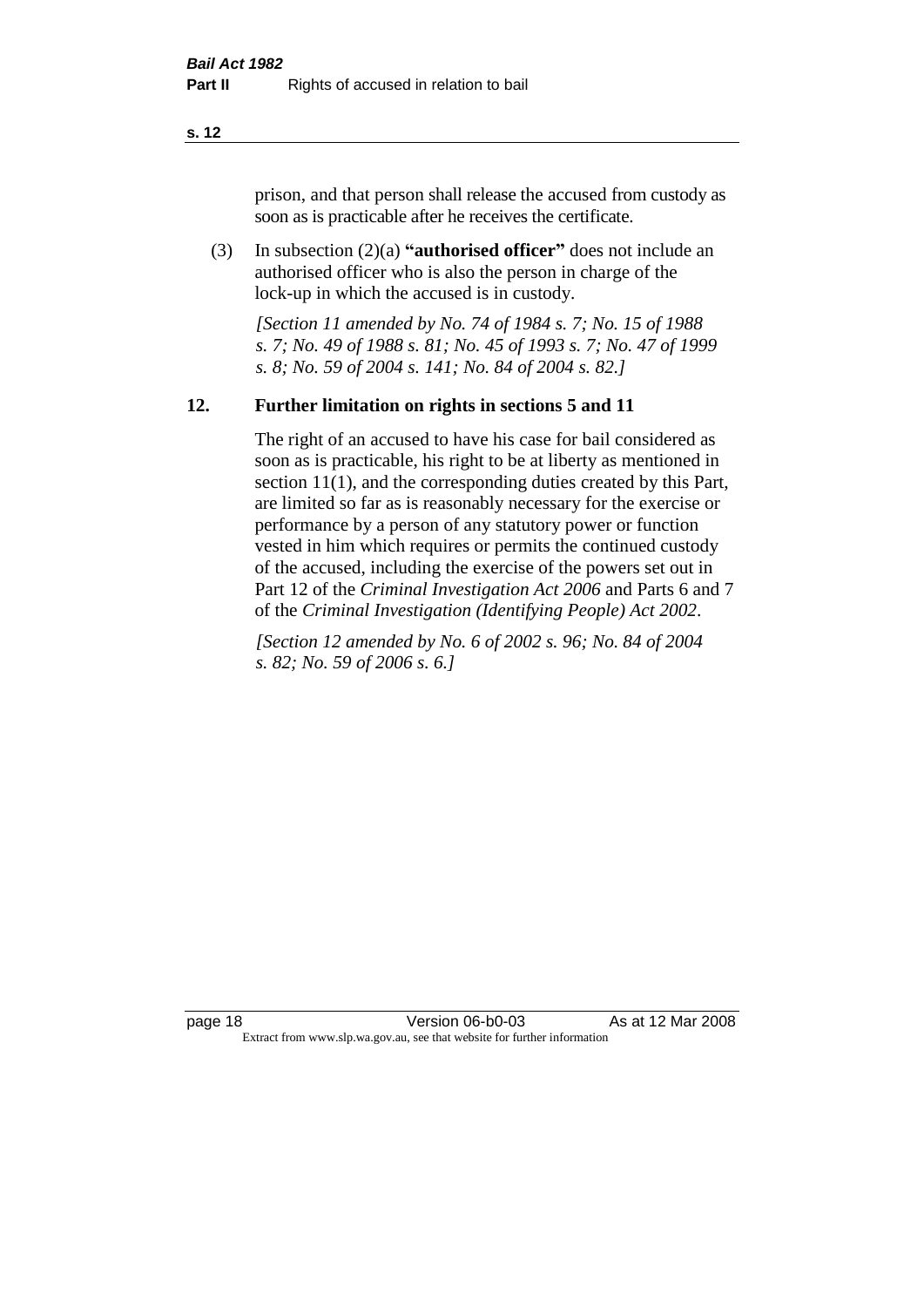prison, and that person shall release the accused from custody as soon as is practicable after he receives the certificate.

(3) In subsection (2)(a) **"authorised officer"** does not include an authorised officer who is also the person in charge of the lock-up in which the accused is in custody.

*[Section 11 amended by No. 74 of 1984 s. 7; No. 15 of 1988 s. 7; No. 49 of 1988 s. 81; No. 45 of 1993 s. 7; No. 47 of 1999 s. 8; No. 59 of 2004 s. 141; No. 84 of 2004 s. 82.]*

## 12. Further limitation on rights in sections 5 and 11

The right of an accused to have his case for bail considered as soon as is practicable, his right to be at liberty as mentioned in section 11(1), and the corresponding duties created by this Part, are limited so far as is reasonably necessary for the exercise or performance by a person of any statutory power or function vested in him which requires or permits the continued custody of the accused, including the exercise of the powers set out in Part 12 of the *Criminal Investigation Act 2006* and Parts 6 and 7 of the *Criminal Investigation (Identifying People) Act 2002*.

*[Section 12 amended by No. 6 of 2002 s. 96; No. 84 of 2004 s. 82; No. 59 of 2006 s. 6.]*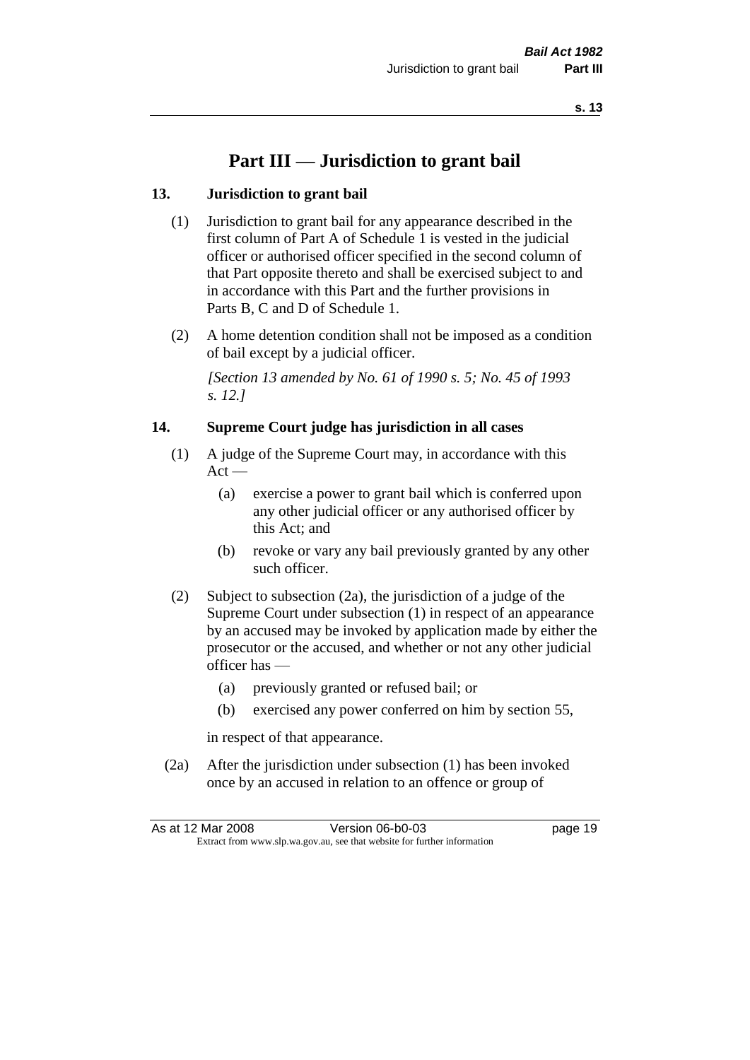# Part III — Jurisdiction to grant bail

## 13. Jurisdiction to grant bail

(1) Jurisdiction to grant bail for any appearance described in the first column of Part A of Schedule 1 is vested in the judicial officer or authorised officer specified in the second column of that Part opposite thereto and shall be exercised subject to and in accordance with this Part and the further provisions in Parts B, C and D of Schedule 1.

(2) A home detention condition shall not be imposed as a condition of bail except by a judicial officer.

*[Section 13 amended by No. 61 of 1990 s. 5; No. 45 of 1993 s. 12.]*

## 14. Supreme Court judge has jurisdiction in all cases

(1) A judge of the Supreme Court may, in accordance with this Act —

(a) exercise a power to grant bail which is conferred upon any other judicial officer or any authorised officer by this Act; and

(b) revoke or vary any bail previously granted by any other such officer.

(2) Subject to subsection (2a), the jurisdiction of a judge of the Supreme Court under subsection (1) in respect of an appearance by an accused may be invoked by application made by either the prosecutor or the accused, and whether or not any other judicial officer has —

(a) previously granted or refused bail; or

(b) exercised any power conferred on him by section 55,

in respect of that appearance.

(2a) After the jurisdiction under subsection (1) has been invoked once by an accused in relation to an offence or group of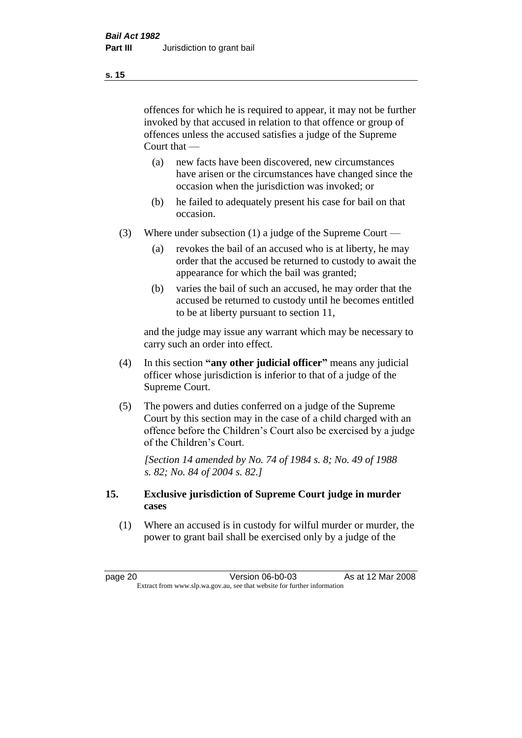offences for which he is required to appear, it may not be further invoked by that accused in relation to that offence or group of offences unless the accused satisfies a judge of the Supreme Court that —

(a) new facts have been discovered, new circumstances have arisen or the circumstances have changed since the occasion when the jurisdiction was invoked; or

(b) he failed to adequately present his case for bail on that occasion.

(3) Where under subsection (1) a judge of the Supreme Court —

(a) revokes the bail of an accused who is at liberty, he may order that the accused be returned to custody to await the appearance for which the bail was granted;

(b) varies the bail of such an accused, he may order that the accused be returned to custody until he becomes entitled to be at liberty pursuant to section 11,

and the judge may issue any warrant which may be necessary to carry such an order into effect.

(4) In this section **"any other judicial officer"** means any judicial officer whose jurisdiction is inferior to that of a judge of the Supreme Court.

(5) The powers and duties conferred on a judge of the Supreme Court by this section may in the case of a child charged with an offence before the Children's Court also be exercised by a judge of the Children's Court.

*[Section 14 amended by No. 74 of 1984 s. 8; No. 49 of 1988 s. 82; No. 84 of 2004 s. 82.]*

## 15. Exclusive jurisdiction of Supreme Court judge in murder cases

(1) Where an accused is in custody for wilful murder or murder, the power to grant bail shall be exercised only by a judge of the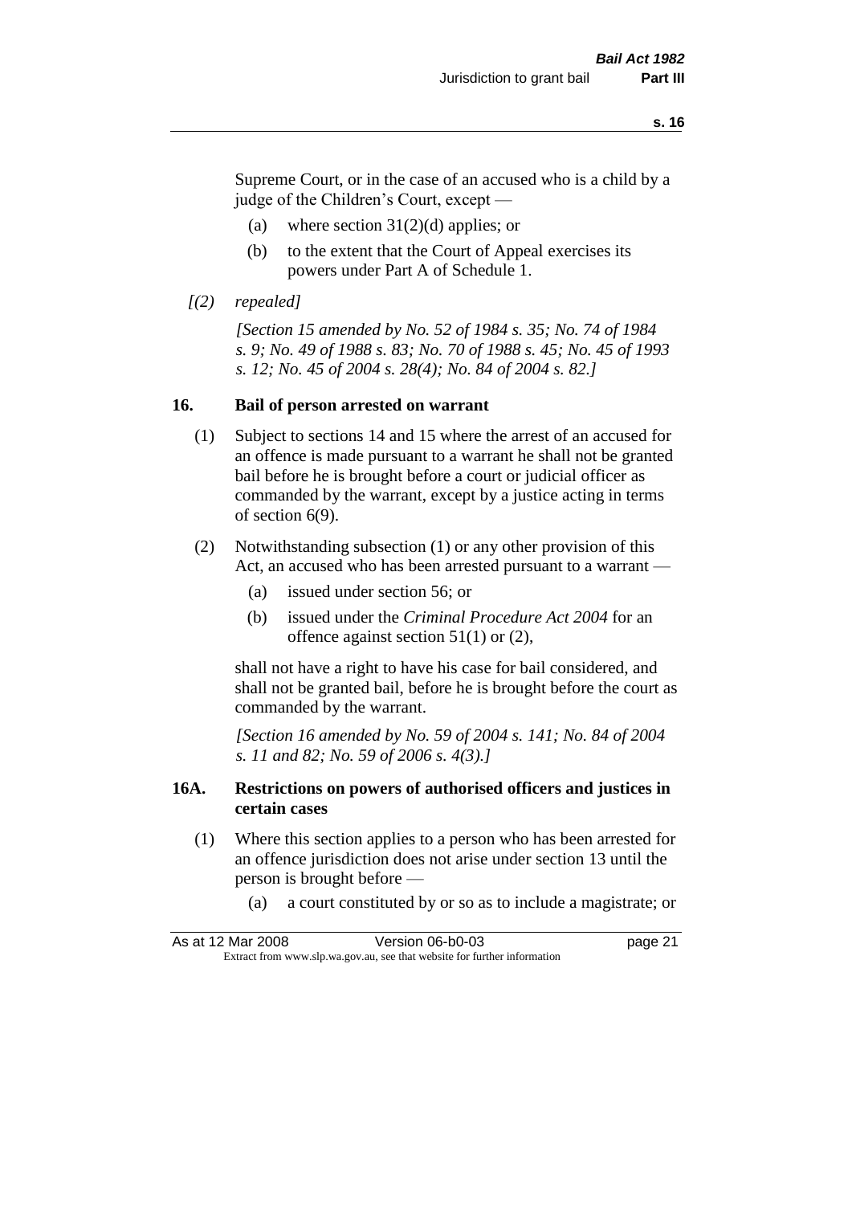Supreme Court, or in the case of an accused who is a child by a judge of the Children's Court, except —

(a) where section 31(2)(d) applies; or

(b) to the extent that the Court of Appeal exercises its powers under Part A of Schedule 1.

*[(2) repealed]*

*[Section 15 amended by No. 52 of 1984 s. 35; No. 74 of 1984 s. 9; No. 49 of 1988 s. 83; No. 70 of 1988 s. 45; No. 45 of 1993 s. 12; No. 45 of 2004 s. 28(4); No. 84 of 2004 s. 82.]*

## 16. Bail of person arrested on warrant

(1) Subject to sections 14 and 15 where the arrest of an accused for an offence is made pursuant to a warrant he shall not be granted bail before he is brought before a court or judicial officer as commanded by the warrant, except by a justice acting in terms of section 6(9).

(2) Notwithstanding subsection (1) or any other provision of this Act, an accused who has been arrested pursuant to a warrant —

(a) issued under section 56; or

(b) issued under the *Criminal Procedure Act 2004* for an offence against section 51(1) or (2),

shall not have a right to have his case for bail considered, and shall not be granted bail, before he is brought before the court as commanded by the warrant.

*[Section 16 amended by No. 59 of 2004 s. 141; No. 84 of 2004 s. 11 and 82; No. 59 of 2006 s. 4(3).]*

## 16A. Restrictions on powers of authorised officers and justices in certain cases

(1) Where this section applies to a person who has been arrested for an offence jurisdiction does not arise under section 13 until the person is brought before —

(a) a court constituted by or so as to include a magistrate; or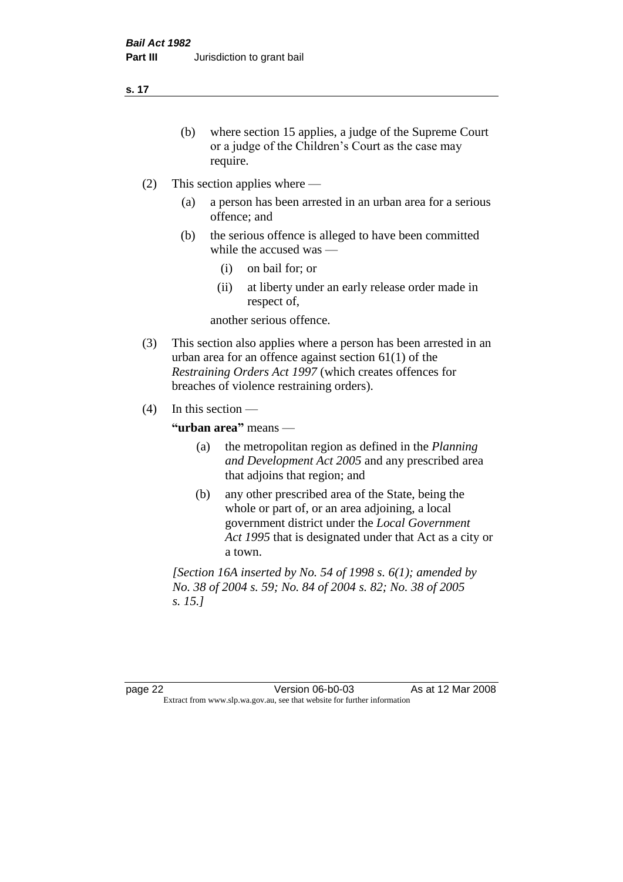(b) where section 15 applies, a judge of the Supreme Court or a judge of the Children's Court as the case may require.

(2) This section applies where —

(a) a person has been arrested in an urban area for a serious offence; and

(b) the serious offence is alleged to have been committed while the accused was —

(i) on bail for; or

(ii) at liberty under an early release order made in respect of,

another serious offence.

(3) This section also applies where a person has been arrested in an urban area for an offence against section 61(1) of the *Restraining Orders Act 1997* (which creates offences for breaches of violence restraining orders).

(4) In this section —

**"urban area"** means —

(a) the metropolitan region as defined in the *Planning and Development Act 2005* and any prescribed area that adjoins that region; and

(b) any other prescribed area of the State, being the whole or part of, or an area adjoining, a local government district under the *Local Government Act 1995* that is designated under that Act as a city or a town.

*[Section 16A inserted by No. 54 of 1998 s. 6(1); amended by No. 38 of 2004 s. 59; No. 84 of 2004 s. 82; No. 38 of 2005 s. 15.]*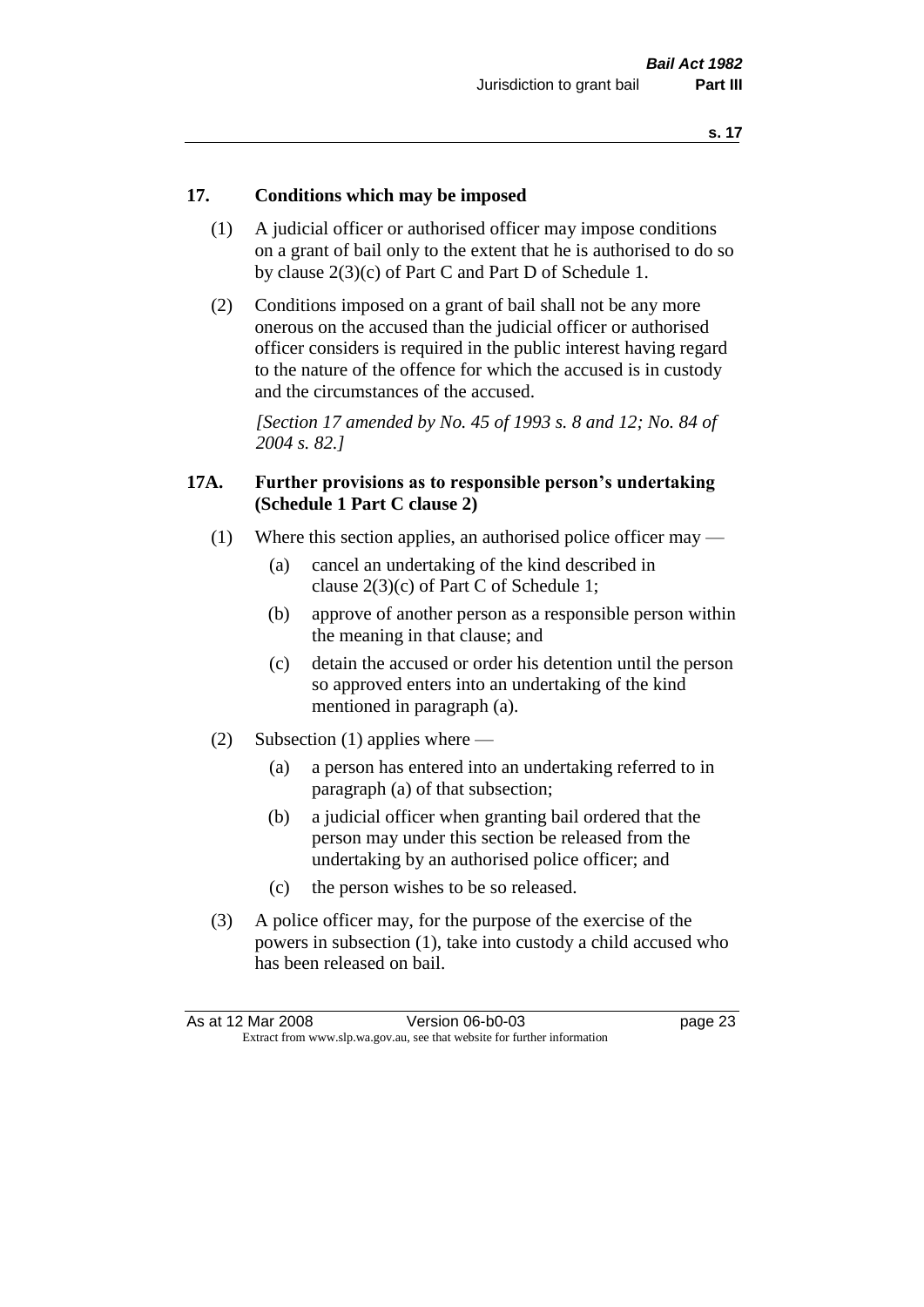### 17. Conditions which may be imposed

(1) A judicial officer or authorised officer may impose conditions on a grant of bail only to the extent that he is authorised to do so by clause 2(3)(c) of Part C and Part D of Schedule 1.

(2) Conditions imposed on a grant of bail shall not be any more onerous on the accused than the judicial officer or authorised officer considers is required in the public interest having regard to the nature of the offence for which the accused is in custody and the circumstances of the accused.

*[Section 17 amended by No. 45 of 1993 s. 8 and 12; No. 84 of 2004 s. 82.]*

### 17A. Further provisions as to responsible person's undertaking (Schedule 1 Part C clause 2)

(1) Where this section applies, an authorised police officer may —

- (a) cancel an undertaking of the kind described in clause 2(3)(c) of Part C of Schedule 1;
- (b) approve of another person as a responsible person within the meaning in that clause; and
- (c) detain the accused or order his detention until the person so approved enters into an undertaking of the kind mentioned in paragraph (a).

(2) Subsection (1) applies where —

- (a) a person has entered into an undertaking referred to in paragraph (a) of that subsection;
- (b) a judicial officer when granting bail ordered that the person may under this section be released from the undertaking by an authorised police officer; and
- (c) the person wishes to be so released.

(3) A police officer may, for the purpose of the exercise of the powers in subsection (1), take into custody a child accused who has been released on bail.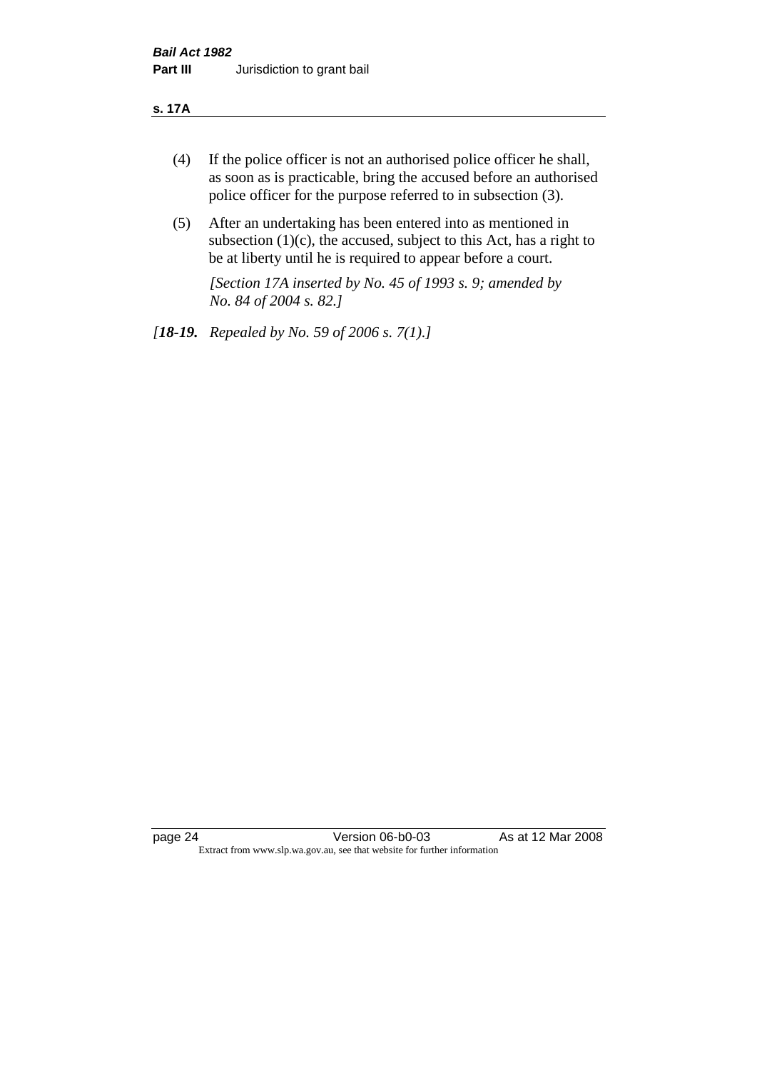(4) If the police officer is not an authorised police officer he shall, as soon as is practicable, bring the accused before an authorised police officer for the purpose referred to in subsection (3).

(5) After an undertaking has been entered into as mentioned in subsection (1)(c), the accused, subject to this Act, has a right to be at liberty until he is required to appear before a court.

*[Section 17A inserted by No. 45 of 1993 s. 9; amended by No. 84 of 2004 s. 82.]*

*[**18-19.** Repealed by No. 59 of 2006 s. 7(1).]*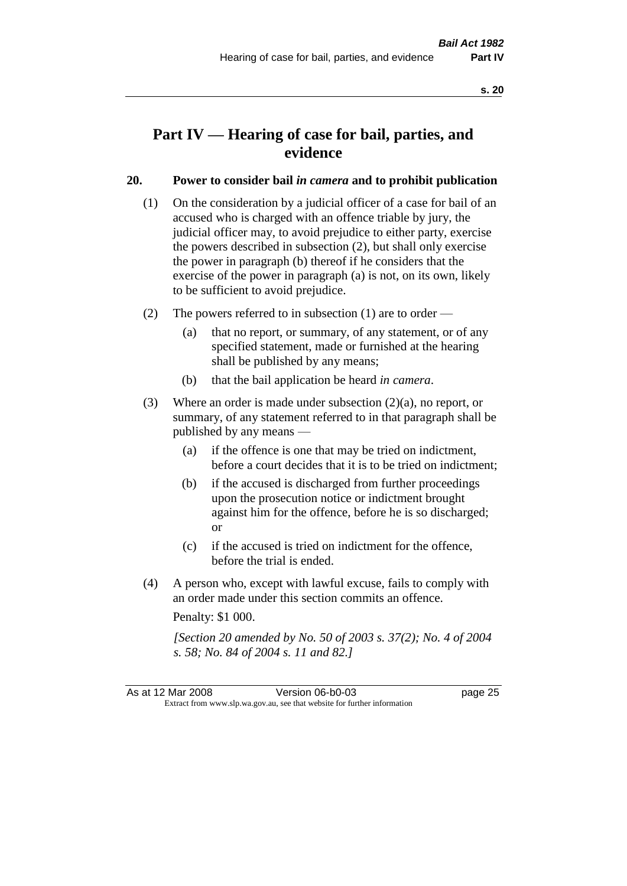# Part IV — Hearing of case for bail, parties, and evidence

## 20. Power to consider bail *in camera* and to prohibit publication

(1) On the consideration by a judicial officer of a case for bail of an accused who is charged with an offence triable by jury, the judicial officer may, to avoid prejudice to either party, exercise the powers described in subsection (2), but shall only exercise the power in paragraph (b) thereof if he considers that the exercise of the power in paragraph (a) is not, on its own, likely to be sufficient to avoid prejudice.

(2) The powers referred to in subsection (1) are to order —

- (a) that no report, or summary, of any statement, or of any specified statement, made or furnished at the hearing shall be published by any means;
- (b) that the bail application be heard *in camera*.

(3) Where an order is made under subsection (2)(a), no report, or summary, of any statement referred to in that paragraph shall be published by any means —

- (a) if the offence is one that may be tried on indictment, before a court decides that it is to be tried on indictment;
- (b) if the accused is discharged from further proceedings upon the prosecution notice or indictment brought against him for the offence, before he is so discharged; or
- (c) if the accused is tried on indictment for the offence, before the trial is ended.

(4) A person who, except with lawful excuse, fails to comply with an order made under this section commits an offence.

Penalty: $1 000.

*[Section 20 amended by No. 50 of 2003 s. 37(2); No. 4 of 2004 s. 58; No. 84 of 2004 s. 11 and 82.]*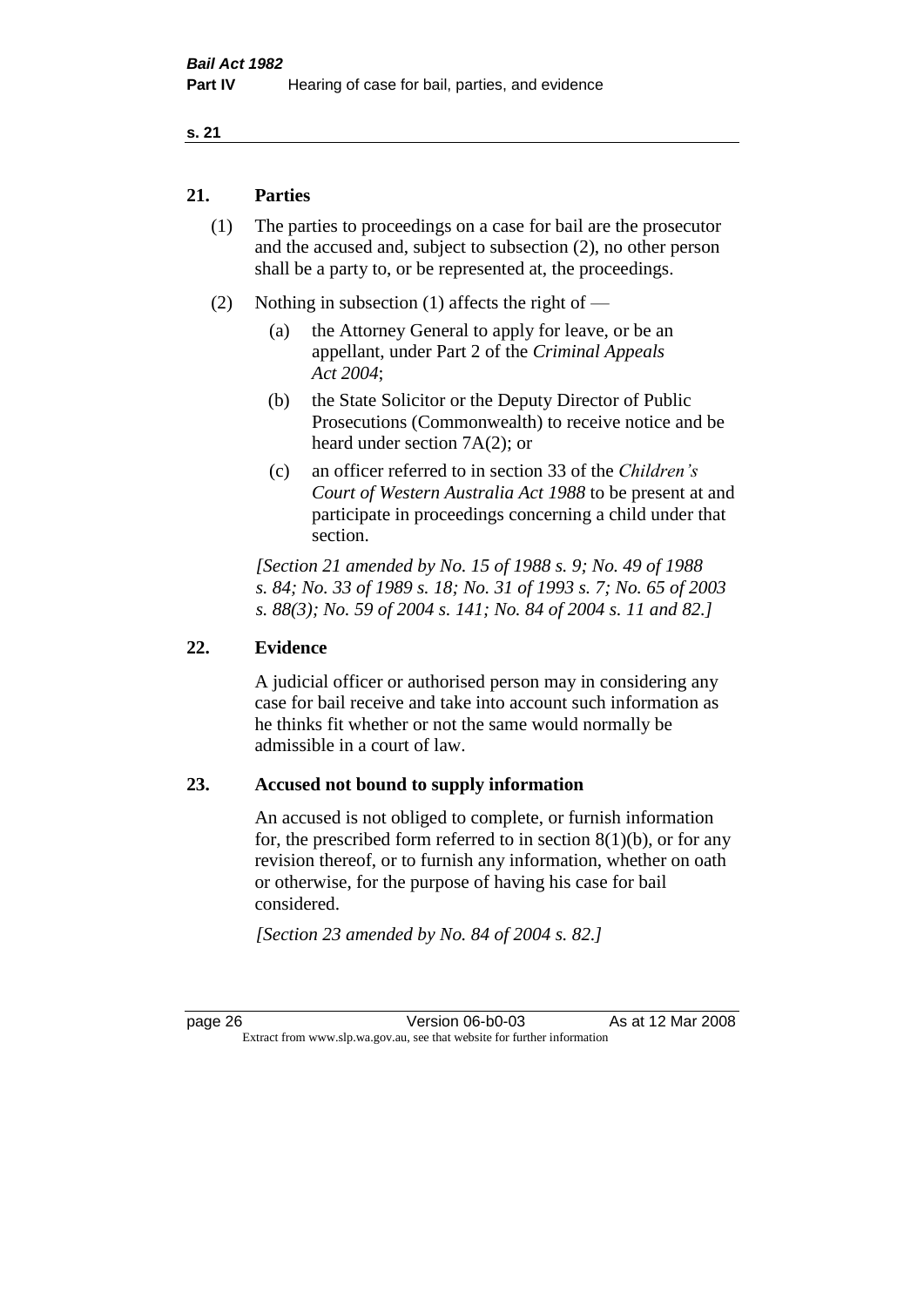## 21. Parties

(1) The parties to proceedings on a case for bail are the prosecutor and the accused and, subject to subsection (2), no other person shall be a party to, or be represented at, the proceedings.

(2) Nothing in subsection (1) affects the right of —

(a) the Attorney General to apply for leave, or be an appellant, under Part 2 of the *Criminal Appeals Act 2004*;

(b) the State Solicitor or the Deputy Director of Public Prosecutions (Commonwealth) to receive notice and be heard under section 7A(2); or

(c) an officer referred to in section 33 of the *Children's Court of Western Australia Act 1988* to be present at and participate in proceedings concerning a child under that section.

*[Section 21 amended by No. 15 of 1988 s. 9; No. 49 of 1988 s. 84; No. 33 of 1989 s. 18; No. 31 of 1993 s. 7; No. 65 of 2003 s. 88(3); No. 59 of 2004 s. 141; No. 84 of 2004 s. 11 and 82.]*

## 22. Evidence

A judicial officer or authorised person may in considering any case for bail receive and take into account such information as he thinks fit whether or not the same would normally be admissible in a court of law.

## 23. Accused not bound to supply information

An accused is not obliged to complete, or furnish information for, the prescribed form referred to in section 8(1)(b), or for any revision thereof, or to furnish any information, whether on oath or otherwise, for the purpose of having his case for bail considered.

*[Section 23 amended by No. 84 of 2004 s. 82.]*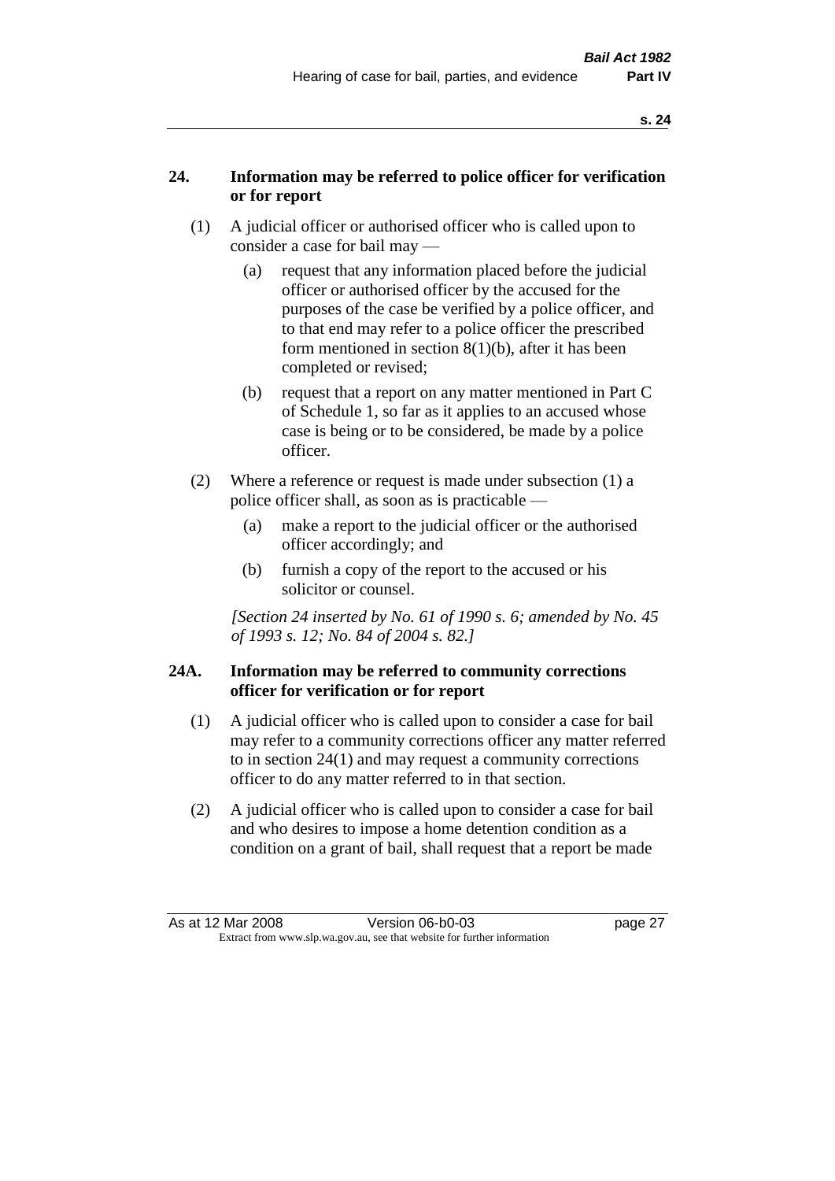## 24. Information may be referred to police officer for verification or for report

(1) A judicial officer or authorised officer who is called upon to consider a case for bail may —

(a) request that any information placed before the judicial officer or authorised officer by the accused for the purposes of the case be verified by a police officer, and to that end may refer to a police officer the prescribed form mentioned in section 8(1)(b), after it has been completed or revised;

(b) request that a report on any matter mentioned in Part C of Schedule 1, so far as it applies to an accused whose case is being or to be considered, be made by a police officer.

(2) Where a reference or request is made under subsection (1) a police officer shall, as soon as is practicable —

(a) make a report to the judicial officer or the authorised officer accordingly; and

(b) furnish a copy of the report to the accused or his solicitor or counsel.

*[Section 24 inserted by No. 61 of 1990 s. 6; amended by No. 45 of 1993 s. 12; No. 84 of 2004 s. 82.]*

## 24A. Information may be referred to community corrections officer for verification or for report

(1) A judicial officer who is called upon to consider a case for bail may refer to a community corrections officer any matter referred to in section 24(1) and may request a community corrections officer to do any matter referred to in that section.

(2) A judicial officer who is called upon to consider a case for bail and who desires to impose a home detention condition as a condition on a grant of bail, shall request that a report be made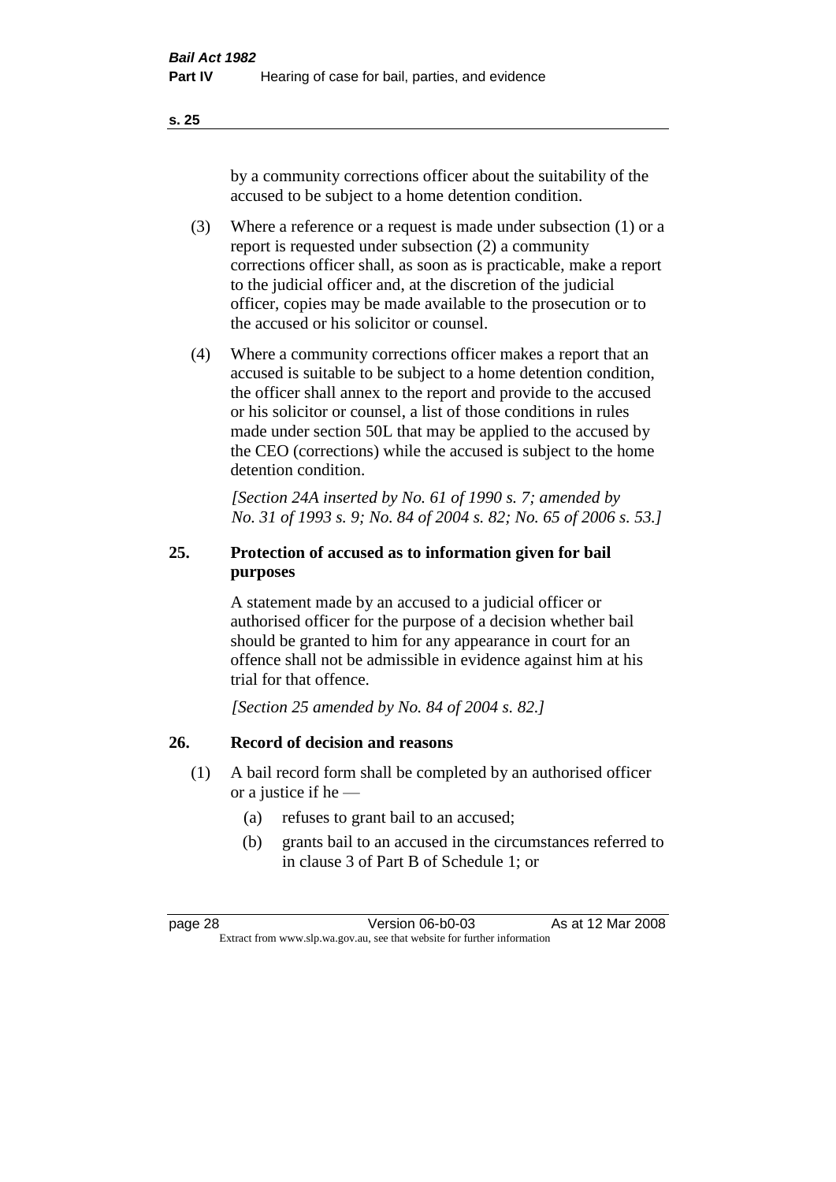by a community corrections officer about the suitability of the accused to be subject to a home detention condition.

(3) Where a reference or a request is made under subsection (1) or a report is requested under subsection (2) a community corrections officer shall, as soon as is practicable, make a report to the judicial officer and, at the discretion of the judicial officer, copies may be made available to the prosecution or to the accused or his solicitor or counsel.

(4) Where a community corrections officer makes a report that an accused is suitable to be subject to a home detention condition, the officer shall annex to the report and provide to the accused or his solicitor or counsel, a list of those conditions in rules made under section 50L that may be applied to the accused by the CEO (corrections) while the accused is subject to the home detention condition.

*[Section 24A inserted by No. 61 of 1990 s. 7; amended by No. 31 of 1993 s. 9; No. 84 of 2004 s. 82; No. 65 of 2006 s. 53.]*

### 25. Protection of accused as to information given for bail purposes

A statement made by an accused to a judicial officer or authorised officer for the purpose of a decision whether bail should be granted to him for any appearance in court for an offence shall not be admissible in evidence against him at his trial for that offence.

*[Section 25 amended by No. 84 of 2004 s. 82.]*

### 26. Record of decision and reasons

(1) A bail record form shall be completed by an authorised officer or a justice if he —

- (a) refuses to grant bail to an accused;
- (b) grants bail to an accused in the circumstances referred to in clause 3 of Part B of Schedule 1; or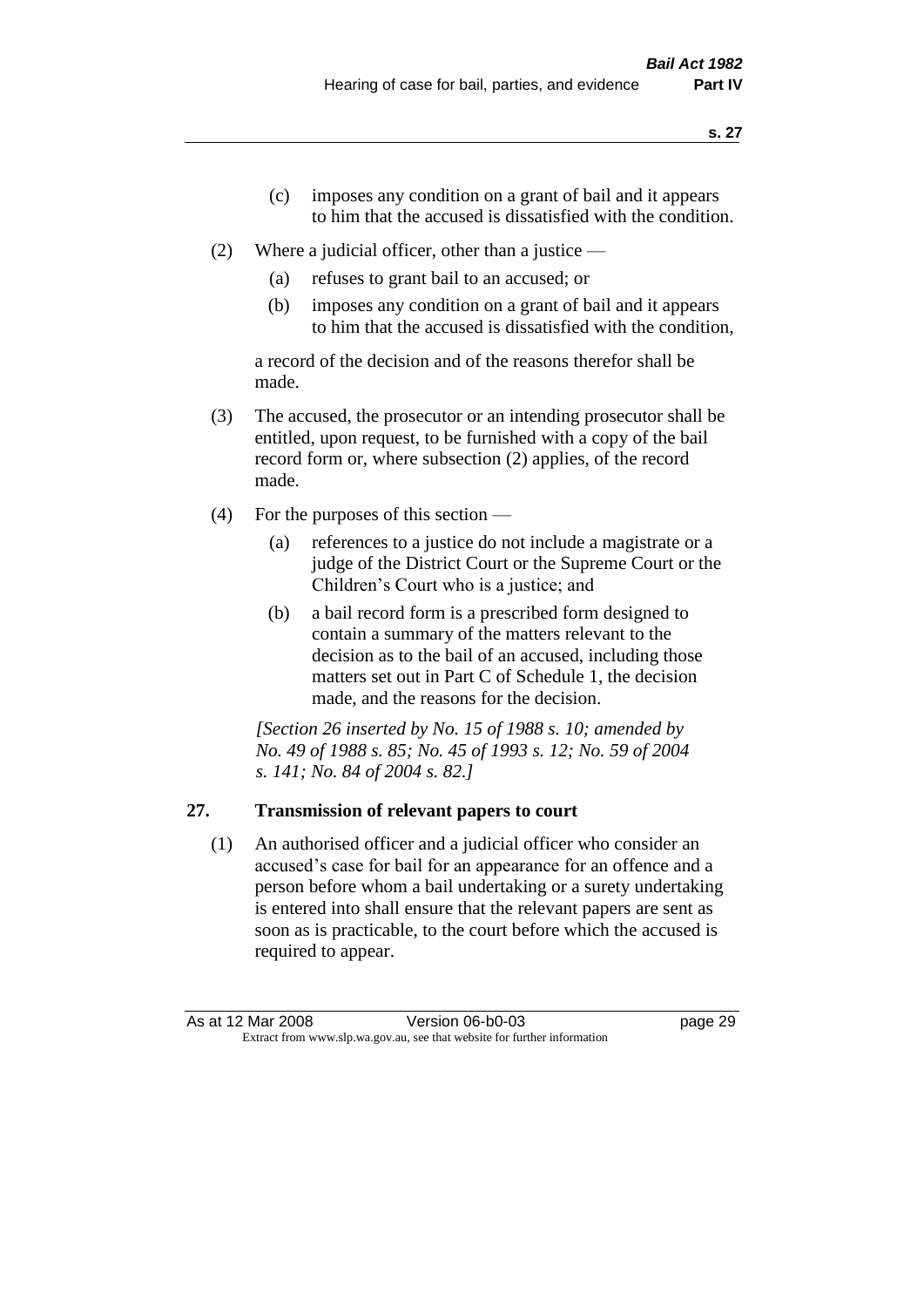(c) imposes any condition on a grant of bail and it appears to him that the accused is dissatisfied with the condition.

(2) Where a judicial officer, other than a justice —

(a) refuses to grant bail to an accused; or

(b) imposes any condition on a grant of bail and it appears to him that the accused is dissatisfied with the condition,

a record of the decision and of the reasons therefor shall be made.

(3) The accused, the prosecutor or an intending prosecutor shall be entitled, upon request, to be furnished with a copy of the bail record form or, where subsection (2) applies, of the record made.

(4) For the purposes of this section —

(a) references to a justice do not include a magistrate or a judge of the District Court or the Supreme Court or the Children's Court who is a justice; and

(b) a bail record form is a prescribed form designed to contain a summary of the matters relevant to the decision as to the bail of an accused, including those matters set out in Part C of Schedule 1, the decision made, and the reasons for the decision.

*[Section 26 inserted by No. 15 of 1988 s. 10; amended by No. 49 of 1988 s. 85; No. 45 of 1993 s. 12; No. 59 of 2004 s. 141; No. 84 of 2004 s. 82.]*

## 27. Transmission of relevant papers to court

(1) An authorised officer and a judicial officer who consider an accused's case for bail for an appearance for an offence and a person before whom a bail undertaking or a surety undertaking is entered into shall ensure that the relevant papers are sent as soon as is practicable, to the court before which the accused is required to appear.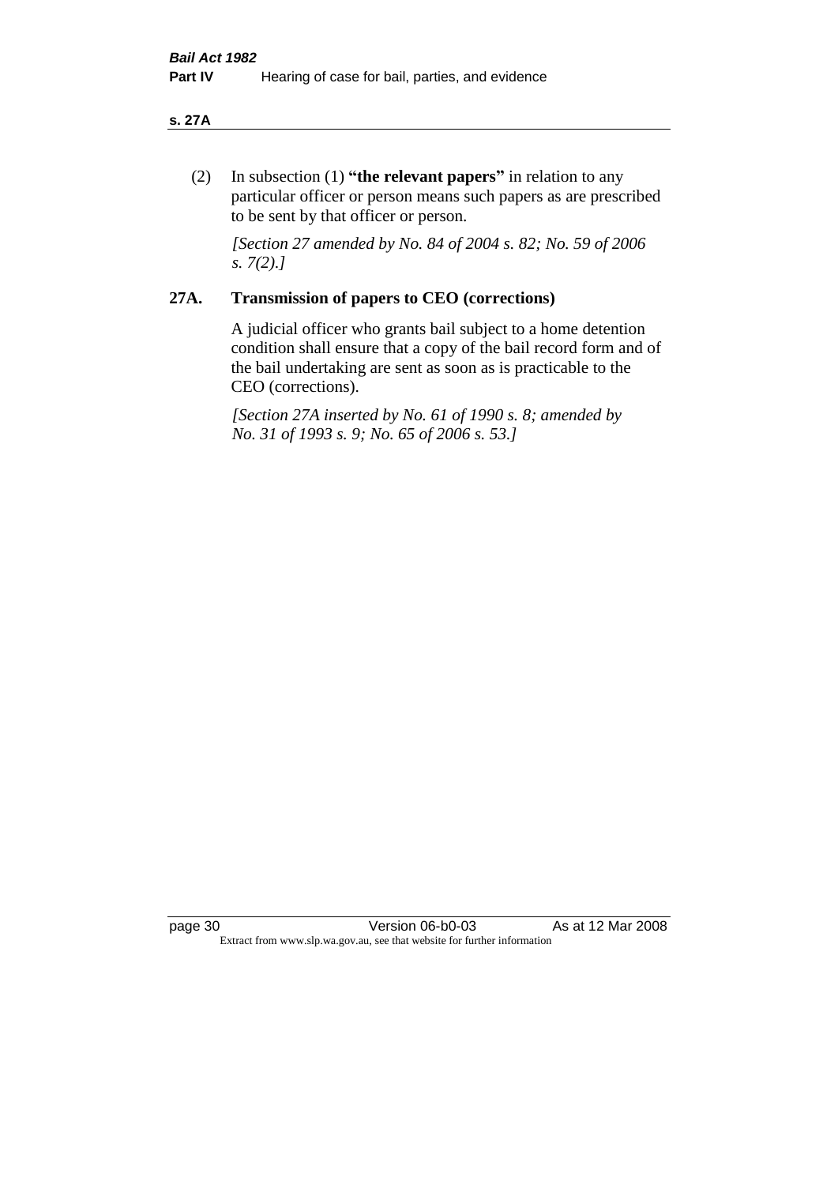(2) In subsection (1) **"the relevant papers"** in relation to any particular officer or person means such papers as are prescribed to be sent by that officer or person.

*[Section 27 amended by No. 84 of 2004 s. 82; No. 59 of 2006 s. 7(2).]*

## 27A. Transmission of papers to CEO (corrections)

A judicial officer who grants bail subject to a home detention condition shall ensure that a copy of the bail record form and of the bail undertaking are sent as soon as is practicable to the CEO (corrections).

*[Section 27A inserted by No. 61 of 1990 s. 8; amended by No. 31 of 1993 s. 9; No. 65 of 2006 s. 53.]*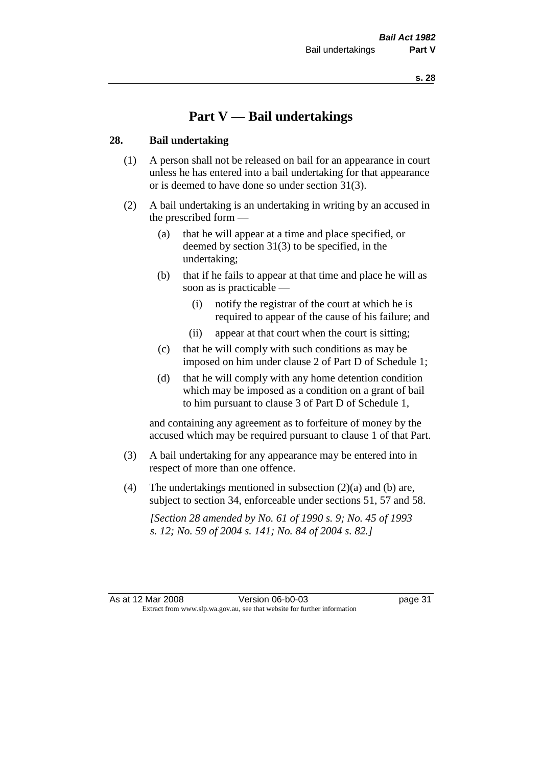# Part V — Bail undertakings

## 28. Bail undertaking

(1) A person shall not be released on bail for an appearance in court unless he has entered into a bail undertaking for that appearance or is deemed to have done so under section 31(3).

(2) A bail undertaking is an undertaking in writing by an accused in the prescribed form —

- (a) that he will appear at a time and place specified, or deemed by section 31(3) to be specified, in the undertaking;
- (b) that if he fails to appear at that time and place he will as soon as is practicable —
  - (i) notify the registrar of the court at which he is required to appear of the cause of his failure; and
  - (ii) appear at that court when the court is sitting;
- (c) that he will comply with such conditions as may be imposed on him under clause 2 of Part D of Schedule 1;
- (d) that he will comply with any home detention condition which may be imposed as a condition on a grant of bail to him pursuant to clause 3 of Part D of Schedule 1,

and containing any agreement as to forfeiture of money by the accused which may be required pursuant to clause 1 of that Part.

(3) A bail undertaking for any appearance may be entered into in respect of more than one offence.

(4) The undertakings mentioned in subsection (2)(a) and (b) are, subject to section 34, enforceable under sections 51, 57 and 58.

*[Section 28 amended by No. 61 of 1990 s. 9; No. 45 of 1993 s. 12; No. 59 of 2004 s. 141; No. 84 of 2004 s. 82.]*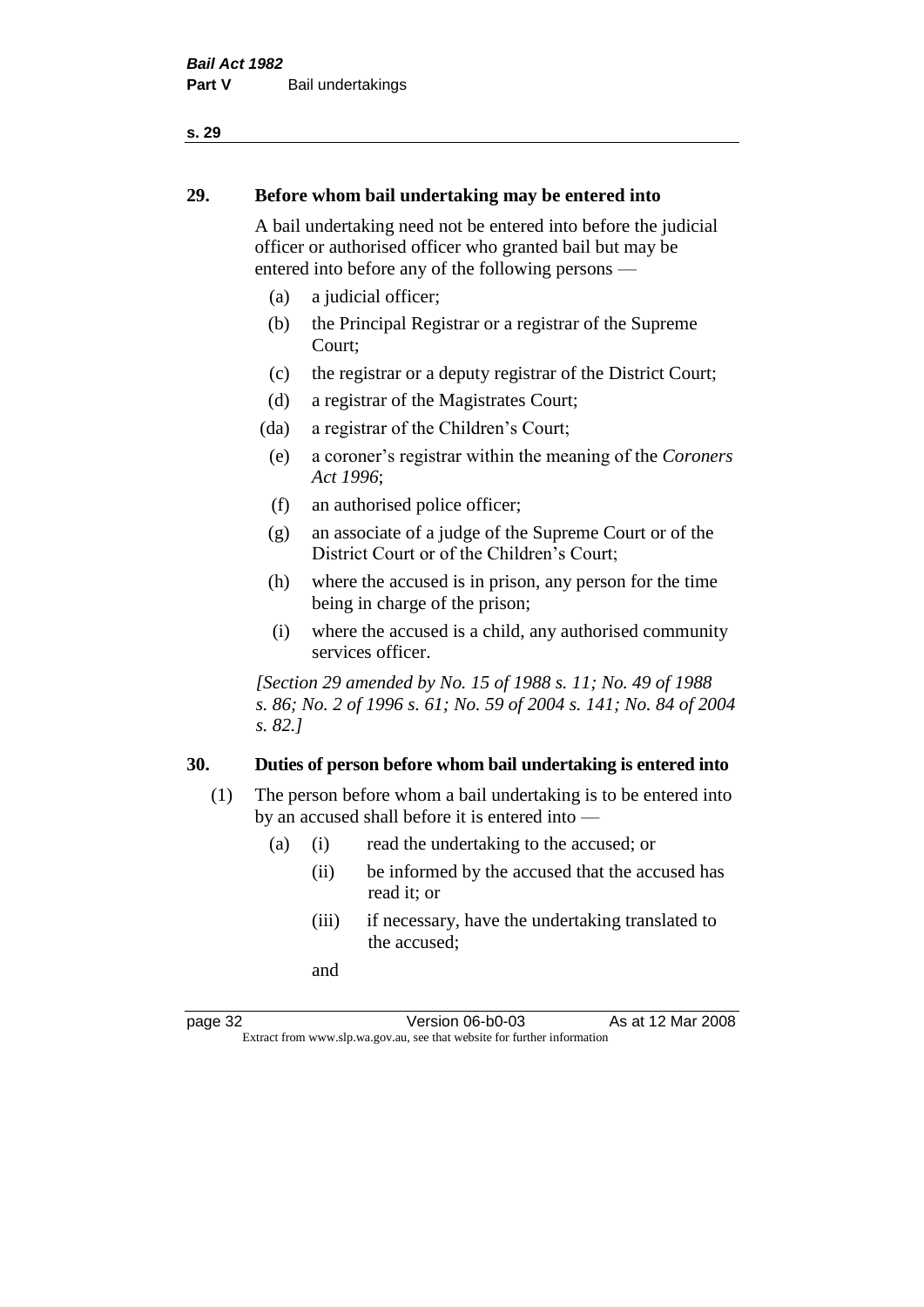## 29. Before whom bail undertaking may be entered into

A bail undertaking need not be entered into before the judicial officer or authorised officer who granted bail but may be entered into before any of the following persons —

- (a) a judicial officer;
- (b) the Principal Registrar or a registrar of the Supreme Court;
- (c) the registrar or a deputy registrar of the District Court;
- (d) a registrar of the Magistrates Court;
- (da) a registrar of the Children's Court;
- (e) a coroner's registrar within the meaning of the *Coroners Act 1996*;
- (f) an authorised police officer;
- (g) an associate of a judge of the Supreme Court or of the District Court or of the Children's Court;
- (h) where the accused is in prison, any person for the time being in charge of the prison;
- (i) where the accused is a child, any authorised community services officer.

*[Section 29 amended by No. 15 of 1988 s. 11; No. 49 of 1988 s. 86; No. 2 of 1996 s. 61; No. 59 of 2004 s. 141; No. 84 of 2004 s. 82.]*

## 30. Duties of person before whom bail undertaking is entered into

(1) The person before whom a bail undertaking is to be entered into by an accused shall before it is entered into —

- (a) (i) read the undertaking to the accused; or
  - (ii) be informed by the accused that the accused has read it; or
  - (iii) if necessary, have the undertaking translated to the accused;

  and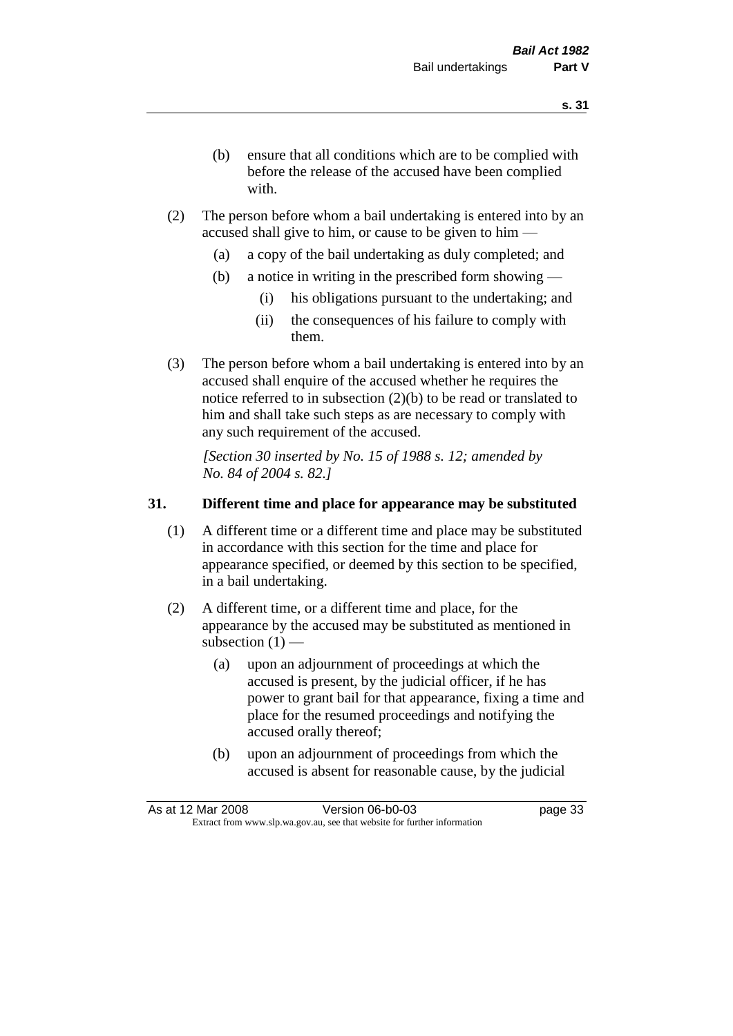(b) ensure that all conditions which are to be complied with before the release of the accused have been complied with.

(2) The person before whom a bail undertaking is entered into by an accused shall give to him, or cause to be given to him —

(a) a copy of the bail undertaking as duly completed; and

(b) a notice in writing in the prescribed form showing —

(i) his obligations pursuant to the undertaking; and

(ii) the consequences of his failure to comply with them.

(3) The person before whom a bail undertaking is entered into by an accused shall enquire of the accused whether he requires the notice referred to in subsection (2)(b) to be read or translated to him and shall take such steps as are necessary to comply with any such requirement of the accused.

*[Section 30 inserted by No. 15 of 1988 s. 12; amended by No. 84 of 2004 s. 82.]*

## 31. Different time and place for appearance may be substituted

(1) A different time or a different time and place may be substituted in accordance with this section for the time and place for appearance specified, or deemed by this section to be specified, in a bail undertaking.

(2) A different time, or a different time and place, for the appearance by the accused may be substituted as mentioned in subsection (1) —

(a) upon an adjournment of proceedings at which the accused is present, by the judicial officer, if he has power to grant bail for that appearance, fixing a time and place for the resumed proceedings and notifying the accused orally thereof;

(b) upon an adjournment of proceedings from which the accused is absent for reasonable cause, by the judicial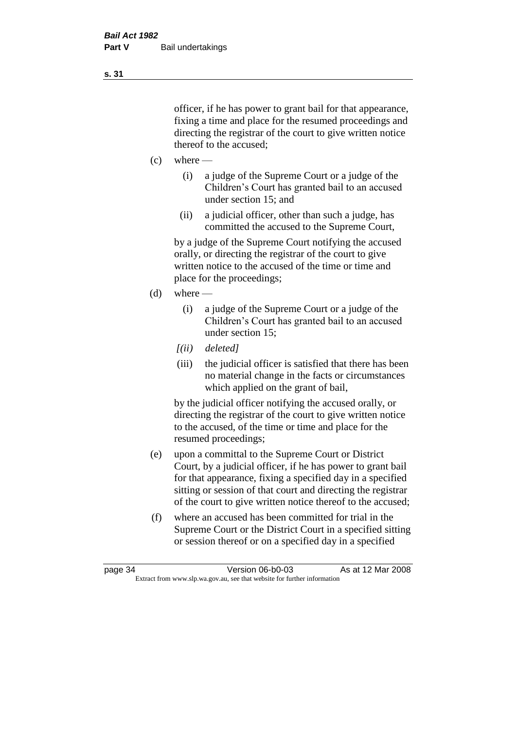officer, if he has power to grant bail for that appearance, fixing a time and place for the resumed proceedings and directing the registrar of the court to give written notice thereof to the accused;

(c) where —

  (i) a judge of the Supreme Court or a judge of the Children's Court has granted bail to an accused under section 15; and

  (ii) a judicial officer, other than such a judge, has committed the accused to the Supreme Court,

  by a judge of the Supreme Court notifying the accused orally, or directing the registrar of the court to give written notice to the accused of the time or time and place for the proceedings;

(d) where —

  (i) a judge of the Supreme Court or a judge of the Children's Court has granted bail to an accused under section 15;

  *[(ii) deleted]*

  (iii) the judicial officer is satisfied that there has been no material change in the facts or circumstances which applied on the grant of bail,

  by the judicial officer notifying the accused orally, or directing the registrar of the court to give written notice to the accused, of the time or time and place for the resumed proceedings;

(e) upon a committal to the Supreme Court or District Court, by a judicial officer, if he has power to grant bail for that appearance, fixing a specified day in a specified sitting or session of that court and directing the registrar of the court to give written notice thereof to the accused;

(f) where an accused has been committed for trial in the Supreme Court or the District Court in a specified sitting or session thereof or on a specified day in a specified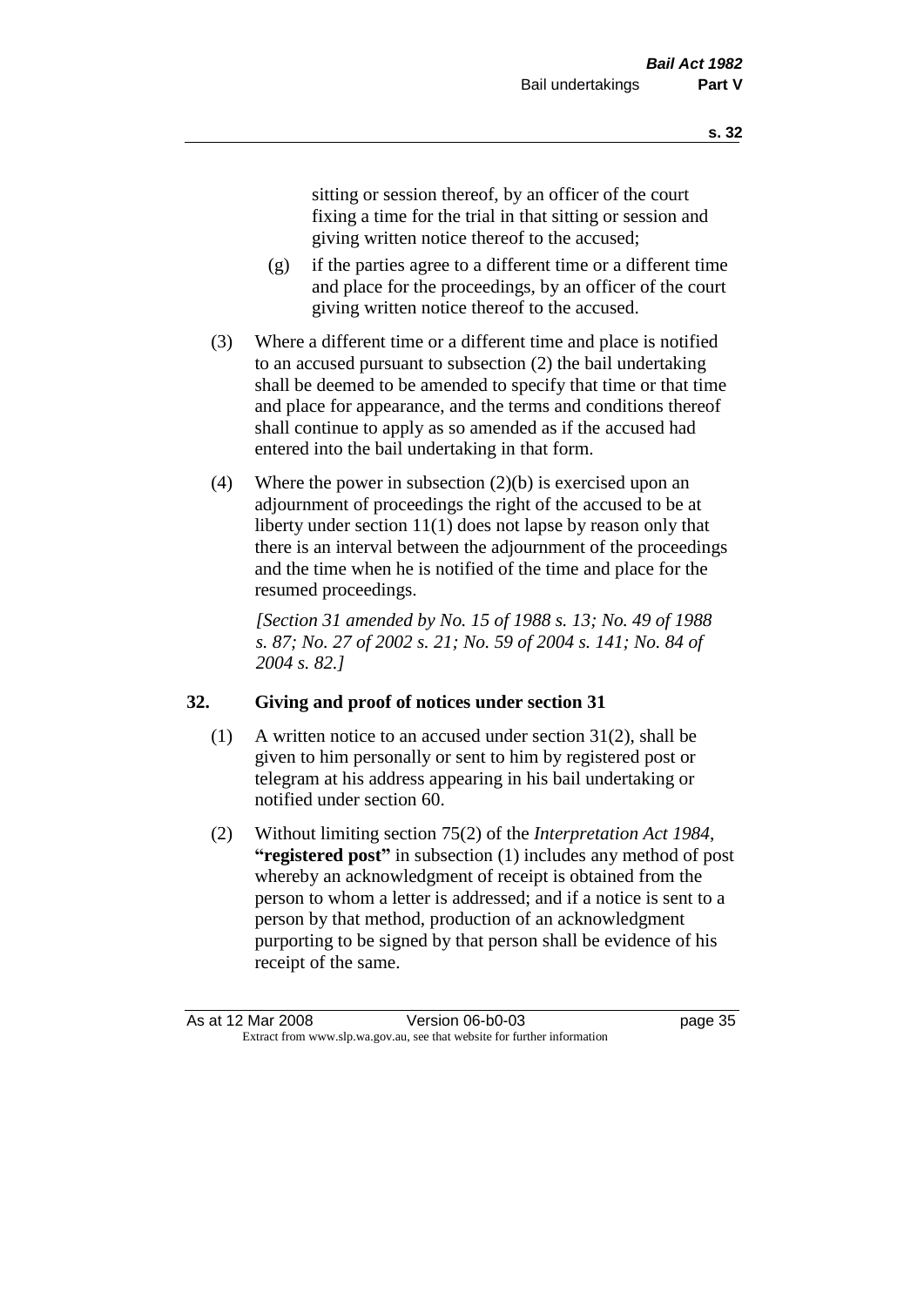sitting or session thereof, by an officer of the court fixing a time for the trial in that sitting or session and giving written notice thereof to the accused;

(g) if the parties agree to a different time or a different time and place for the proceedings, by an officer of the court giving written notice thereof to the accused.

(3) Where a different time or a different time and place is notified to an accused pursuant to subsection (2) the bail undertaking shall be deemed to be amended to specify that time or that time and place for appearance, and the terms and conditions thereof shall continue to apply as so amended as if the accused had entered into the bail undertaking in that form.

(4) Where the power in subsection (2)(b) is exercised upon an adjournment of proceedings the right of the accused to be at liberty under section 11(1) does not lapse by reason only that there is an interval between the adjournment of the proceedings and the time when he is notified of the time and place for the resumed proceedings.

*[Section 31 amended by No. 15 of 1988 s. 13; No. 49 of 1988 s. 87; No. 27 of 2002 s. 21; No. 59 of 2004 s. 141; No. 84 of 2004 s. 82.]*

## 32. Giving and proof of notices under section 31

(1) A written notice to an accused under section 31(2), shall be given to him personally or sent to him by registered post or telegram at his address appearing in his bail undertaking or notified under section 60.

(2) Without limiting section 75(2) of the *Interpretation Act 1984*, **"registered post"** in subsection (1) includes any method of post whereby an acknowledgment of receipt is obtained from the person to whom a letter is addressed; and if a notice is sent to a person by that method, production of an acknowledgment purporting to be signed by that person shall be evidence of his receipt of the same.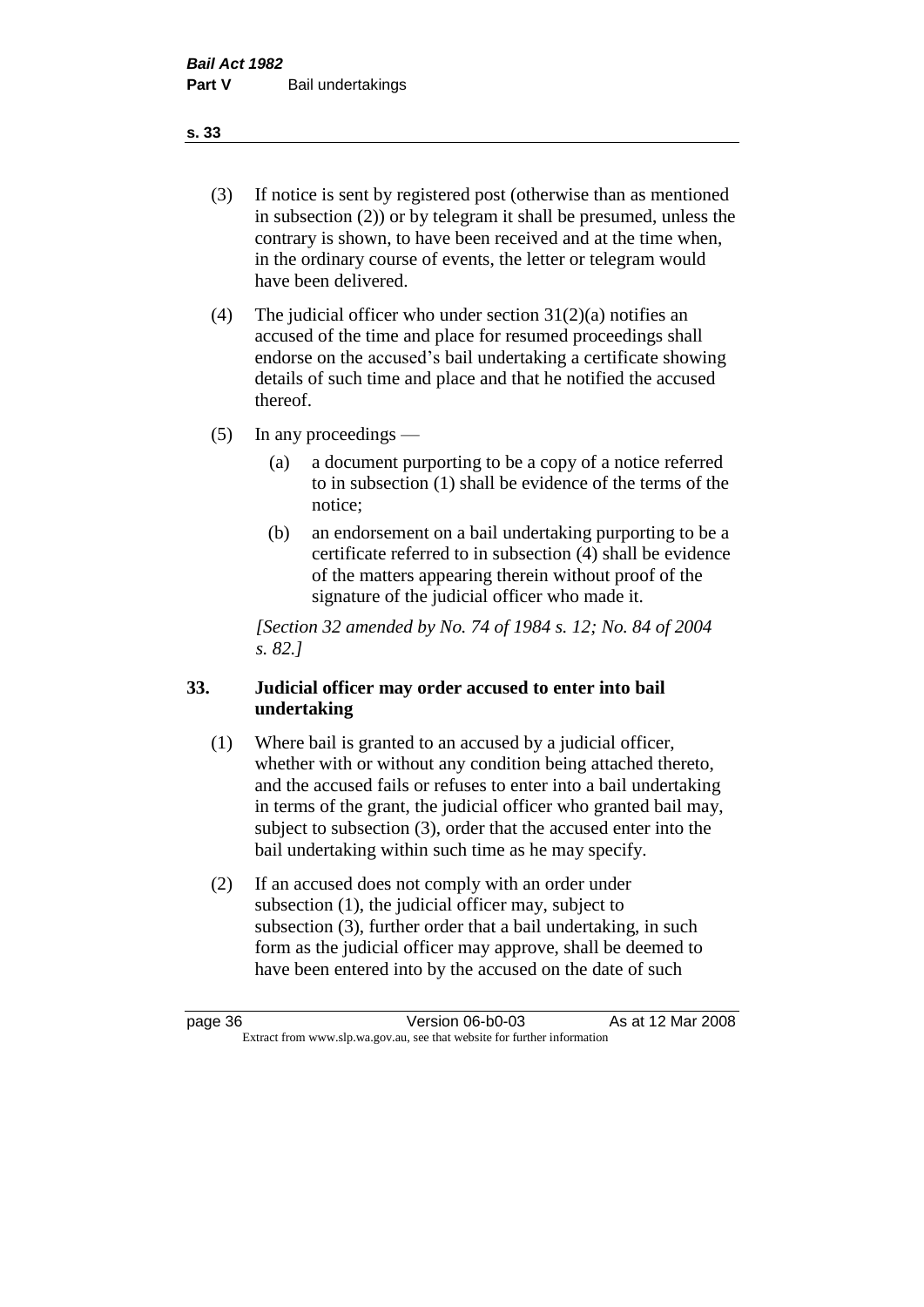(3) If notice is sent by registered post (otherwise than as mentioned in subsection (2)) or by telegram it shall be presumed, unless the contrary is shown, to have been received and at the time when, in the ordinary course of events, the letter or telegram would have been delivered.

(4) The judicial officer who under section 31(2)(a) notifies an accused of the time and place for resumed proceedings shall endorse on the accused's bail undertaking a certificate showing details of such time and place and that he notified the accused thereof.

(5) In any proceedings —

(a) a document purporting to be a copy of a notice referred to in subsection (1) shall be evidence of the terms of the notice;

(b) an endorsement on a bail undertaking purporting to be a certificate referred to in subsection (4) shall be evidence of the matters appearing therein without proof of the signature of the judicial officer who made it.

*[Section 32 amended by No. 74 of 1984 s. 12; No. 84 of 2004 s. 82.]*

### 33. Judicial officer may order accused to enter into bail undertaking

(1) Where bail is granted to an accused by a judicial officer, whether with or without any condition being attached thereto, and the accused fails or refuses to enter into a bail undertaking in terms of the grant, the judicial officer who granted bail may, subject to subsection (3), order that the accused enter into the bail undertaking within such time as he may specify.

(2) If an accused does not comply with an order under subsection (1), the judicial officer may, subject to subsection (3), further order that a bail undertaking, in such form as the judicial officer may approve, shall be deemed to have been entered into by the accused on the date of such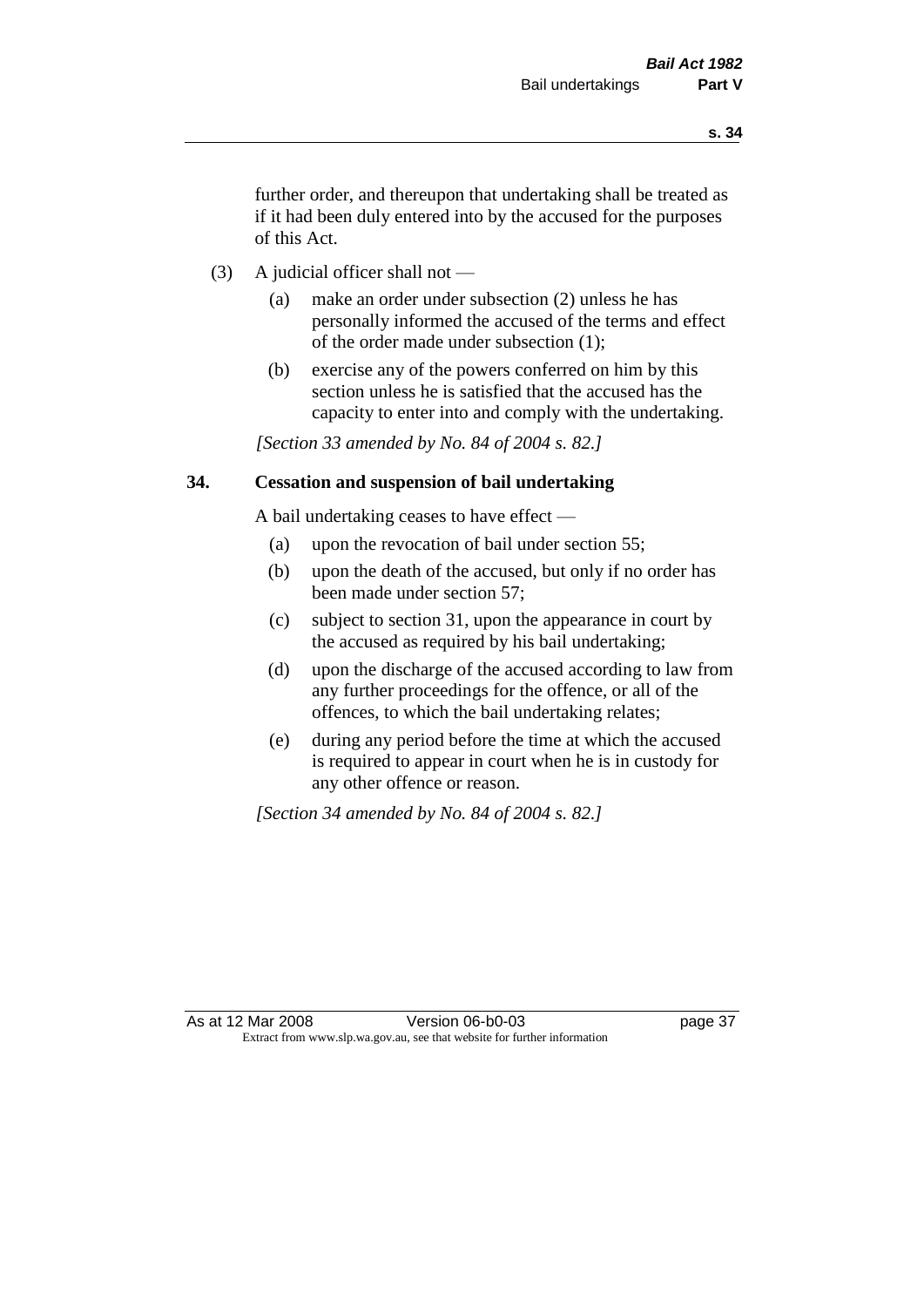further order, and thereupon that undertaking shall be treated as if it had been duly entered into by the accused for the purposes of this Act.

(3) A judicial officer shall not —

(a) make an order under subsection (2) unless he has personally informed the accused of the terms and effect of the order made under subsection (1);

(b) exercise any of the powers conferred on him by this section unless he is satisfied that the accused has the capacity to enter into and comply with the undertaking.

*[Section 33 amended by No. 84 of 2004 s. 82.]*

## 34. Cessation and suspension of bail undertaking

A bail undertaking ceases to have effect —

(a) upon the revocation of bail under section 55;

(b) upon the death of the accused, but only if no order has been made under section 57;

(c) subject to section 31, upon the appearance in court by the accused as required by his bail undertaking;

(d) upon the discharge of the accused according to law from any further proceedings for the offence, or all of the offences, to which the bail undertaking relates;

(e) during any period before the time at which the accused is required to appear in court when he is in custody for any other offence or reason.

*[Section 34 amended by No. 84 of 2004 s. 82.]*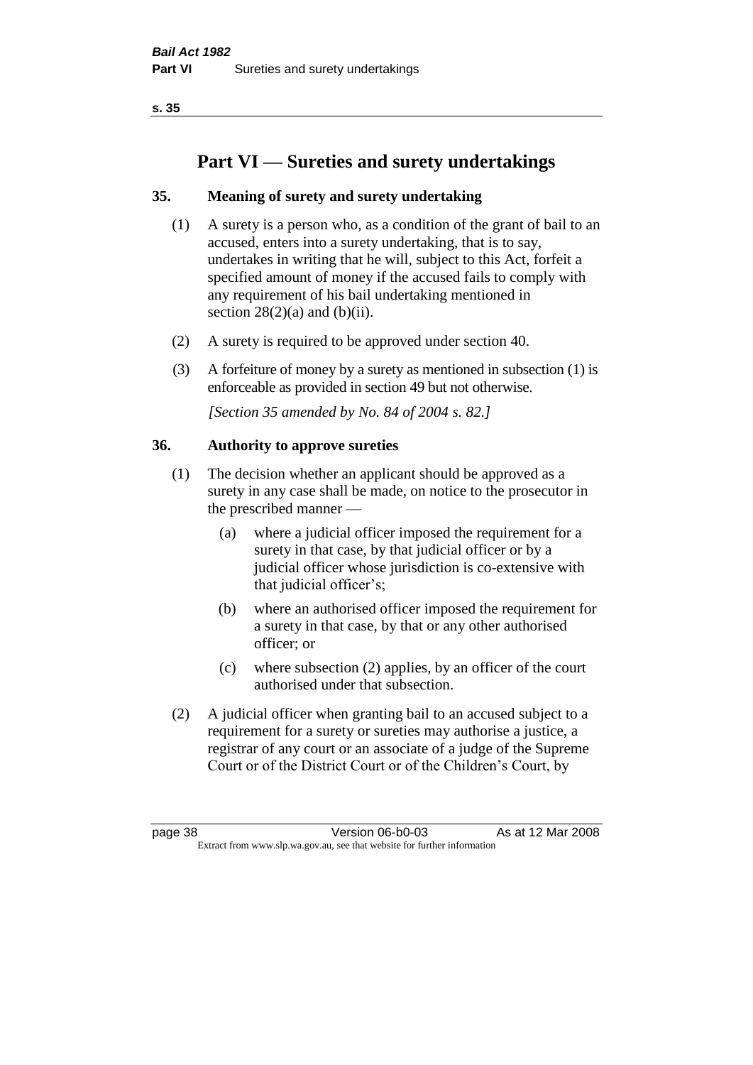# Part VI — Sureties and surety undertakings

## 35. Meaning of surety and surety undertaking

(1) A surety is a person who, as a condition of the grant of bail to an accused, enters into a surety undertaking, that is to say, undertakes in writing that he will, subject to this Act, forfeit a specified amount of money if the accused fails to comply with any requirement of his bail undertaking mentioned in section 28(2)(a) and (b)(ii).

(2) A surety is required to be approved under section 40.

(3) A forfeiture of money by a surety as mentioned in subsection (1) is enforceable as provided in section 49 but not otherwise.

*[Section 35 amended by No. 84 of 2004 s. 82.]*

## 36. Authority to approve sureties

(1) The decision whether an applicant should be approved as a surety in any case shall be made, on notice to the prosecutor in the prescribed manner —

- (a) where a judicial officer imposed the requirement for a surety in that case, by that judicial officer or by a judicial officer whose jurisdiction is co-extensive with that judicial officer's;
- (b) where an authorised officer imposed the requirement for a surety in that case, by that or any other authorised officer; or
- (c) where subsection (2) applies, by an officer of the court authorised under that subsection.

(2) A judicial officer when granting bail to an accused subject to a requirement for a surety or sureties may authorise a justice, a registrar of any court or an associate of a judge of the Supreme Court or of the District Court or of the Children's Court, by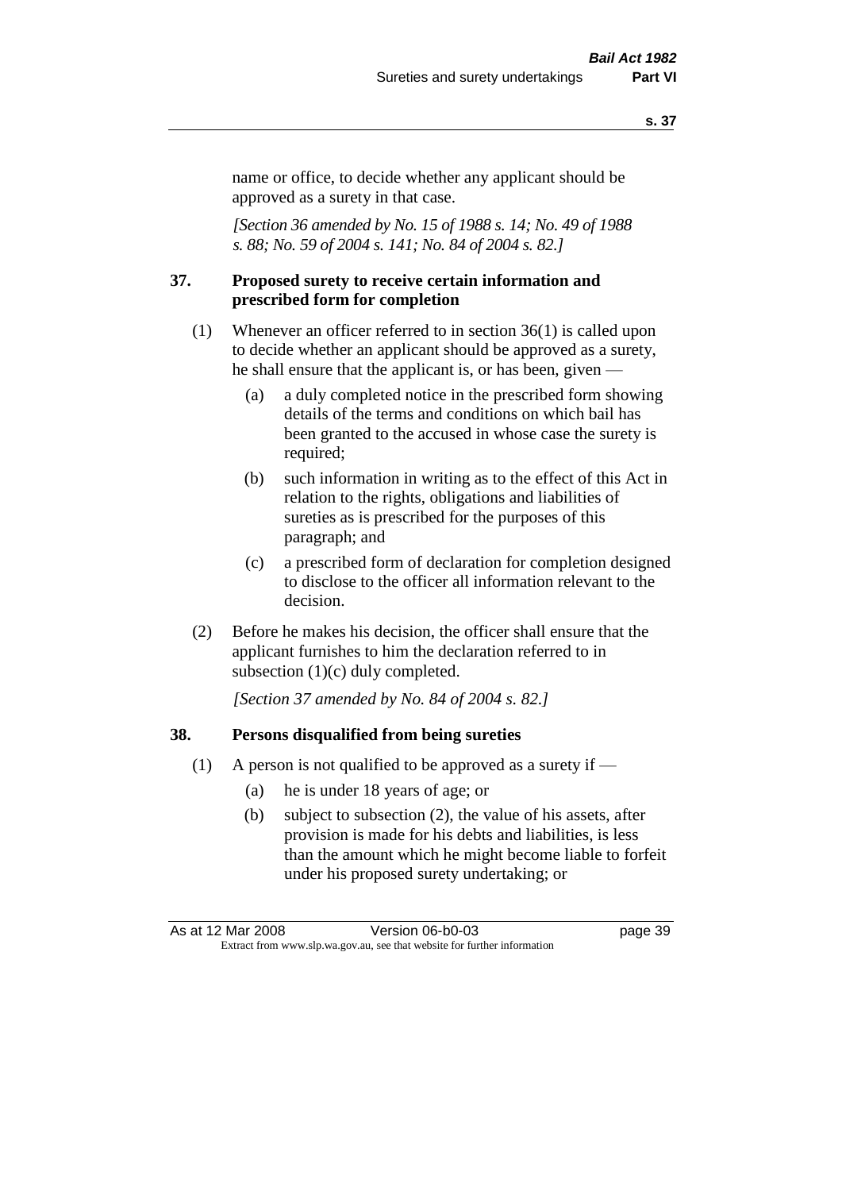name or office, to decide whether any applicant should be approved as a surety in that case.

*[Section 36 amended by No. 15 of 1988 s. 14; No. 49 of 1988 s. 88; No. 59 of 2004 s. 141; No. 84 of 2004 s. 82.]*

### 37. Proposed surety to receive certain information and prescribed form for completion

(1) Whenever an officer referred to in section 36(1) is called upon to decide whether an applicant should be approved as a surety, he shall ensure that the applicant is, or has been, given —

(a) a duly completed notice in the prescribed form showing details of the terms and conditions on which bail has been granted to the accused in whose case the surety is required;

(b) such information in writing as to the effect of this Act in relation to the rights, obligations and liabilities of sureties as is prescribed for the purposes of this paragraph; and

(c) a prescribed form of declaration for completion designed to disclose to the officer all information relevant to the decision.

(2) Before he makes his decision, the officer shall ensure that the applicant furnishes to him the declaration referred to in subsection (1)(c) duly completed.

*[Section 37 amended by No. 84 of 2004 s. 82.]*

### 38. Persons disqualified from being sureties

(1) A person is not qualified to be approved as a surety if —

(a) he is under 18 years of age; or

(b) subject to subsection (2), the value of his assets, after provision is made for his debts and liabilities, is less than the amount which he might become liable to forfeit under his proposed surety undertaking; or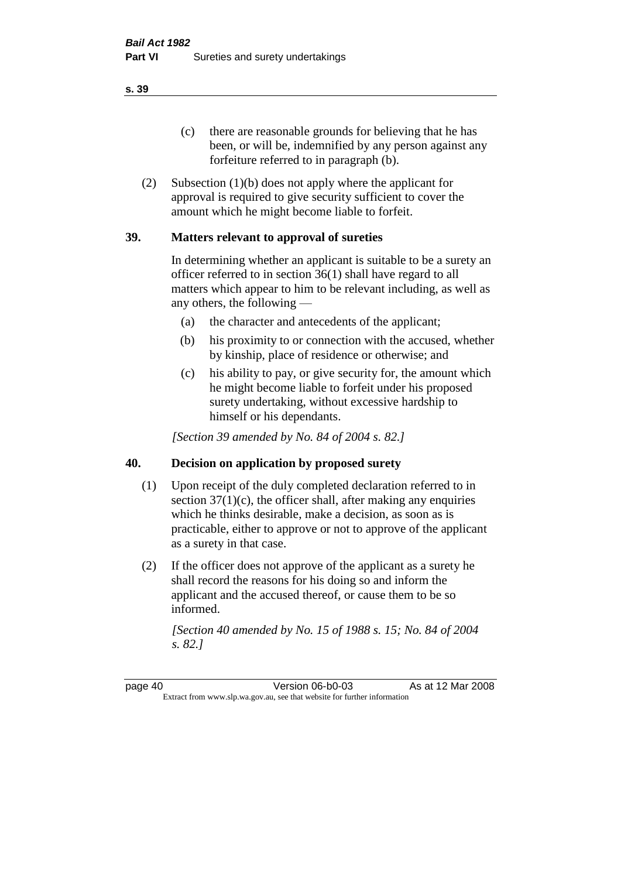(c) there are reasonable grounds for believing that he has been, or will be, indemnified by any person against any forfeiture referred to in paragraph (b).

(2) Subsection (1)(b) does not apply where the applicant for approval is required to give security sufficient to cover the amount which he might become liable to forfeit.

## 39. Matters relevant to approval of sureties

In determining whether an applicant is suitable to be a surety an officer referred to in section 36(1) shall have regard to all matters which appear to him to be relevant including, as well as any others, the following —

(a) the character and antecedents of the applicant;

(b) his proximity to or connection with the accused, whether by kinship, place of residence or otherwise; and

(c) his ability to pay, or give security for, the amount which he might become liable to forfeit under his proposed surety undertaking, without excessive hardship to himself or his dependants.

*[Section 39 amended by No. 84 of 2004 s. 82.]*

## 40. Decision on application by proposed surety

(1) Upon receipt of the duly completed declaration referred to in section 37(1)(c), the officer shall, after making any enquiries which he thinks desirable, make a decision, as soon as is practicable, either to approve or not to approve of the applicant as a surety in that case.

(2) If the officer does not approve of the applicant as a surety he shall record the reasons for his doing so and inform the applicant and the accused thereof, or cause them to be so informed.

*[Section 40 amended by No. 15 of 1988 s. 15; No. 84 of 2004 s. 82.]*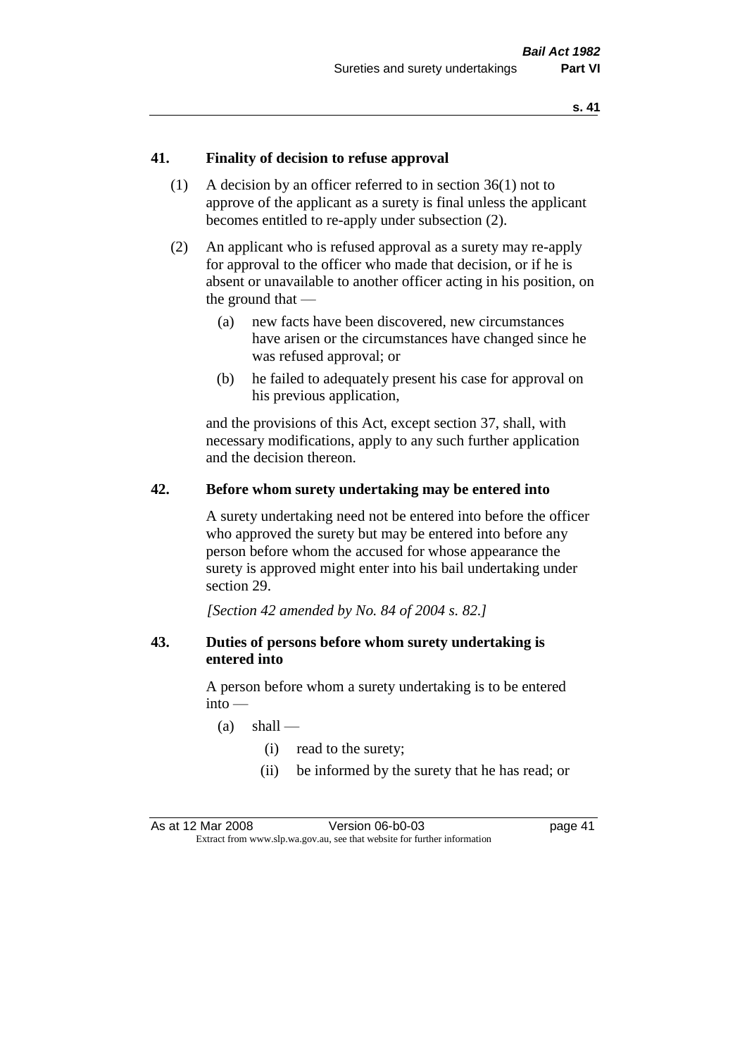## 41. Finality of decision to refuse approval

(1) A decision by an officer referred to in section 36(1) not to approve of the applicant as a surety is final unless the applicant becomes entitled to re-apply under subsection (2).

(2) An applicant who is refused approval as a surety may re-apply for approval to the officer who made that decision, or if he is absent or unavailable to another officer acting in his position, on the ground that —

(a) new facts have been discovered, new circumstances have arisen or the circumstances have changed since he was refused approval; or

(b) he failed to adequately present his case for approval on his previous application,

and the provisions of this Act, except section 37, shall, with necessary modifications, apply to any such further application and the decision thereon.

## 42. Before whom surety undertaking may be entered into

A surety undertaking need not be entered into before the officer who approved the surety but may be entered into before any person before whom the accused for whose appearance the surety is approved might enter into his bail undertaking under section 29.

*[Section 42 amended by No. 84 of 2004 s. 82.]*

## 43. Duties of persons before whom surety undertaking is entered into

A person before whom a surety undertaking is to be entered into —

(a) shall —

(i) read to the surety;

(ii) be informed by the surety that he has read; or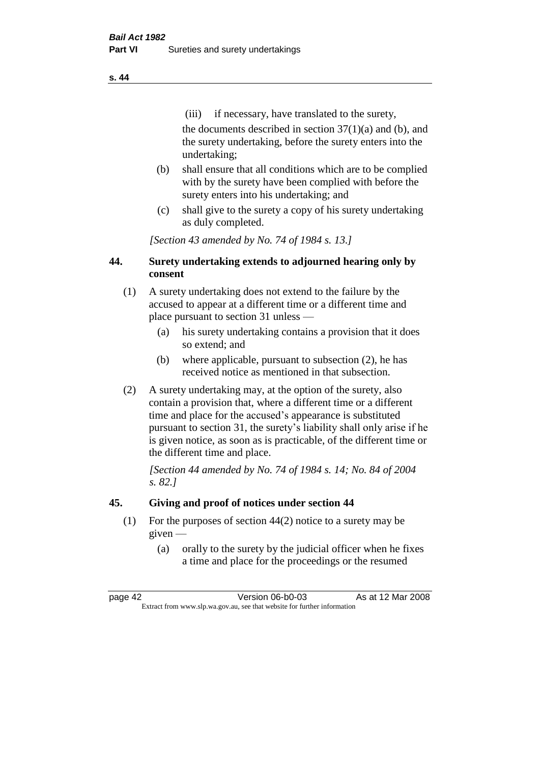(iii) if necessary, have translated to the surety,

the documents described in section 37(1)(a) and (b), and the surety undertaking, before the surety enters into the undertaking;

(b) shall ensure that all conditions which are to be complied with by the surety have been complied with before the surety enters into his undertaking; and

(c) shall give to the surety a copy of his surety undertaking as duly completed.

*[Section 43 amended by No. 74 of 1984 s. 13.]*

## 44. Surety undertaking extends to adjourned hearing only by consent

(1) A surety undertaking does not extend to the failure by the accused to appear at a different time or a different time and place pursuant to section 31 unless —

(a) his surety undertaking contains a provision that it does so extend; and

(b) where applicable, pursuant to subsection (2), he has received notice as mentioned in that subsection.

(2) A surety undertaking may, at the option of the surety, also contain a provision that, where a different time or a different time and place for the accused's appearance is substituted pursuant to section 31, the surety's liability shall only arise if he is given notice, as soon as is practicable, of the different time or the different time and place.

*[Section 44 amended by No. 74 of 1984 s. 14; No. 84 of 2004 s. 82.]*

## 45. Giving and proof of notices under section 44

(1) For the purposes of section 44(2) notice to a surety may be given —

(a) orally to the surety by the judicial officer when he fixes a time and place for the proceedings or the resumed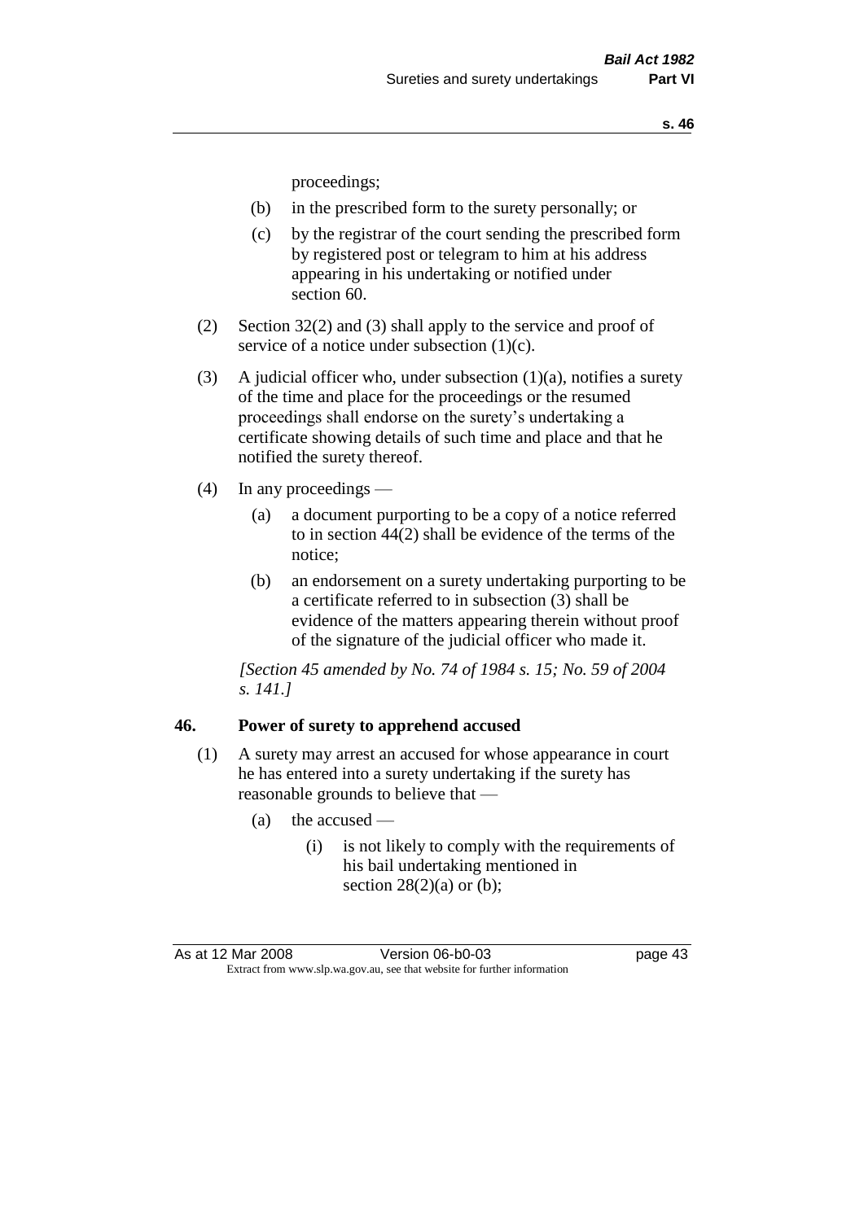proceedings;

(b) in the prescribed form to the surety personally; or

(c) by the registrar of the court sending the prescribed form by registered post or telegram to him at his address appearing in his undertaking or notified under section 60.

(2) Section 32(2) and (3) shall apply to the service and proof of service of a notice under subsection (1)(c).

(3) A judicial officer who, under subsection (1)(a), notifies a surety of the time and place for the proceedings or the resumed proceedings shall endorse on the surety's undertaking a certificate showing details of such time and place and that he notified the surety thereof.

(4) In any proceedings —

(a) a document purporting to be a copy of a notice referred to in section 44(2) shall be evidence of the terms of the notice;

(b) an endorsement on a surety undertaking purporting to be a certificate referred to in subsection (3) shall be evidence of the matters appearing therein without proof of the signature of the judicial officer who made it.

*[Section 45 amended by No. 74 of 1984 s. 15; No. 59 of 2004 s. 141.]*

## 46. Power of surety to apprehend accused

(1) A surety may arrest an accused for whose appearance in court he has entered into a surety undertaking if the surety has reasonable grounds to believe that —

(a) the accused —

(i) is not likely to comply with the requirements of his bail undertaking mentioned in section 28(2)(a) or (b);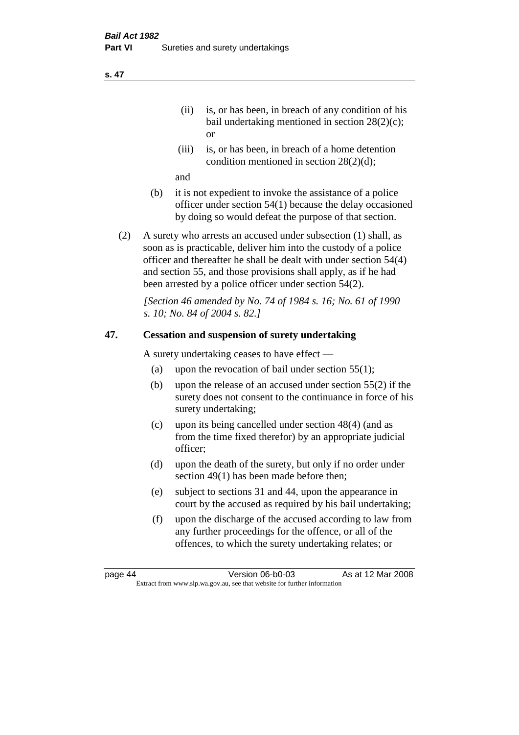(ii) is, or has been, in breach of any condition of his bail undertaking mentioned in section 28(2)(c); or

(iii) is, or has been, in breach of a home detention condition mentioned in section 28(2)(d);

and

(b) it is not expedient to invoke the assistance of a police officer under section 54(1) because the delay occasioned by doing so would defeat the purpose of that section.

(2) A surety who arrests an accused under subsection (1) shall, as soon as is practicable, deliver him into the custody of a police officer and thereafter he shall be dealt with under section 54(4) and section 55, and those provisions shall apply, as if he had been arrested by a police officer under section 54(2).

*[Section 46 amended by No. 74 of 1984 s. 16; No. 61 of 1990 s. 10; No. 84 of 2004 s. 82.]*

## 47. Cessation and suspension of surety undertaking

A surety undertaking ceases to have effect —

(a) upon the revocation of bail under section 55(1);

(b) upon the release of an accused under section 55(2) if the surety does not consent to the continuance in force of his surety undertaking;

(c) upon its being cancelled under section 48(4) (and as from the time fixed therefor) by an appropriate judicial officer;

(d) upon the death of the surety, but only if no order under section 49(1) has been made before then;

(e) subject to sections 31 and 44, upon the appearance in court by the accused as required by his bail undertaking;

(f) upon the discharge of the accused according to law from any further proceedings for the offence, or all of the offences, to which the surety undertaking relates; or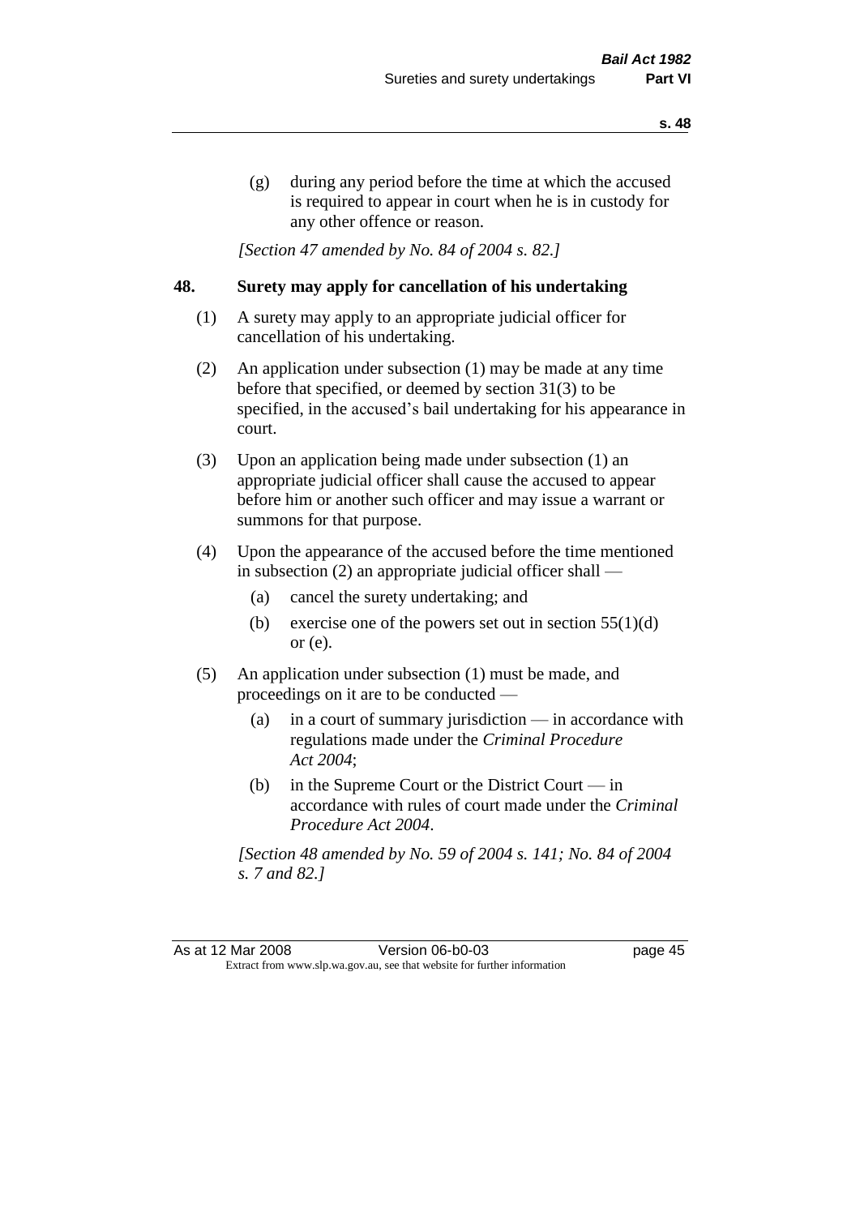(g) during any period before the time at which the accused is required to appear in court when he is in custody for any other offence or reason.

*[Section 47 amended by No. 84 of 2004 s. 82.]*

### 48. Surety may apply for cancellation of his undertaking

(1) A surety may apply to an appropriate judicial officer for cancellation of his undertaking.

(2) An application under subsection (1) may be made at any time before that specified, or deemed by section 31(3) to be specified, in the accused's bail undertaking for his appearance in court.

(3) Upon an application being made under subsection (1) an appropriate judicial officer shall cause the accused to appear before him or another such officer and may issue a warrant or summons for that purpose.

(4) Upon the appearance of the accused before the time mentioned in subsection (2) an appropriate judicial officer shall —

(a) cancel the surety undertaking; and

(b) exercise one of the powers set out in section 55(1)(d) or (e).

(5) An application under subsection (1) must be made, and proceedings on it are to be conducted —

(a) in a court of summary jurisdiction — in accordance with regulations made under the *Criminal Procedure Act 2004*;

(b) in the Supreme Court or the District Court — in accordance with rules of court made under the *Criminal Procedure Act 2004*.

*[Section 48 amended by No. 59 of 2004 s. 141; No. 84 of 2004 s. 7 and 82.]*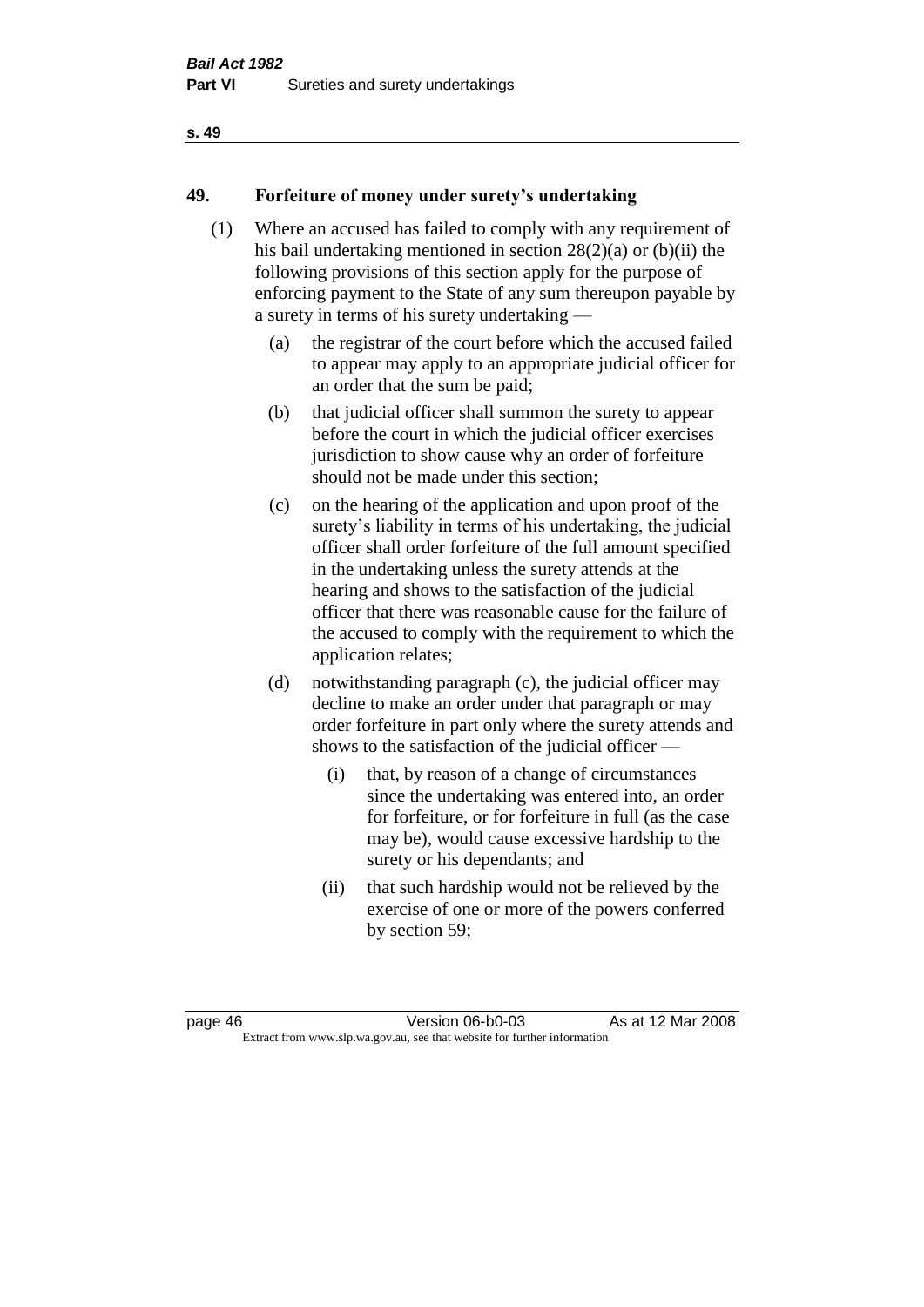## 49. Forfeiture of money under surety's undertaking

(1) Where an accused has failed to comply with any requirement of his bail undertaking mentioned in section 28(2)(a) or (b)(ii) the following provisions of this section apply for the purpose of enforcing payment to the State of any sum thereupon payable by a surety in terms of his surety undertaking —

   (a) the registrar of the court before which the accused failed to appear may apply to an appropriate judicial officer for an order that the sum be paid;

   (b) that judicial officer shall summon the surety to appear before the court in which the judicial officer exercises jurisdiction to show cause why an order of forfeiture should not be made under this section;

   (c) on the hearing of the application and upon proof of the surety's liability in terms of his undertaking, the judicial officer shall order forfeiture of the full amount specified in the undertaking unless the surety attends at the hearing and shows to the satisfaction of the judicial officer that there was reasonable cause for the failure of the accused to comply with the requirement to which the application relates;

   (d) notwithstanding paragraph (c), the judicial officer may decline to make an order under that paragraph or may order forfeiture in part only where the surety attends and shows to the satisfaction of the judicial officer —

      (i) that, by reason of a change of circumstances since the undertaking was entered into, an order for forfeiture, or for forfeiture in full (as the case may be), would cause excessive hardship to the surety or his dependants; and

      (ii) that such hardship would not be relieved by the exercise of one or more of the powers conferred by section 59;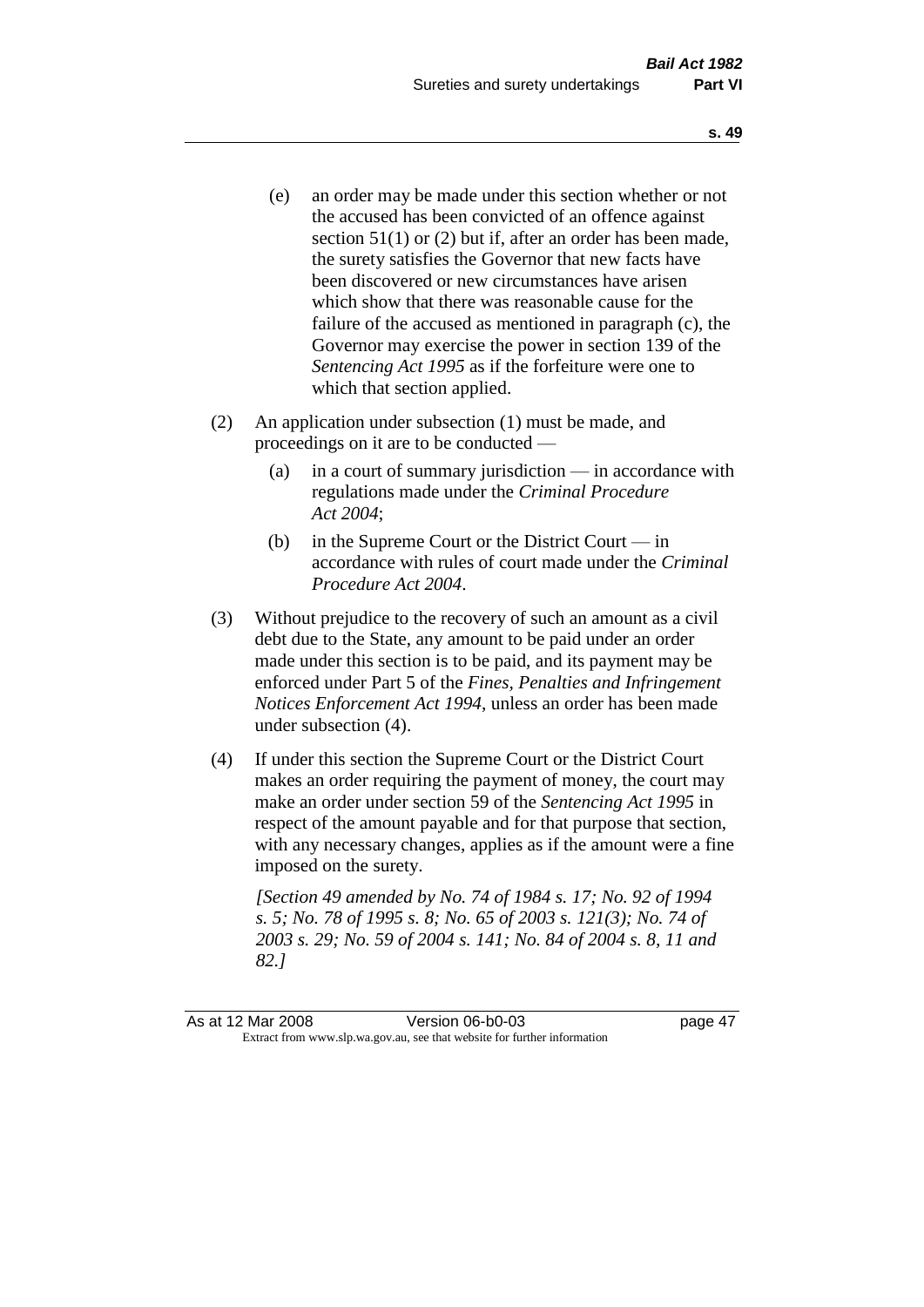(e) an order may be made under this section whether or not the accused has been convicted of an offence against section 51(1) or (2) but if, after an order has been made, the surety satisfies the Governor that new facts have been discovered or new circumstances have arisen which show that there was reasonable cause for the failure of the accused as mentioned in paragraph (c), the Governor may exercise the power in section 139 of the *Sentencing Act 1995* as if the forfeiture were one to which that section applied.

(2) An application under subsection (1) must be made, and proceedings on it are to be conducted —

(a) in a court of summary jurisdiction — in accordance with regulations made under the *Criminal Procedure Act 2004*;

(b) in the Supreme Court or the District Court — in accordance with rules of court made under the *Criminal Procedure Act 2004*.

(3) Without prejudice to the recovery of such an amount as a civil debt due to the State, any amount to be paid under an order made under this section is to be paid, and its payment may be enforced under Part 5 of the *Fines, Penalties and Infringement Notices Enforcement Act 1994*, unless an order has been made under subsection (4).

(4) If under this section the Supreme Court or the District Court makes an order requiring the payment of money, the court may make an order under section 59 of the *Sentencing Act 1995* in respect of the amount payable and for that purpose that section, with any necessary changes, applies as if the amount were a fine imposed on the surety.

*[Section 49 amended by No. 74 of 1984 s. 17; No. 92 of 1994 s. 5; No. 78 of 1995 s. 8; No. 65 of 2003 s. 121(3); No. 74 of 2003 s. 29; No. 59 of 2004 s. 141; No. 84 of 2004 s. 8, 11 and 82.]*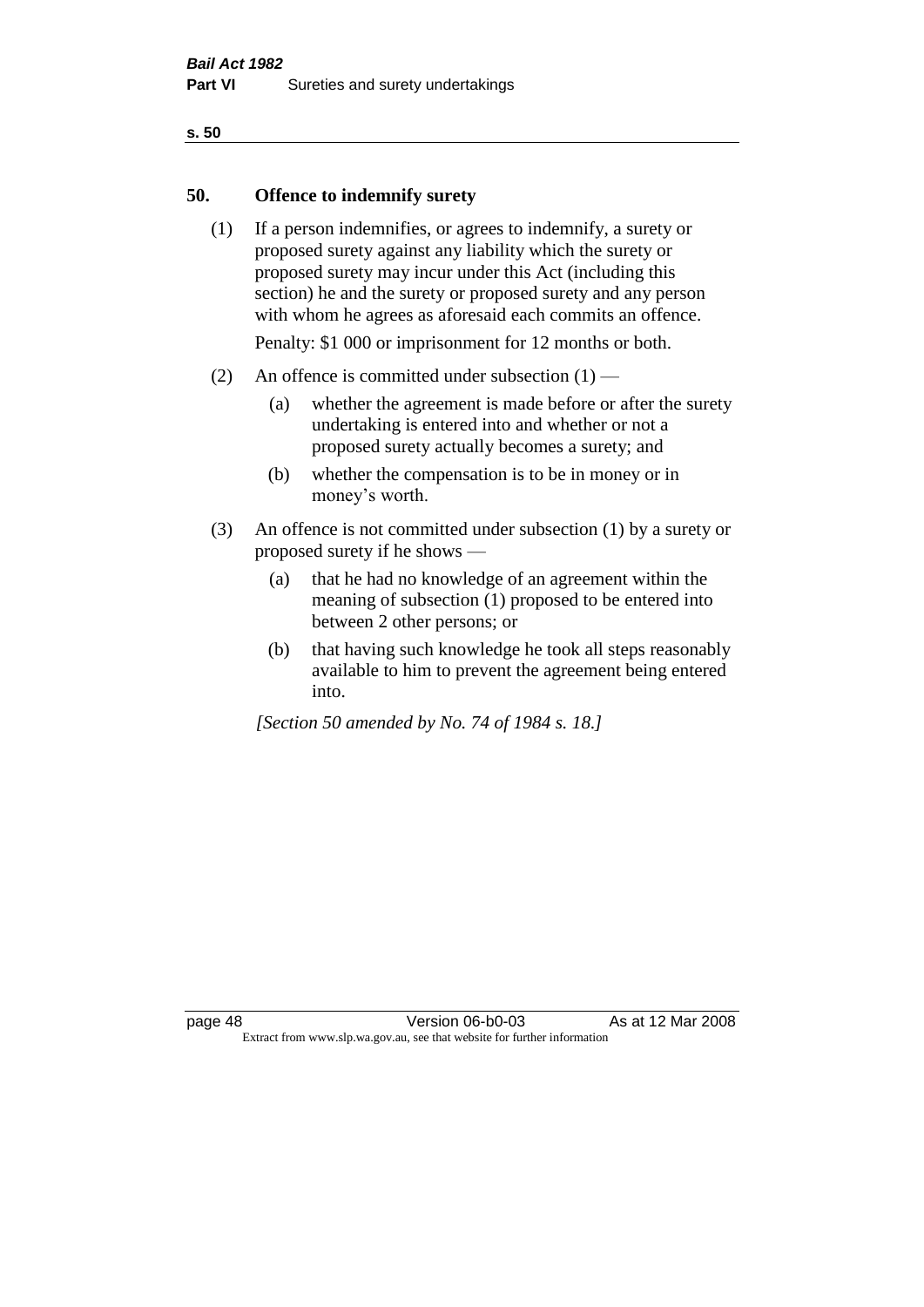## 50. Offence to indemnify surety

(1) If a person indemnifies, or agrees to indemnify, a surety or proposed surety against any liability which the surety or proposed surety may incur under this Act (including this section) he and the surety or proposed surety and any person with whom he agrees as aforesaid each commits an offence.

Penalty: $1 000 or imprisonment for 12 months or both.

(2) An offence is committed under subsection (1) —

  (a) whether the agreement is made before or after the surety undertaking is entered into and whether or not a proposed surety actually becomes a surety; and

  (b) whether the compensation is to be in money or in money's worth.

(3) An offence is not committed under subsection (1) by a surety or proposed surety if he shows —

  (a) that he had no knowledge of an agreement within the meaning of subsection (1) proposed to be entered into between 2 other persons; or

  (b) that having such knowledge he took all steps reasonably available to him to prevent the agreement being entered into.

*[Section 50 amended by No. 74 of 1984 s. 18.]*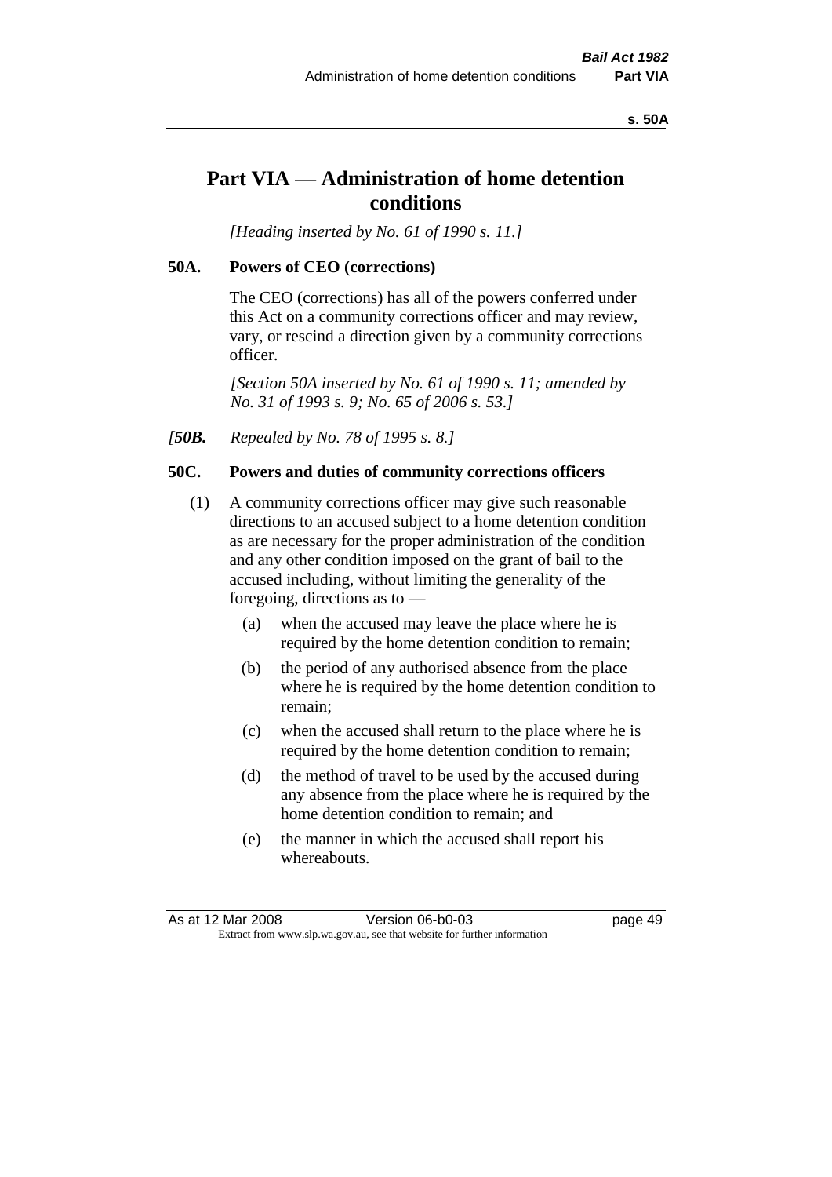# Part VIA — Administration of home detention conditions

*[Heading inserted by No. 61 of 1990 s. 11.]*

### 50A. Powers of CEO (corrections)

The CEO (corrections) has all of the powers conferred under this Act on a community corrections officer and may review, vary, or rescind a direction given by a community corrections officer.

*[Section 50A inserted by No. 61 of 1990 s. 11; amended by No. 31 of 1993 s. 9; No. 65 of 2006 s. 53.]*

*[**50B.** Repealed by No. 78 of 1995 s. 8.]*

### 50C. Powers and duties of community corrections officers

(1) A community corrections officer may give such reasonable directions to an accused subject to a home detention condition as are necessary for the proper administration of the condition and any other condition imposed on the grant of bail to the accused including, without limiting the generality of the foregoing, directions as to —

- (a) when the accused may leave the place where he is required by the home detention condition to remain;
- (b) the period of any authorised absence from the place where he is required by the home detention condition to remain;
- (c) when the accused shall return to the place where he is required by the home detention condition to remain;
- (d) the method of travel to be used by the accused during any absence from the place where he is required by the home detention condition to remain; and
- (e) the manner in which the accused shall report his whereabouts.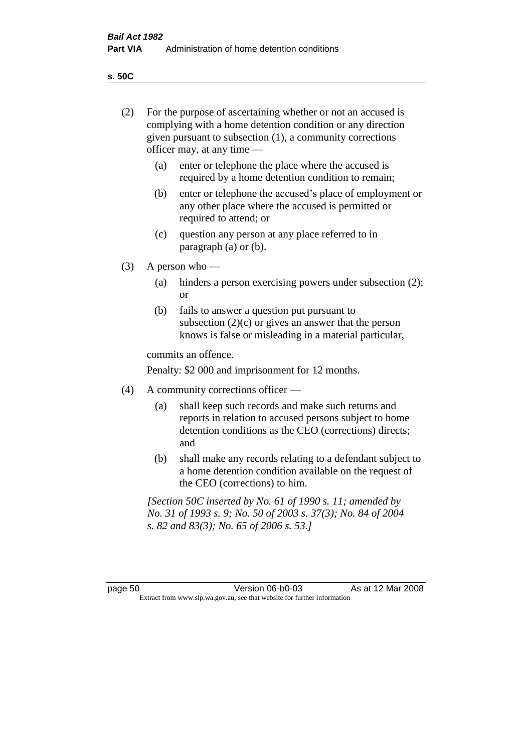**s. 50C**

(2) For the purpose of ascertaining whether or not an accused is complying with a home detention condition or any direction given pursuant to subsection (1), a community corrections officer may, at any time —

(a) enter or telephone the place where the accused is required by a home detention condition to remain;

(b) enter or telephone the accused's place of employment or any other place where the accused is permitted or required to attend; or

(c) question any person at any place referred to in paragraph (a) or (b).

(3) A person who —

(a) hinders a person exercising powers under subsection (2); or

(b) fails to answer a question put pursuant to subsection (2)(c) or gives an answer that the person knows is false or misleading in a material particular,

commits an offence.

Penalty: $2 000 and imprisonment for 12 months.

(4) A community corrections officer —

(a) shall keep such records and make such returns and reports in relation to accused persons subject to home detention conditions as the CEO (corrections) directs; and

(b) shall make any records relating to a defendant subject to a home detention condition available on the request of the CEO (corrections) to him.

*[Section 50C inserted by No. 61 of 1990 s. 11; amended by No. 31 of 1993 s. 9; No. 50 of 2003 s. 37(3); No. 84 of 2004 s. 82 and 83(3); No. 65 of 2006 s. 53.]*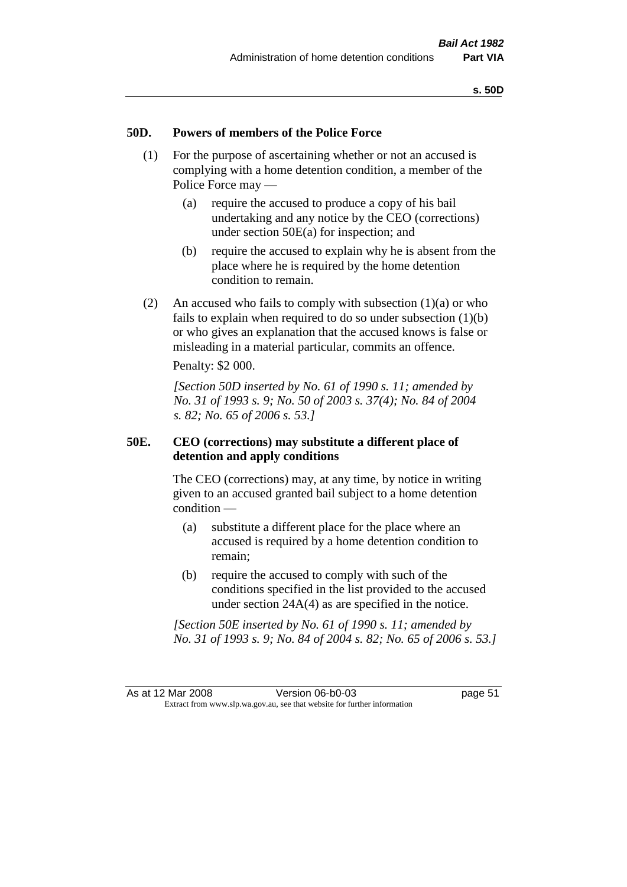## 50D. Powers of members of the Police Force

(1) For the purpose of ascertaining whether or not an accused is complying with a home detention condition, a member of the Police Force may —

(a) require the accused to produce a copy of his bail undertaking and any notice by the CEO (corrections) under section 50E(a) for inspection; and

(b) require the accused to explain why he is absent from the place where he is required by the home detention condition to remain.

(2) An accused who fails to comply with subsection (1)(a) or who fails to explain when required to do so under subsection (1)(b) or who gives an explanation that the accused knows is false or misleading in a material particular, commits an offence.

Penalty: $2 000.

*[Section 50D inserted by No. 61 of 1990 s. 11; amended by No. 31 of 1993 s. 9; No. 50 of 2003 s. 37(4); No. 84 of 2004 s. 82; No. 65 of 2006 s. 53.]*

## 50E. CEO (corrections) may substitute a different place of detention and apply conditions

The CEO (corrections) may, at any time, by notice in writing given to an accused granted bail subject to a home detention condition —

(a) substitute a different place for the place where an accused is required by a home detention condition to remain;

(b) require the accused to comply with such of the conditions specified in the list provided to the accused under section 24A(4) as are specified in the notice.

*[Section 50E inserted by No. 61 of 1990 s. 11; amended by No. 31 of 1993 s. 9; No. 84 of 2004 s. 82; No. 65 of 2006 s. 53.]*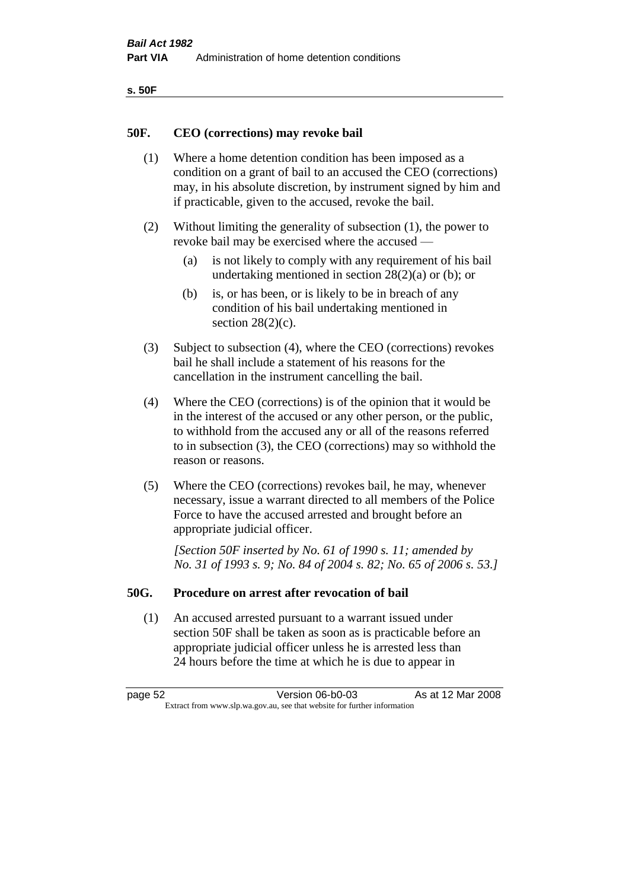## 50F. CEO (corrections) may revoke bail

(1) Where a home detention condition has been imposed as a condition on a grant of bail to an accused the CEO (corrections) may, in his absolute discretion, by instrument signed by him and if practicable, given to the accused, revoke the bail.

(2) Without limiting the generality of subsection (1), the power to revoke bail may be exercised where the accused —

   (a) is not likely to comply with any requirement of his bail undertaking mentioned in section 28(2)(a) or (b); or

   (b) is, or has been, or is likely to be in breach of any condition of his bail undertaking mentioned in section 28(2)(c).

(3) Subject to subsection (4), where the CEO (corrections) revokes bail he shall include a statement of his reasons for the cancellation in the instrument cancelling the bail.

(4) Where the CEO (corrections) is of the opinion that it would be in the interest of the accused or any other person, or the public, to withhold from the accused any or all of the reasons referred to in subsection (3), the CEO (corrections) may so withhold the reason or reasons.

(5) Where the CEO (corrections) revokes bail, he may, whenever necessary, issue a warrant directed to all members of the Police Force to have the accused arrested and brought before an appropriate judicial officer.

*[Section 50F inserted by No. 61 of 1990 s. 11; amended by No. 31 of 1993 s. 9; No. 84 of 2004 s. 82; No. 65 of 2006 s. 53.]*

## 50G. Procedure on arrest after revocation of bail

(1) An accused arrested pursuant to a warrant issued under section 50F shall be taken as soon as is practicable before an appropriate judicial officer unless he is arrested less than 24 hours before the time at which he is due to appear in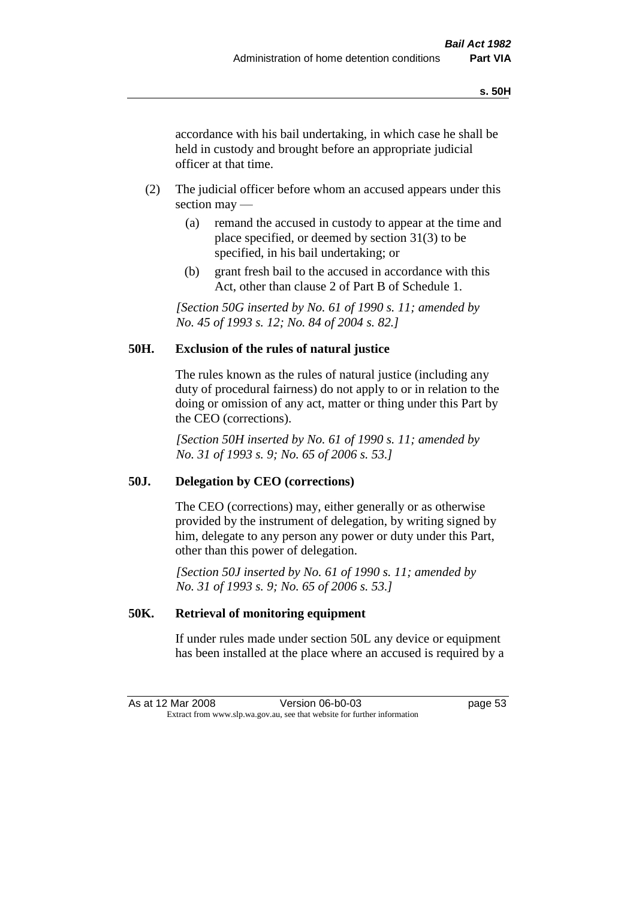accordance with his bail undertaking, in which case he shall be held in custody and brought before an appropriate judicial officer at that time.

(2) The judicial officer before whom an accused appears under this section may —

(a) remand the accused in custody to appear at the time and place specified, or deemed by section 31(3) to be specified, in his bail undertaking; or

(b) grant fresh bail to the accused in accordance with this Act, other than clause 2 of Part B of Schedule 1.

*[Section 50G inserted by No. 61 of 1990 s. 11; amended by No. 45 of 1993 s. 12; No. 84 of 2004 s. 82.]*

### 50H. Exclusion of the rules of natural justice

The rules known as the rules of natural justice (including any duty of procedural fairness) do not apply to or in relation to the doing or omission of any act, matter or thing under this Part by the CEO (corrections).

*[Section 50H inserted by No. 61 of 1990 s. 11; amended by No. 31 of 1993 s. 9; No. 65 of 2006 s. 53.]*

### 50J. Delegation by CEO (corrections)

The CEO (corrections) may, either generally or as otherwise provided by the instrument of delegation, by writing signed by him, delegate to any person any power or duty under this Part, other than this power of delegation.

*[Section 50J inserted by No. 61 of 1990 s. 11; amended by No. 31 of 1993 s. 9; No. 65 of 2006 s. 53.]*

### 50K. Retrieval of monitoring equipment

If under rules made under section 50L any device or equipment has been installed at the place where an accused is required by a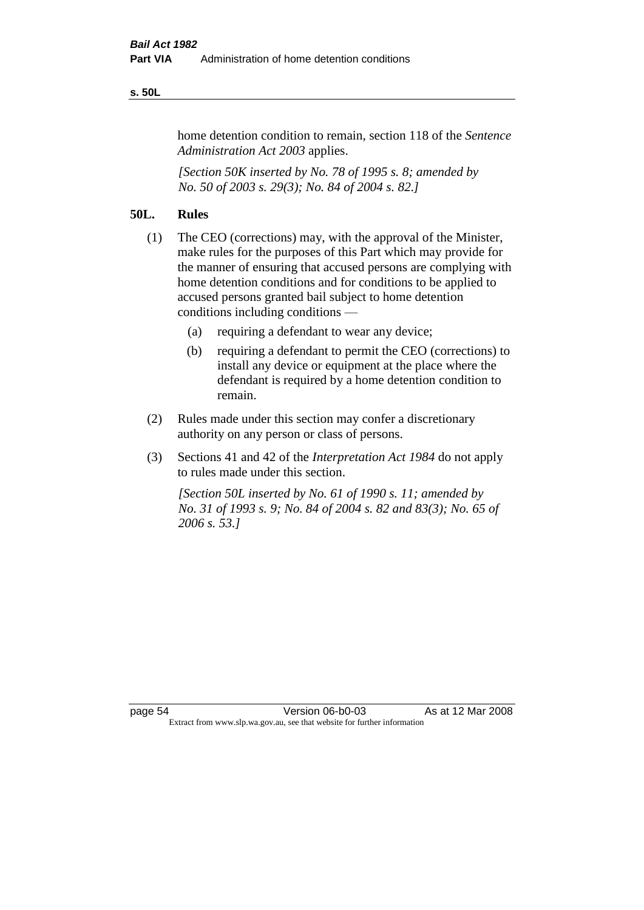home detention condition to remain, section 118 of the *Sentence Administration Act 2003* applies.

*[Section 50K inserted by No. 78 of 1995 s. 8; amended by No. 50 of 2003 s. 29(3); No. 84 of 2004 s. 82.]*

## 50L. Rules

(1) The CEO (corrections) may, with the approval of the Minister, make rules for the purposes of this Part which may provide for the manner of ensuring that accused persons are complying with home detention conditions and for conditions to be applied to accused persons granted bail subject to home detention conditions including conditions —

  (a) requiring a defendant to wear any device;

  (b) requiring a defendant to permit the CEO (corrections) to install any device or equipment at the place where the defendant is required by a home detention condition to remain.

(2) Rules made under this section may confer a discretionary authority on any person or class of persons.

(3) Sections 41 and 42 of the *Interpretation Act 1984* do not apply to rules made under this section.

*[Section 50L inserted by No. 61 of 1990 s. 11; amended by No. 31 of 1993 s. 9; No. 84 of 2004 s. 82 and 83(3); No. 65 of 2006 s. 53.]*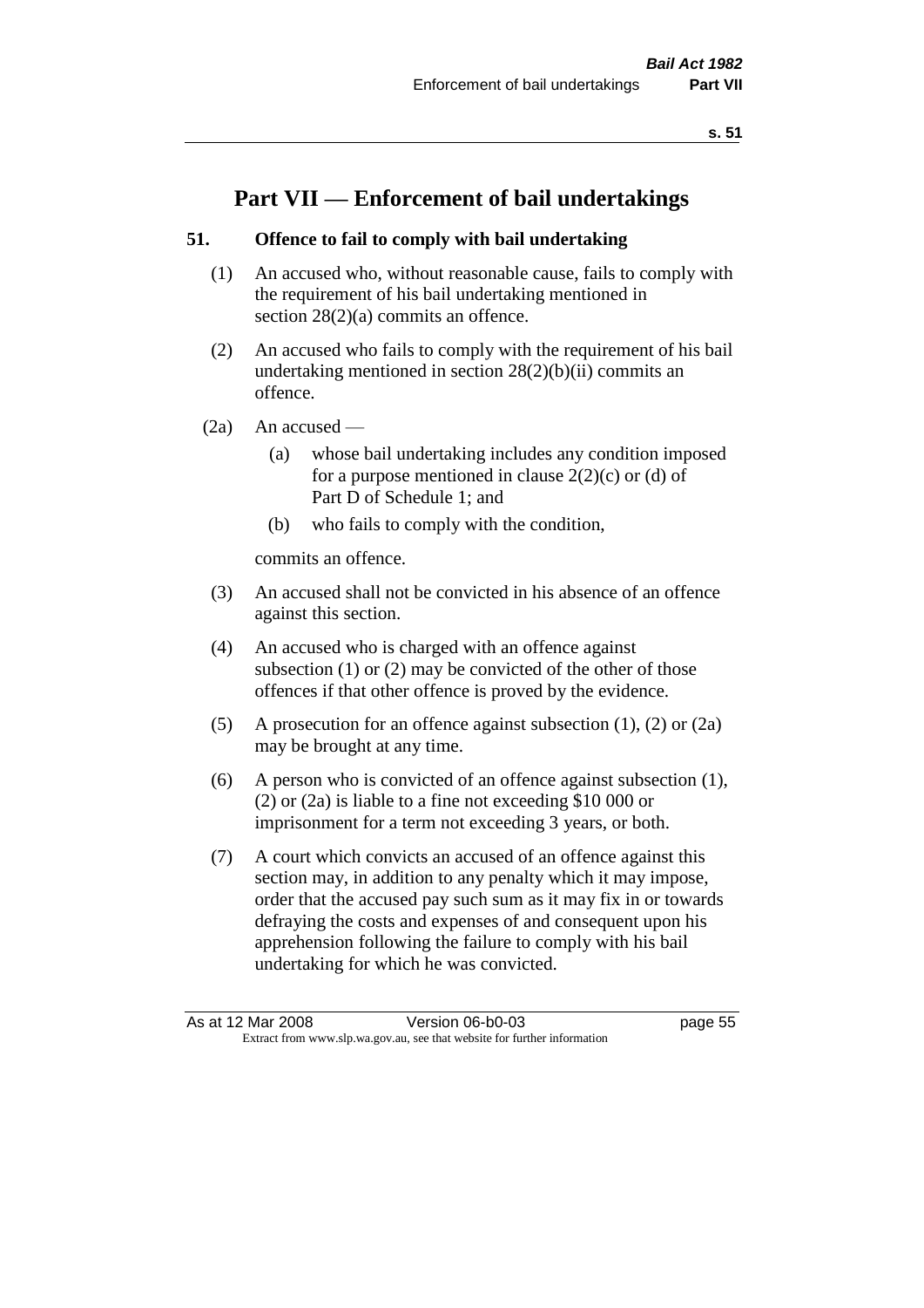# Part VII — Enforcement of bail undertakings

## 51. Offence to fail to comply with bail undertaking

(1) An accused who, without reasonable cause, fails to comply with the requirement of his bail undertaking mentioned in section 28(2)(a) commits an offence.

(2) An accused who fails to comply with the requirement of his bail undertaking mentioned in section 28(2)(b)(ii) commits an offence.

(2a) An accused —

(a) whose bail undertaking includes any condition imposed for a purpose mentioned in clause 2(2)(c) or (d) of Part D of Schedule 1; and

(b) who fails to comply with the condition,

commits an offence.

(3) An accused shall not be convicted in his absence of an offence against this section.

(4) An accused who is charged with an offence against subsection (1) or (2) may be convicted of the other of those offences if that other offence is proved by the evidence.

(5) A prosecution for an offence against subsection (1), (2) or (2a) may be brought at any time.

(6) A person who is convicted of an offence against subsection (1), (2) or (2a) is liable to a fine not exceeding $10 000 or imprisonment for a term not exceeding 3 years, or both.

(7) A court which convicts an accused of an offence against this section may, in addition to any penalty which it may impose, order that the accused pay such sum as it may fix in or towards defraying the costs and expenses of and consequent upon his apprehension following the failure to comply with his bail undertaking for which he was convicted.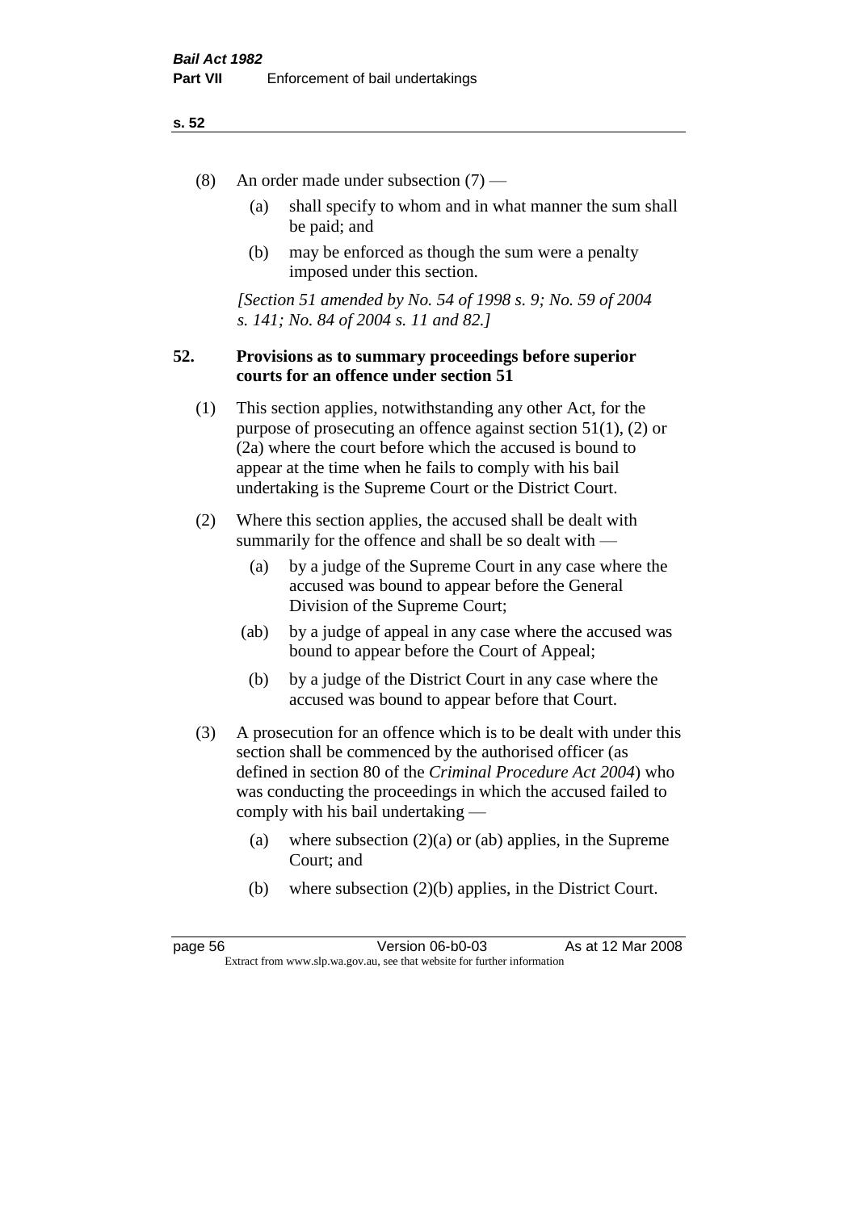(8) An order made under subsection (7) —

(a) shall specify to whom and in what manner the sum shall be paid; and

(b) may be enforced as though the sum were a penalty imposed under this section.

*[Section 51 amended by No. 54 of 1998 s. 9; No. 59 of 2004 s. 141; No. 84 of 2004 s. 11 and 82.]*

## 52. Provisions as to summary proceedings before superior courts for an offence under section 51

(1) This section applies, notwithstanding any other Act, for the purpose of prosecuting an offence against section 51(1), (2) or (2a) where the court before which the accused is bound to appear at the time when he fails to comply with his bail undertaking is the Supreme Court or the District Court.

(2) Where this section applies, the accused shall be dealt with summarily for the offence and shall be so dealt with —

(a) by a judge of the Supreme Court in any case where the accused was bound to appear before the General Division of the Supreme Court;

(ab) by a judge of appeal in any case where the accused was bound to appear before the Court of Appeal;

(b) by a judge of the District Court in any case where the accused was bound to appear before that Court.

(3) A prosecution for an offence which is to be dealt with under this section shall be commenced by the authorised officer (as defined in section 80 of the *Criminal Procedure Act 2004*) who was conducting the proceedings in which the accused failed to comply with his bail undertaking —

(a) where subsection (2)(a) or (ab) applies, in the Supreme Court; and

(b) where subsection (2)(b) applies, in the District Court.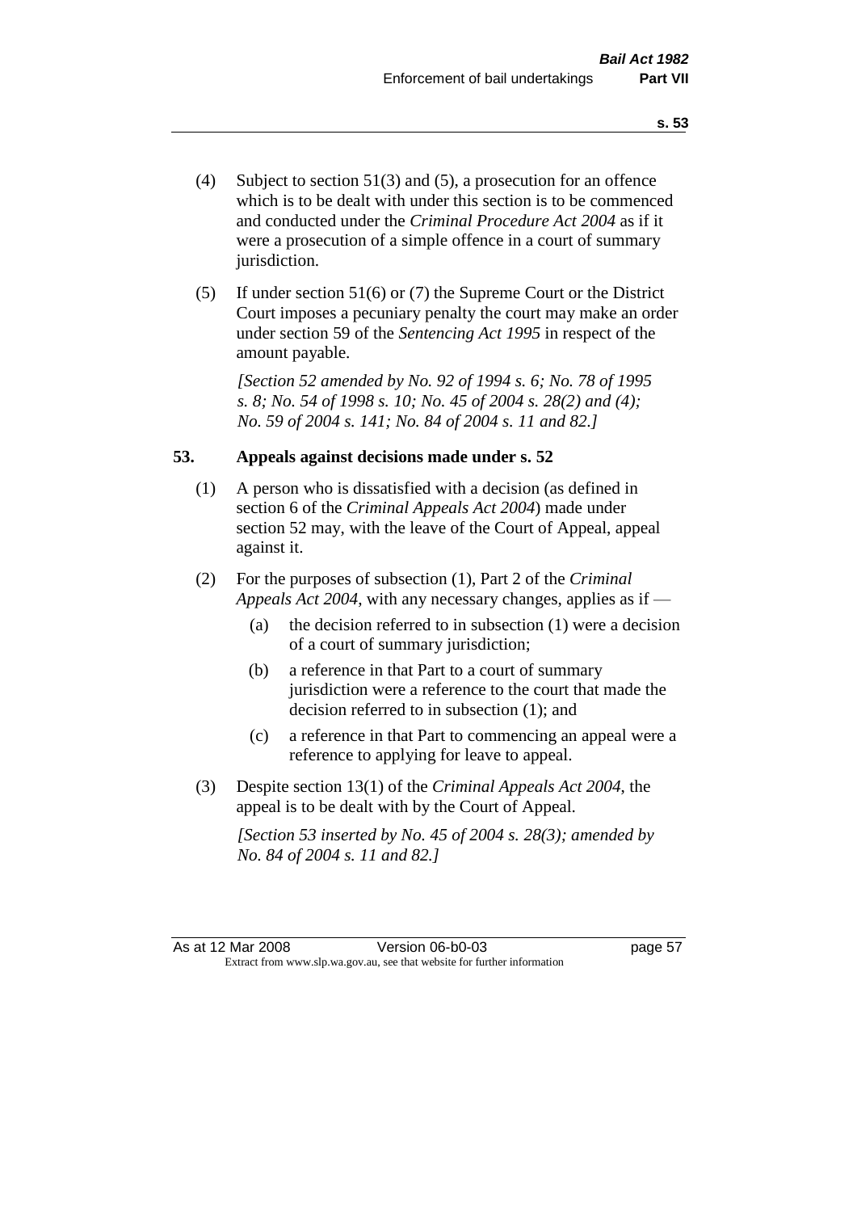(4) Subject to section 51(3) and (5), a prosecution for an offence which is to be dealt with under this section is to be commenced and conducted under the *Criminal Procedure Act 2004* as if it were a prosecution of a simple offence in a court of summary jurisdiction.

(5) If under section 51(6) or (7) the Supreme Court or the District Court imposes a pecuniary penalty the court may make an order under section 59 of the *Sentencing Act 1995* in respect of the amount payable.

*[Section 52 amended by No. 92 of 1994 s. 6; No. 78 of 1995 s. 8; No. 54 of 1998 s. 10; No. 45 of 2004 s. 28(2) and (4); No. 59 of 2004 s. 141; No. 84 of 2004 s. 11 and 82.]*

### 53. Appeals against decisions made under s. 52

(1) A person who is dissatisfied with a decision (as defined in section 6 of the *Criminal Appeals Act 2004*) made under section 52 may, with the leave of the Court of Appeal, appeal against it.

(2) For the purposes of subsection (1), Part 2 of the *Criminal Appeals Act 2004*, with any necessary changes, applies as if —

(a) the decision referred to in subsection (1) were a decision of a court of summary jurisdiction;

(b) a reference in that Part to a court of summary jurisdiction were a reference to the court that made the decision referred to in subsection (1); and

(c) a reference in that Part to commencing an appeal were a reference to applying for leave to appeal.

(3) Despite section 13(1) of the *Criminal Appeals Act 2004*, the appeal is to be dealt with by the Court of Appeal.

*[Section 53 inserted by No. 45 of 2004 s. 28(3); amended by No. 84 of 2004 s. 11 and 82.]*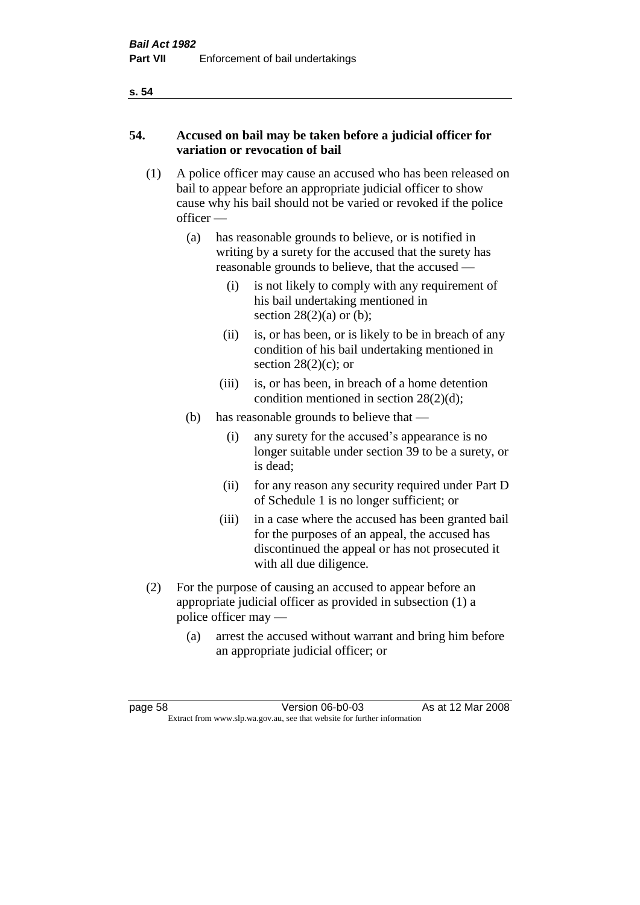## 54. Accused on bail may be taken before a judicial officer for variation or revocation of bail

(1) A police officer may cause an accused who has been released on bail to appear before an appropriate judicial officer to show cause why his bail should not be varied or revoked if the police officer —

- (a) has reasonable grounds to believe, or is notified in writing by a surety for the accused that the surety has reasonable grounds to believe, that the accused —
  - (i) is not likely to comply with any requirement of his bail undertaking mentioned in section 28(2)(a) or (b);
  - (ii) is, or has been, or is likely to be in breach of any condition of his bail undertaking mentioned in section 28(2)(c); or
  - (iii) is, or has been, in breach of a home detention condition mentioned in section 28(2)(d);
- (b) has reasonable grounds to believe that —
  - (i) any surety for the accused's appearance is no longer suitable under section 39 to be a surety, or is dead;
  - (ii) for any reason any security required under Part D of Schedule 1 is no longer sufficient; or
  - (iii) in a case where the accused has been granted bail for the purposes of an appeal, the accused has discontinued the appeal or has not prosecuted it with all due diligence.

(2) For the purpose of causing an accused to appear before an appropriate judicial officer as provided in subsection (1) a police officer may —

- (a) arrest the accused without warrant and bring him before an appropriate judicial officer; or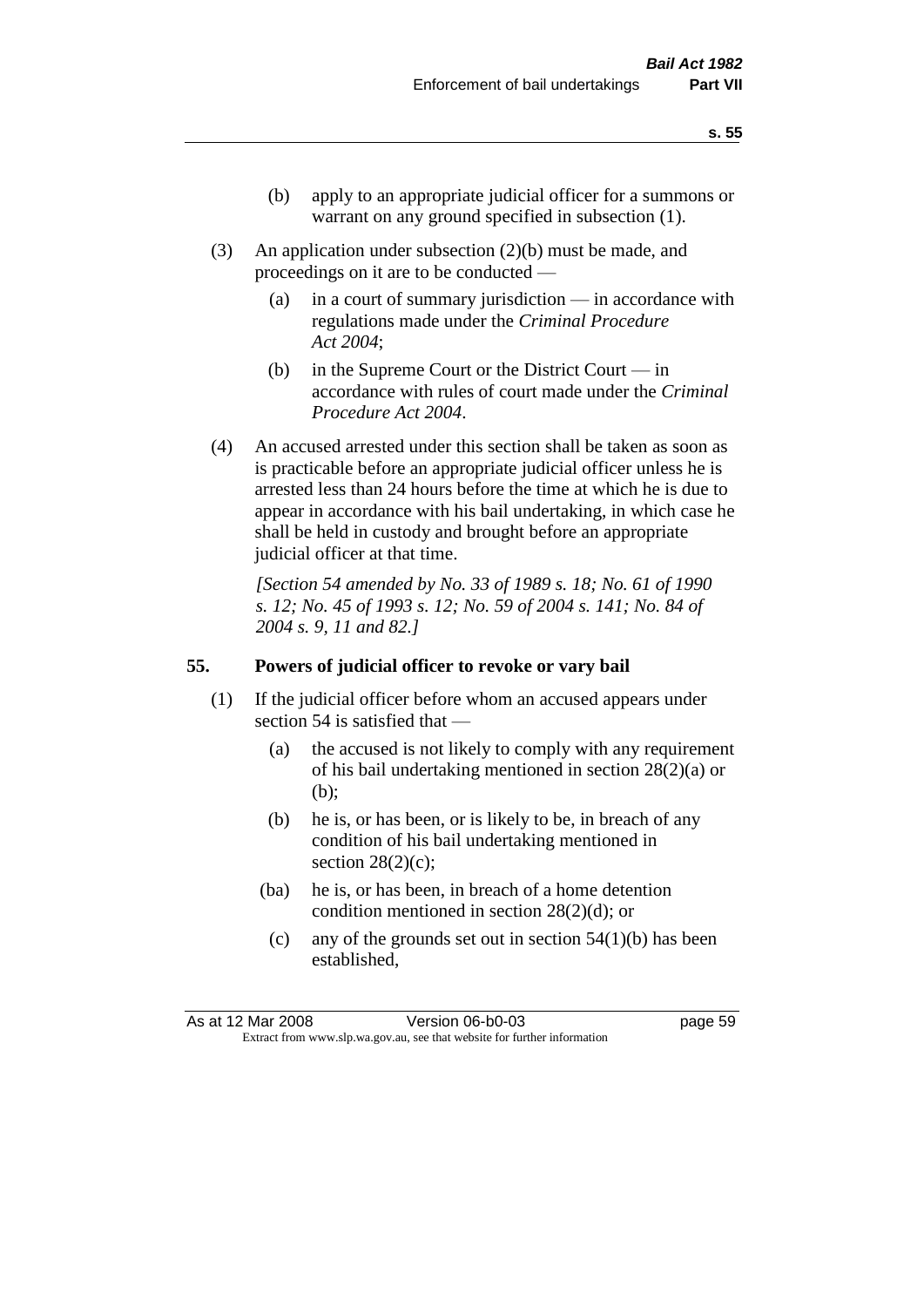(b) apply to an appropriate judicial officer for a summons or warrant on any ground specified in subsection (1).

(3) An application under subsection (2)(b) must be made, and proceedings on it are to be conducted —

(a) in a court of summary jurisdiction — in accordance with regulations made under the *Criminal Procedure Act 2004*;

(b) in the Supreme Court or the District Court — in accordance with rules of court made under the *Criminal Procedure Act 2004*.

(4) An accused arrested under this section shall be taken as soon as is practicable before an appropriate judicial officer unless he is arrested less than 24 hours before the time at which he is due to appear in accordance with his bail undertaking, in which case he shall be held in custody and brought before an appropriate judicial officer at that time.

*[Section 54 amended by No. 33 of 1989 s. 18; No. 61 of 1990 s. 12; No. 45 of 1993 s. 12; No. 59 of 2004 s. 141; No. 84 of 2004 s. 9, 11 and 82.]*

## 55. Powers of judicial officer to revoke or vary bail

(1) If the judicial officer before whom an accused appears under section 54 is satisfied that —

(a) the accused is not likely to comply with any requirement of his bail undertaking mentioned in section 28(2)(a) or (b);

(b) he is, or has been, or is likely to be, in breach of any condition of his bail undertaking mentioned in section 28(2)(c);

(ba) he is, or has been, in breach of a home detention condition mentioned in section 28(2)(d); or

(c) any of the grounds set out in section 54(1)(b) has been established,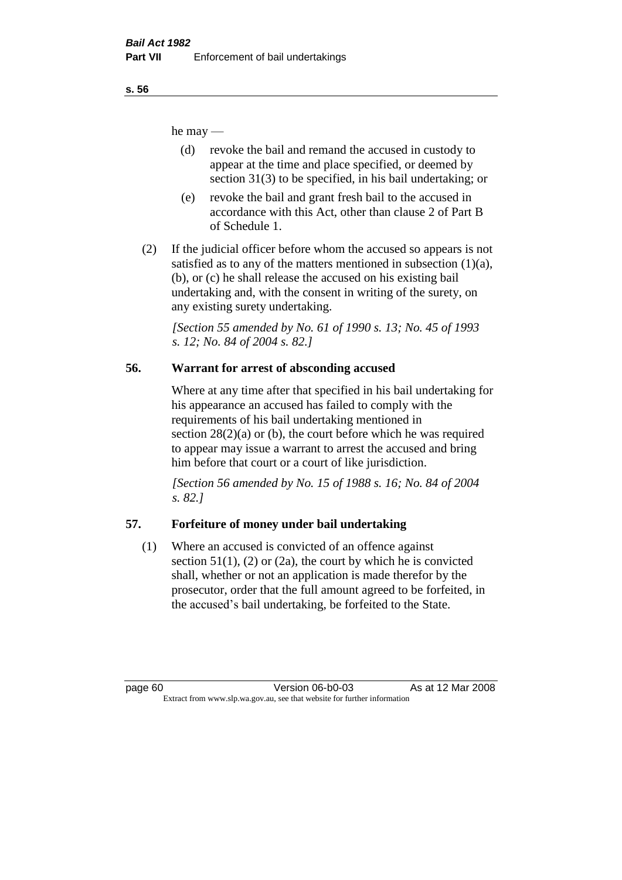he may —

(d) revoke the bail and remand the accused in custody to appear at the time and place specified, or deemed by section 31(3) to be specified, in his bail undertaking; or

(e) revoke the bail and grant fresh bail to the accused in accordance with this Act, other than clause 2 of Part B of Schedule 1.

(2) If the judicial officer before whom the accused so appears is not satisfied as to any of the matters mentioned in subsection (1)(a), (b), or (c) he shall release the accused on his existing bail undertaking and, with the consent in writing of the surety, on any existing surety undertaking.

*[Section 55 amended by No. 61 of 1990 s. 13; No. 45 of 1993 s. 12; No. 84 of 2004 s. 82.]*

## 56. Warrant for arrest of absconding accused

Where at any time after that specified in his bail undertaking for his appearance an accused has failed to comply with the requirements of his bail undertaking mentioned in section 28(2)(a) or (b), the court before which he was required to appear may issue a warrant to arrest the accused and bring him before that court or a court of like jurisdiction.

*[Section 56 amended by No. 15 of 1988 s. 16; No. 84 of 2004 s. 82.]*

## 57. Forfeiture of money under bail undertaking

(1) Where an accused is convicted of an offence against section 51(1), (2) or (2a), the court by which he is convicted shall, whether or not an application is made therefor by the prosecutor, order that the full amount agreed to be forfeited, in the accused's bail undertaking, be forfeited to the State.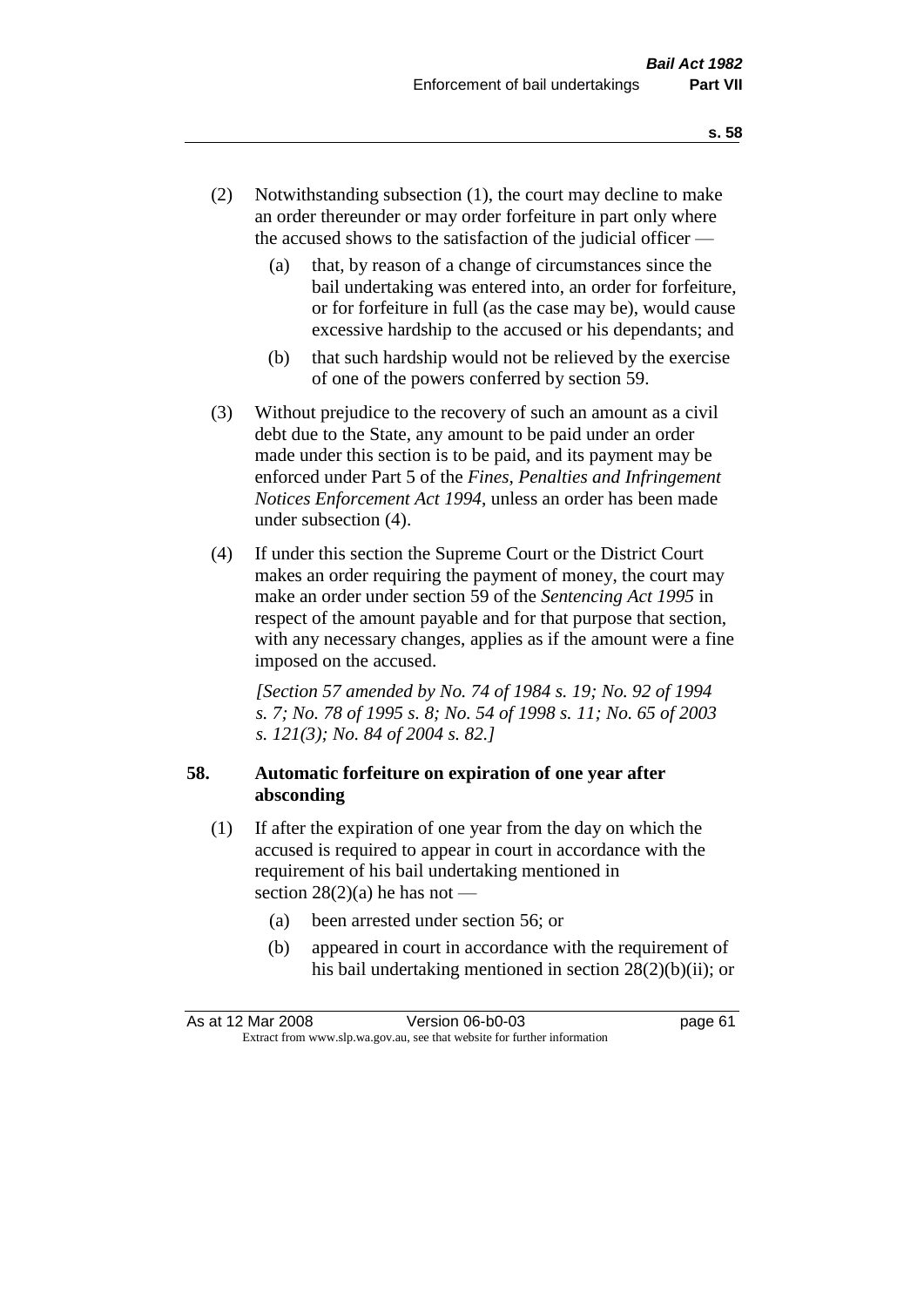(2) Notwithstanding subsection (1), the court may decline to make an order thereunder or may order forfeiture in part only where the accused shows to the satisfaction of the judicial officer —

(a) that, by reason of a change of circumstances since the bail undertaking was entered into, an order for forfeiture, or for forfeiture in full (as the case may be), would cause excessive hardship to the accused or his dependants; and

(b) that such hardship would not be relieved by the exercise of one of the powers conferred by section 59.

(3) Without prejudice to the recovery of such an amount as a civil debt due to the State, any amount to be paid under an order made under this section is to be paid, and its payment may be enforced under Part 5 of the *Fines, Penalties and Infringement Notices Enforcement Act 1994*, unless an order has been made under subsection (4).

(4) If under this section the Supreme Court or the District Court makes an order requiring the payment of money, the court may make an order under section 59 of the *Sentencing Act 1995* in respect of the amount payable and for that purpose that section, with any necessary changes, applies as if the amount were a fine imposed on the accused.

*[Section 57 amended by No. 74 of 1984 s. 19; No. 92 of 1994 s. 7; No. 78 of 1995 s. 8; No. 54 of 1998 s. 11; No. 65 of 2003 s. 121(3); No. 84 of 2004 s. 82.]*

### 58. Automatic forfeiture on expiration of one year after absconding

(1) If after the expiration of one year from the day on which the accused is required to appear in court in accordance with the requirement of his bail undertaking mentioned in section 28(2)(a) he has not —

(a) been arrested under section 56; or

(b) appeared in court in accordance with the requirement of his bail undertaking mentioned in section 28(2)(b)(ii); or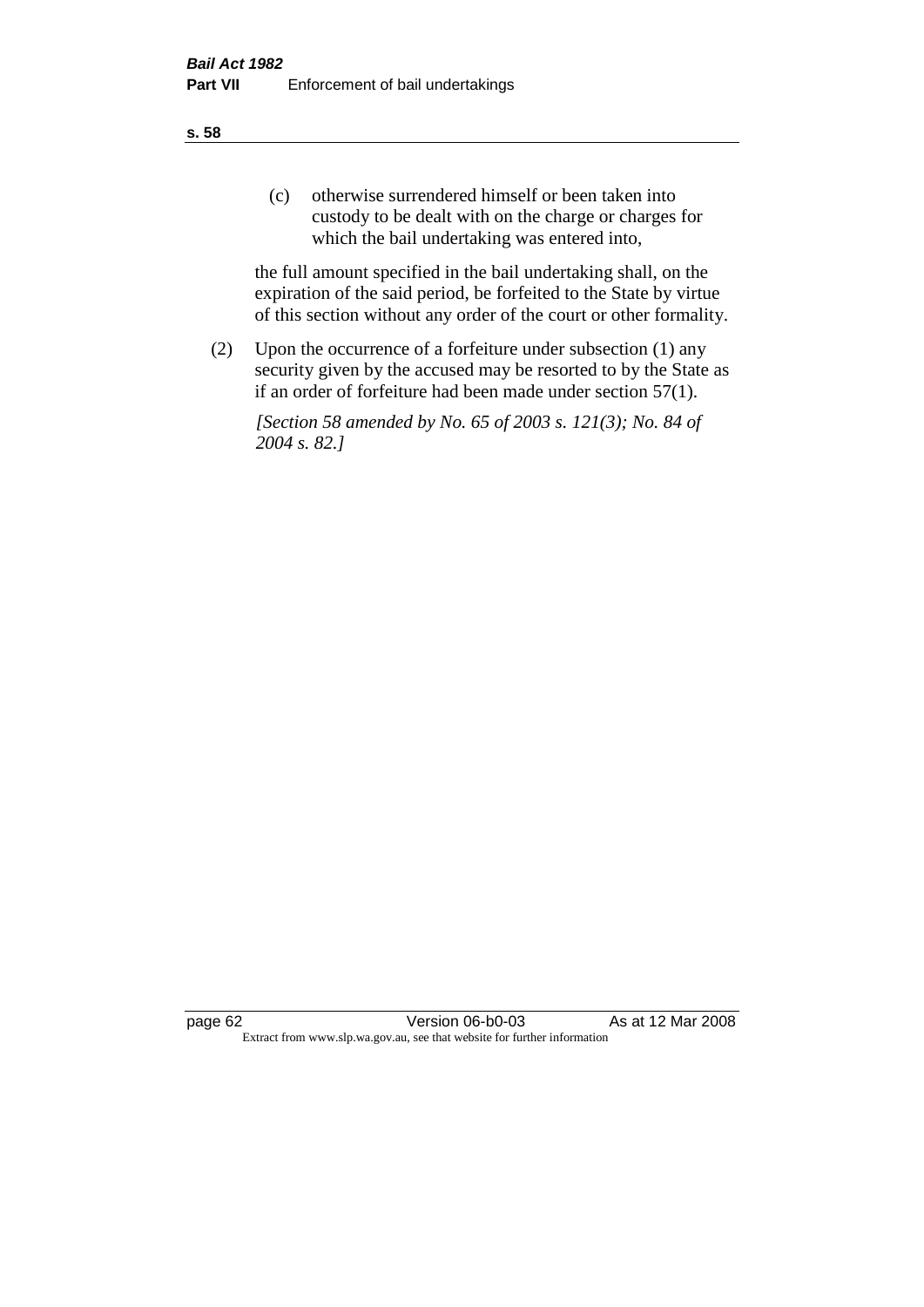(c) otherwise surrendered himself or been taken into custody to be dealt with on the charge or charges for which the bail undertaking was entered into,

the full amount specified in the bail undertaking shall, on the expiration of the said period, be forfeited to the State by virtue of this section without any order of the court or other formality.

(2) Upon the occurrence of a forfeiture under subsection (1) any security given by the accused may be resorted to by the State as if an order of forfeiture had been made under section 57(1).

*[Section 58 amended by No. 65 of 2003 s. 121(3); No. 84 of 2004 s. 82.]*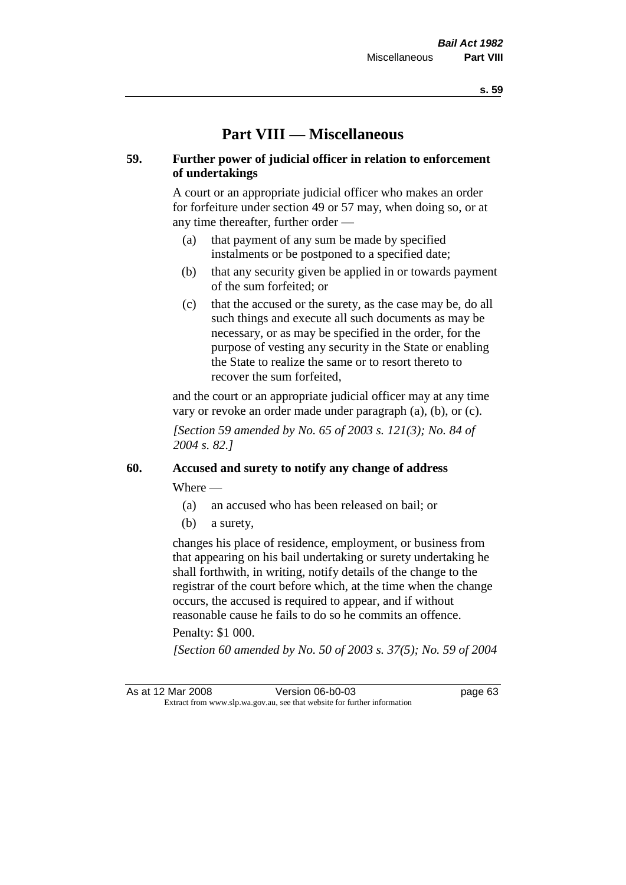# Part VIII — Miscellaneous

## 59. Further power of judicial officer in relation to enforcement of undertakings

A court or an appropriate judicial officer who makes an order for forfeiture under section 49 or 57 may, when doing so, or at any time thereafter, further order —

(a) that payment of any sum be made by specified instalments or be postponed to a specified date;

(b) that any security given be applied in or towards payment of the sum forfeited; or

(c) that the accused or the surety, as the case may be, do all such things and execute all such documents as may be necessary, or as may be specified in the order, for the purpose of vesting any security in the State or enabling the State to realize the same or to resort thereto to recover the sum forfeited,

and the court or an appropriate judicial officer may at any time vary or revoke an order made under paragraph (a), (b), or (c).

*[Section 59 amended by No. 65 of 2003 s. 121(3); No. 84 of 2004 s. 82.]*

## 60. Accused and surety to notify any change of address

Where —

(a) an accused who has been released on bail; or

(b) a surety,

changes his place of residence, employment, or business from that appearing on his bail undertaking or surety undertaking he shall forthwith, in writing, notify details of the change to the registrar of the court before which, at the time when the change occurs, the accused is required to appear, and if without reasonable cause he fails to do so he commits an offence.

Penalty: $1 000.

*[Section 60 amended by No. 50 of 2003 s. 37(5); No. 59 of 2004*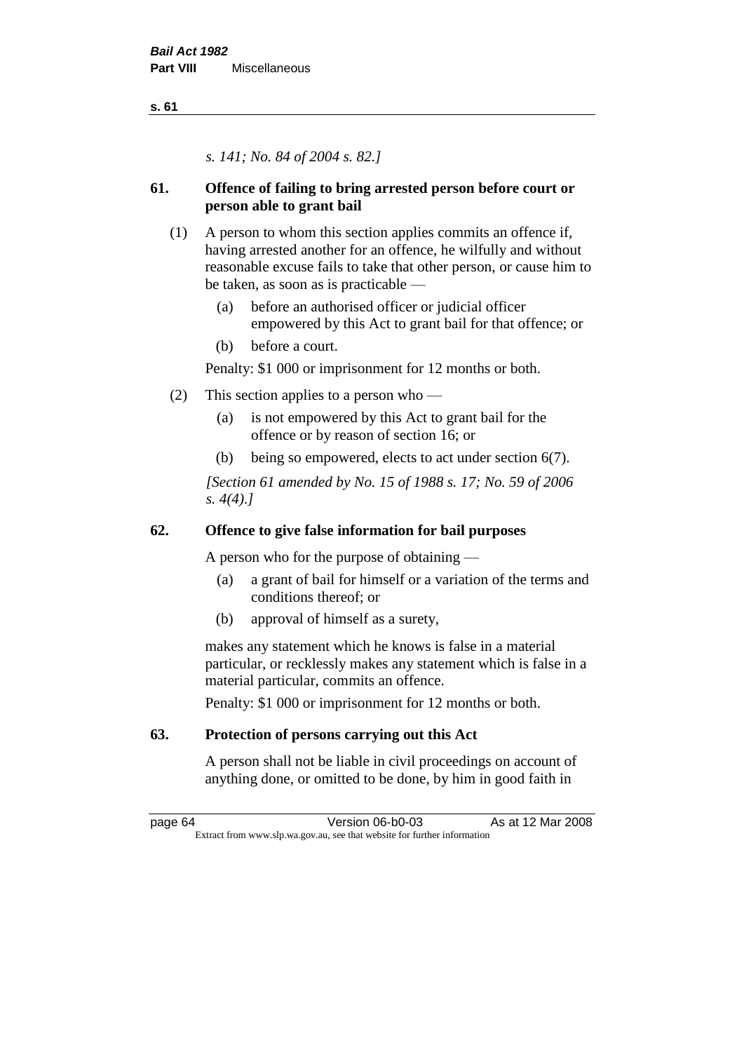*s. 141; No. 84 of 2004 s. 82.]*

## 61. Offence of failing to bring arrested person before court or person able to grant bail

(1) A person to whom this section applies commits an offence if, having arrested another for an offence, he wilfully and without reasonable excuse fails to take that other person, or cause him to be taken, as soon as is practicable —

(a) before an authorised officer or judicial officer empowered by this Act to grant bail for that offence; or

(b) before a court.

Penalty: $1 000 or imprisonment for 12 months or both.

(2) This section applies to a person who —

(a) is not empowered by this Act to grant bail for the offence or by reason of section 16; or

(b) being so empowered, elects to act under section 6(7).

*[Section 61 amended by No. 15 of 1988 s. 17; No. 59 of 2006 s. 4(4).]*

## 62. Offence to give false information for bail purposes

A person who for the purpose of obtaining —

(a) a grant of bail for himself or a variation of the terms and conditions thereof; or

(b) approval of himself as a surety,

makes any statement which he knows is false in a material particular, or recklessly makes any statement which is false in a material particular, commits an offence.

Penalty: $1 000 or imprisonment for 12 months or both.

## 63. Protection of persons carrying out this Act

A person shall not be liable in civil proceedings on account of anything done, or omitted to be done, by him in good faith in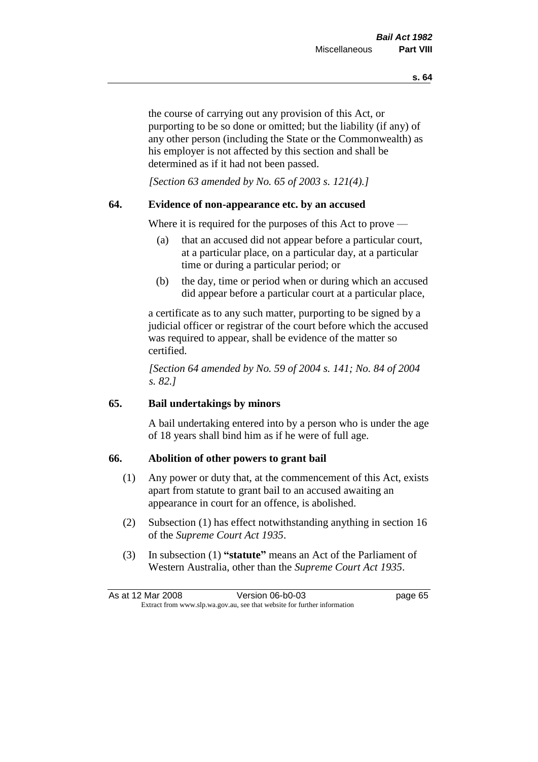the course of carrying out any provision of this Act, or purporting to be so done or omitted; but the liability (if any) of any other person (including the State or the Commonwealth) as his employer is not affected by this section and shall be determined as if it had not been passed.

*[Section 63 amended by No. 65 of 2003 s. 121(4).]*

## 64. Evidence of non-appearance etc. by an accused

Where it is required for the purposes of this Act to prove —

(a) that an accused did not appear before a particular court, at a particular place, on a particular day, at a particular time or during a particular period; or

(b) the day, time or period when or during which an accused did appear before a particular court at a particular place,

a certificate as to any such matter, purporting to be signed by a judicial officer or registrar of the court before which the accused was required to appear, shall be evidence of the matter so certified.

*[Section 64 amended by No. 59 of 2004 s. 141; No. 84 of 2004 s. 82.]*

## 65. Bail undertakings by minors

A bail undertaking entered into by a person who is under the age of 18 years shall bind him as if he were of full age.

## 66. Abolition of other powers to grant bail

(1) Any power or duty that, at the commencement of this Act, exists apart from statute to grant bail to an accused awaiting an appearance in court for an offence, is abolished.

(2) Subsection (1) has effect notwithstanding anything in section 16 of the *Supreme Court Act 1935*.

(3) In subsection (1) **"statute"** means an Act of the Parliament of Western Australia, other than the *Supreme Court Act 1935*.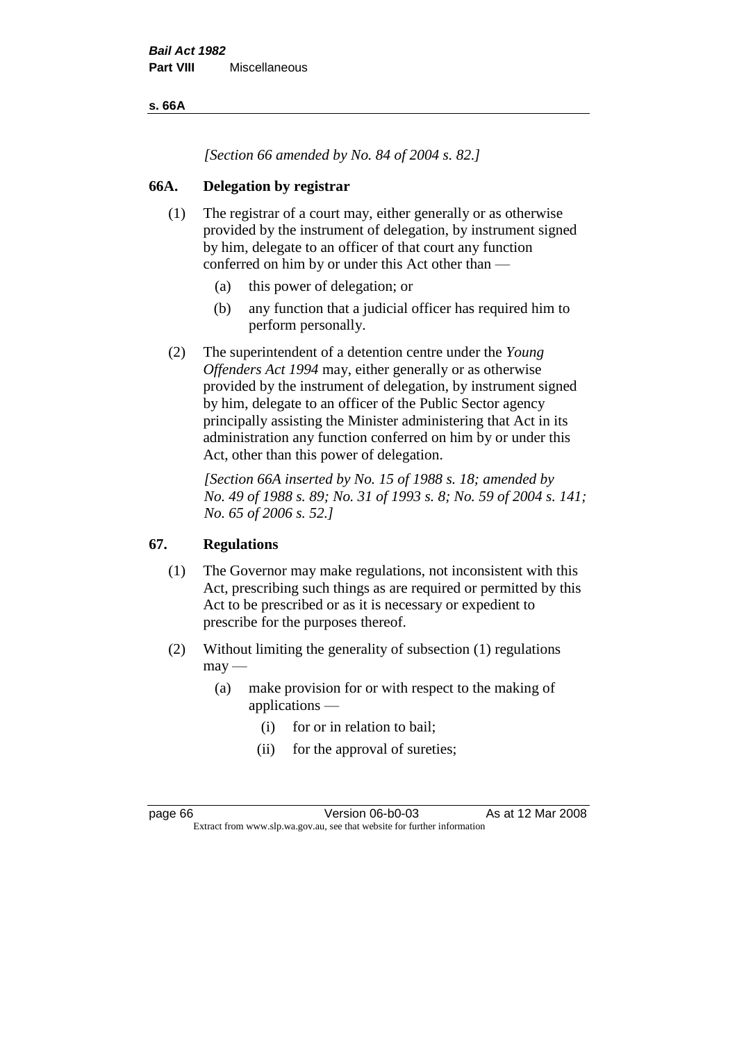*[Section 66 amended by No. 84 of 2004 s. 82.]*

## 66A. Delegation by registrar

(1) The registrar of a court may, either generally or as otherwise provided by the instrument of delegation, by instrument signed by him, delegate to an officer of that court any function conferred on him by or under this Act other than —

- (a) this power of delegation; or
- (b) any function that a judicial officer has required him to perform personally.

(2) The superintendent of a detention centre under the *Young Offenders Act 1994* may, either generally or as otherwise provided by the instrument of delegation, by instrument signed by him, delegate to an officer of the Public Sector agency principally assisting the Minister administering that Act in its administration any function conferred on him by or under this Act, other than this power of delegation.

*[Section 66A inserted by No. 15 of 1988 s. 18; amended by No. 49 of 1988 s. 89; No. 31 of 1993 s. 8; No. 59 of 2004 s. 141; No. 65 of 2006 s. 52.]*

## 67. Regulations

(1) The Governor may make regulations, not inconsistent with this Act, prescribing such things as are required or permitted by this Act to be prescribed or as it is necessary or expedient to prescribe for the purposes thereof.

(2) Without limiting the generality of subsection (1) regulations may —

- (a) make provision for or with respect to the making of applications —
  - (i) for or in relation to bail;
  - (ii) for the approval of sureties;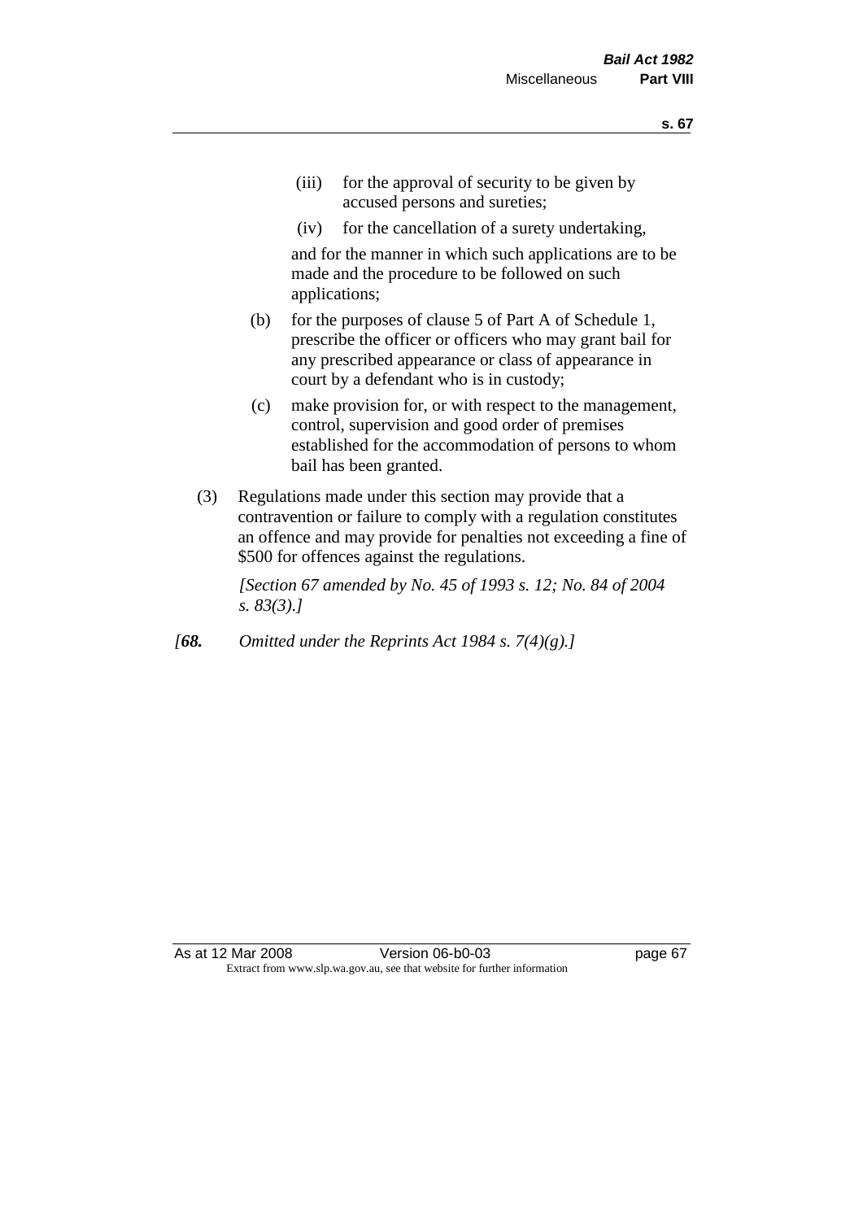(iii) for the approval of security to be given by accused persons and sureties;

(iv) for the cancellation of a surety undertaking,

and for the manner in which such applications are to be made and the procedure to be followed on such applications;

(b) for the purposes of clause 5 of Part A of Schedule 1, prescribe the officer or officers who may grant bail for any prescribed appearance or class of appearance in court by a defendant who is in custody;

(c) make provision for, or with respect to the management, control, supervision and good order of premises established for the accommodation of persons to whom bail has been granted.

(3) Regulations made under this section may provide that a contravention or failure to comply with a regulation constitutes an offence and may provide for penalties not exceeding a fine of $500 for offences against the regulations.

*[Section 67 amended by No. 45 of 1993 s. 12; No. 84 of 2004 s. 83(3).]*

*[**68.** Omitted under the Reprints Act 1984 s. 7(4)(g).]*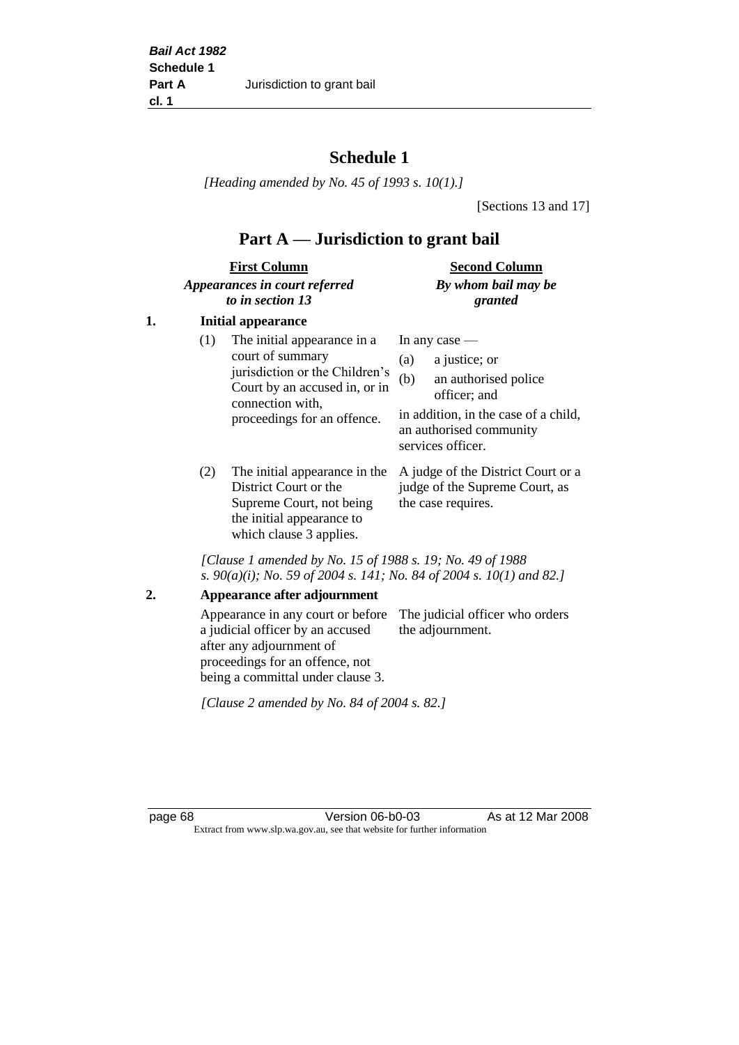# Schedule 1

*[Heading amended by No. 45 of 1993 s. 10(1).]*

[Sections 13 and 17]

## Part A — Jurisdiction to grant bail

| First Column *Appearances in court referred to in section 13* | Second Column *By whom bail may be granted* |
|---|---|
| **1. Initial appearance** | |
| (1) The initial appearance in a court of summary jurisdiction or the Children's Court by an accused in, or in connection with, proceedings for an offence. | In any case — (a) a justice; or (b) an authorised police officer; and in addition, in the case of a child, an authorised community services officer. |
| (2) The initial appearance in the District Court or the Supreme Court, not being the initial appearance to which clause 3 applies. | A judge of the District Court or a judge of the Supreme Court, as the case requires. |

*[Clause 1 amended by No. 15 of 1988 s. 19; No. 49 of 1988 s. 90(a)(i); No. 59 of 2004 s. 141; No. 84 of 2004 s. 10(1) and 82.]*

| First Column | Second Column |
|---|---|
| **2. Appearance after adjournment** | |
| Appearance in any court or before a judicial officer by an accused after any adjournment of proceedings for an offence, not being a committal under clause 3. | The judicial officer who orders the adjournment. |

*[Clause 2 amended by No. 84 of 2004 s. 82.]*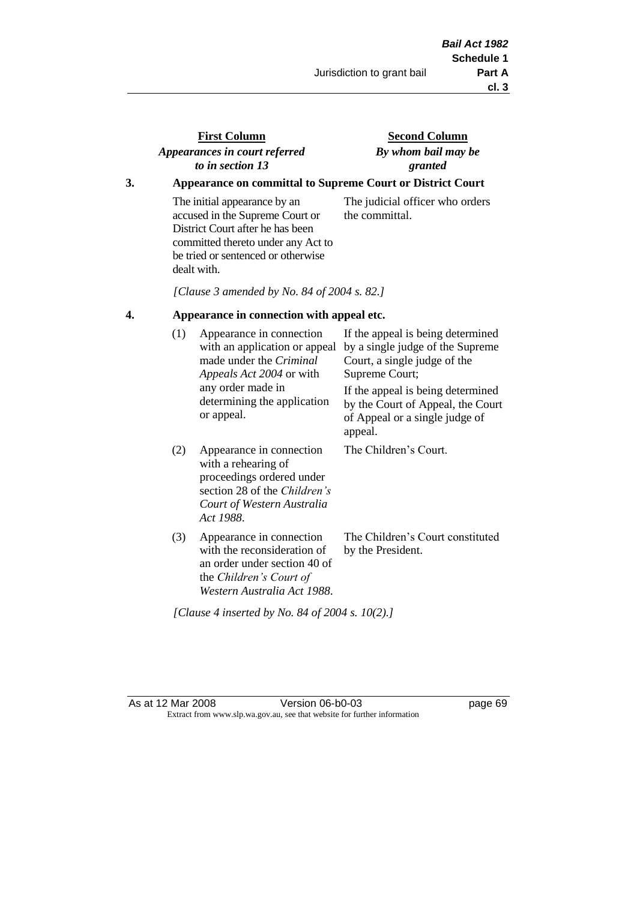| First Column<br>*Appearances in court referred to in section 13* | | Second Column<br>*By whom bail may be granted* |
|---|---|---|

**3. Appearance on committal to Supreme Court or District Court**

| | |
|---|---|
| The initial appearance by an accused in the Supreme Court or District Court after he has been committed thereto under any Act to be tried or sentenced or otherwise dealt with. | The judicial officer who orders the committal. |

*[Clause 3 amended by No. 84 of 2004 s. 82.]*

**4. Appearance in connection with appeal etc.**

| | | |
|---|---|---|
| (1) | Appearance in connection with an application or appeal made under the *Criminal Appeals Act 2004* or with any order made in determining the application or appeal. | If the appeal is being determined by a single judge of the Supreme Court, a single judge of the Supreme Court;<br><br>If the appeal is being determined by the Court of Appeal, the Court of Appeal or a single judge of appeal. |
| (2) | Appearance in connection with a rehearing of proceedings ordered under section 28 of the *Children's Court of Western Australia Act 1988*. | The Children's Court. |
| (3) | Appearance in connection with the reconsideration of an order under section 40 of the *Children's Court of Western Australia Act 1988*. | The Children's Court constituted by the President. |

*[Clause 4 inserted by No. 84 of 2004 s. 10(2).]*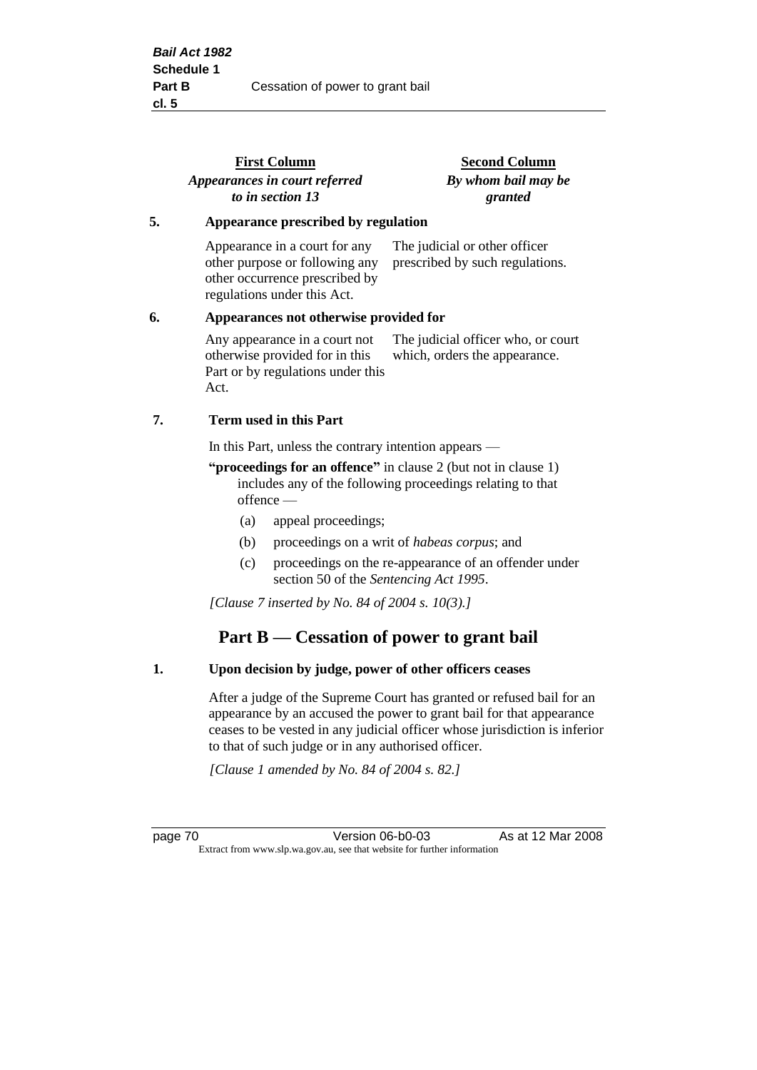| First Column *Appearances in court referred to in section 13* | Second Column *By whom bail may be granted* |
| --- | --- |
| **5. Appearance prescribed by regulation** | |
| Appearance in a court for any other purpose or following any other occurrence prescribed by regulations under this Act. | The judicial or other officer prescribed by such regulations. |
| **6. Appearances not otherwise provided for** | |
| Any appearance in a court not otherwise provided for in this Part or by regulations under this Act. | The judicial officer who, or court which, orders the appearance. |

**7. Term used in this Part**

In this Part, unless the contrary intention appears —

**"proceedings for an offence"** in clause 2 (but not in clause 1) includes any of the following proceedings relating to that offence —

(a) appeal proceedings;

(b) proceedings on a writ of *habeas corpus*; and

(c) proceedings on the re-appearance of an offender under section 50 of the *Sentencing Act 1995*.

*[Clause 7 inserted by No. 84 of 2004 s. 10(3).]*

## Part B — Cessation of power to grant bail

**1. Upon decision by judge, power of other officers ceases**

After a judge of the Supreme Court has granted or refused bail for an appearance by an accused the power to grant bail for that appearance ceases to be vested in any judicial officer whose jurisdiction is inferior to that of such judge or in any authorised officer.

*[Clause 1 amended by No. 84 of 2004 s. 82.]*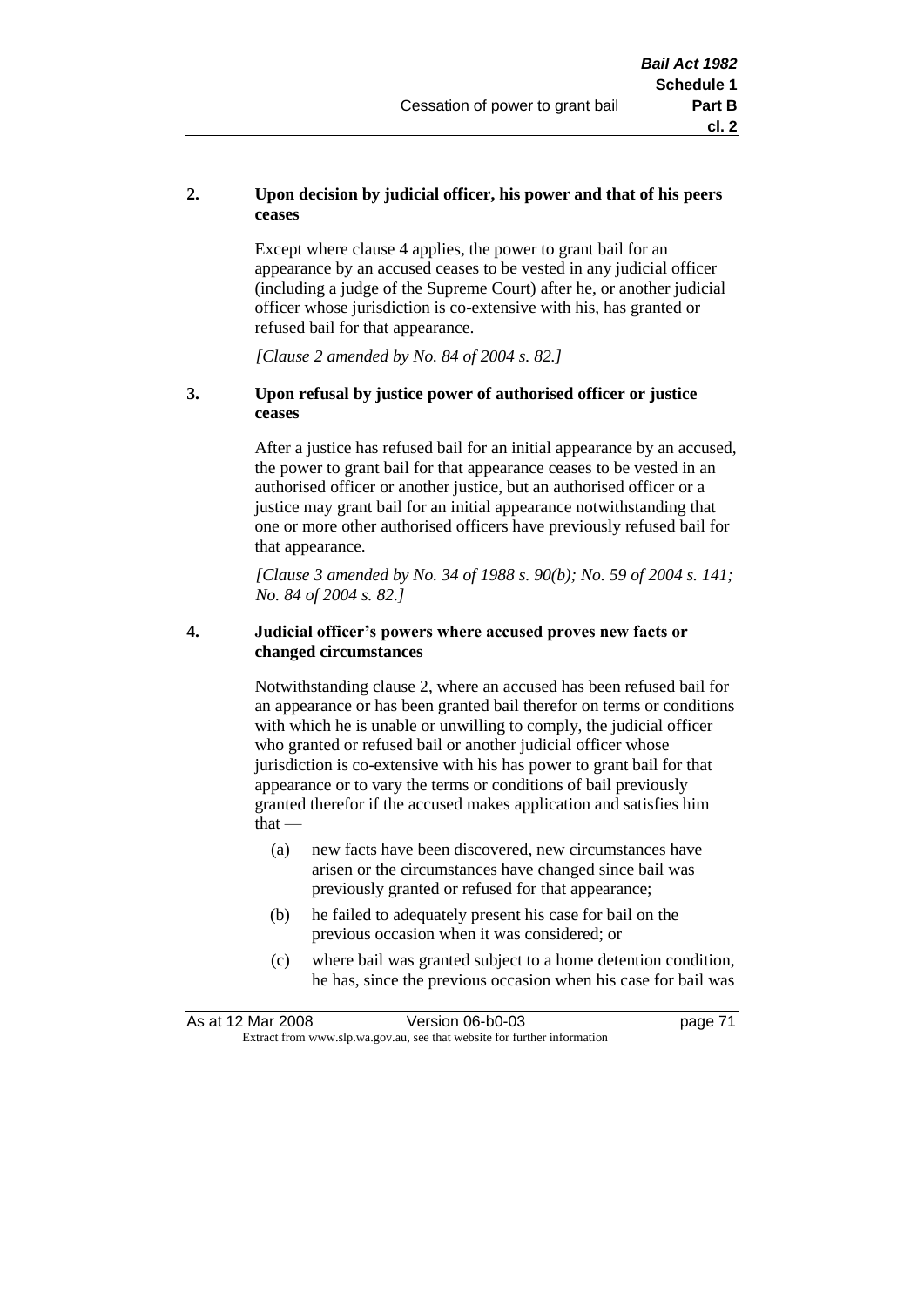**2. Upon decision by judicial officer, his power and that of his peers ceases**

Except where clause 4 applies, the power to grant bail for an appearance by an accused ceases to be vested in any judicial officer (including a judge of the Supreme Court) after he, or another judicial officer whose jurisdiction is co-extensive with his, has granted or refused bail for that appearance.

*[Clause 2 amended by No. 84 of 2004 s. 82.]*

**3. Upon refusal by justice power of authorised officer or justice ceases**

After a justice has refused bail for an initial appearance by an accused, the power to grant bail for that appearance ceases to be vested in an authorised officer or another justice, but an authorised officer or a justice may grant bail for an initial appearance notwithstanding that one or more other authorised officers have previously refused bail for that appearance.

*[Clause 3 amended by No. 34 of 1988 s. 90(b); No. 59 of 2004 s. 141; No. 84 of 2004 s. 82.]*

**4. Judicial officer's powers where accused proves new facts or changed circumstances**

Notwithstanding clause 2, where an accused has been refused bail for an appearance or has been granted bail therefor on terms or conditions with which he is unable or unwilling to comply, the judicial officer who granted or refused bail or another judicial officer whose jurisdiction is co-extensive with his has power to grant bail for that appearance or to vary the terms or conditions of bail previously granted therefor if the accused makes application and satisfies him that —

(a) new facts have been discovered, new circumstances have arisen or the circumstances have changed since bail was previously granted or refused for that appearance;

(b) he failed to adequately present his case for bail on the previous occasion when it was considered; or

(c) where bail was granted subject to a home detention condition, he has, since the previous occasion when his case for bail was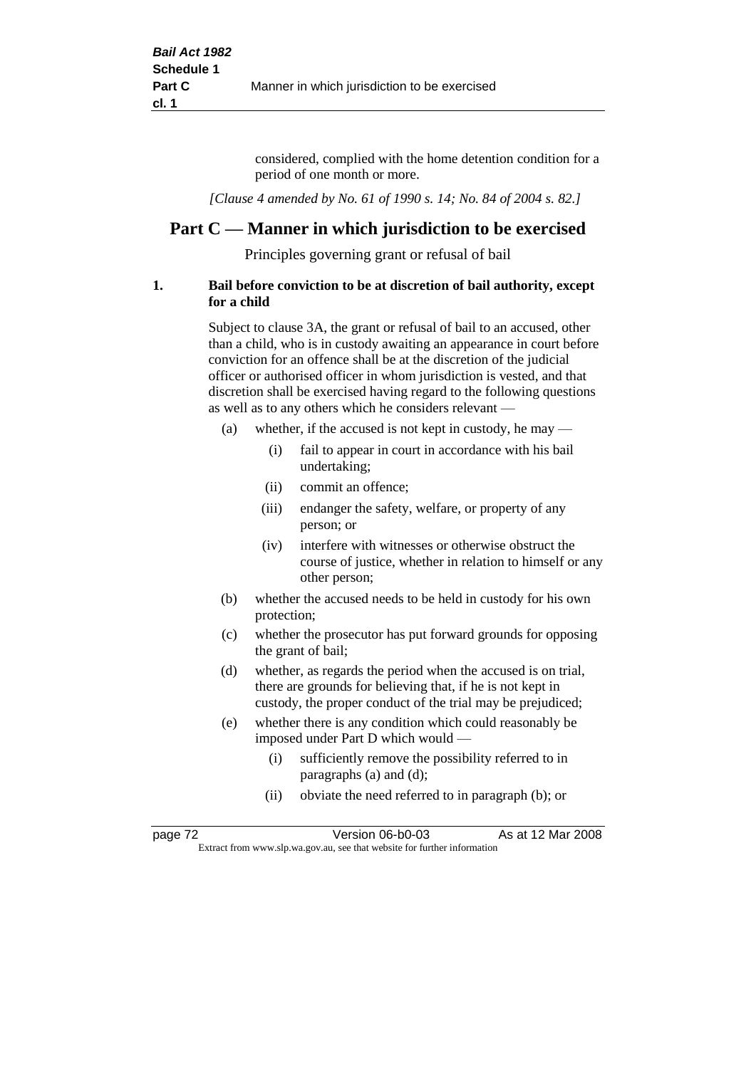considered, complied with the home detention condition for a period of one month or more.

*[Clause 4 amended by No. 61 of 1990 s. 14; No. 84 of 2004 s. 82.]*

## Part C — Manner in which jurisdiction to be exercised

Principles governing grant or refusal of bail

**1. Bail before conviction to be at discretion of bail authority, except for a child**

Subject to clause 3A, the grant or refusal of bail to an accused, other than a child, who is in custody awaiting an appearance in court before conviction for an offence shall be at the discretion of the judicial officer or authorised officer in whom jurisdiction is vested, and that discretion shall be exercised having regard to the following questions as well as to any others which he considers relevant —

- (a) whether, if the accused is not kept in custody, he may —
  - (i) fail to appear in court in accordance with his bail undertaking;
  - (ii) commit an offence;
  - (iii) endanger the safety, welfare, or property of any person; or
  - (iv) interfere with witnesses or otherwise obstruct the course of justice, whether in relation to himself or any other person;
- (b) whether the accused needs to be held in custody for his own protection;
- (c) whether the prosecutor has put forward grounds for opposing the grant of bail;
- (d) whether, as regards the period when the accused is on trial, there are grounds for believing that, if he is not kept in custody, the proper conduct of the trial may be prejudiced;
- (e) whether there is any condition which could reasonably be imposed under Part D which would —
  - (i) sufficiently remove the possibility referred to in paragraphs (a) and (d);
  - (ii) obviate the need referred to in paragraph (b); or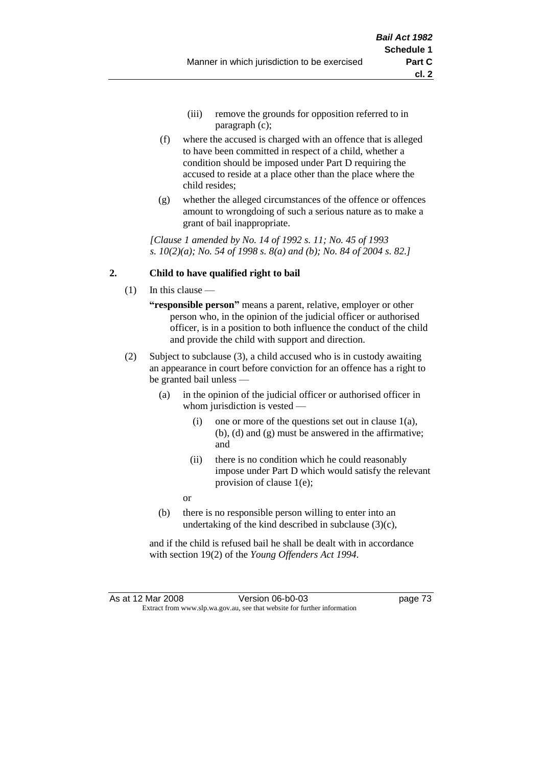(iii) remove the grounds for opposition referred to in paragraph (c);

(f) where the accused is charged with an offence that is alleged to have been committed in respect of a child, whether a condition should be imposed under Part D requiring the accused to reside at a place other than the place where the child resides;

(g) whether the alleged circumstances of the offence or offences amount to wrongdoing of such a serious nature as to make a grant of bail inappropriate.

*[Clause 1 amended by No. 14 of 1992 s. 11; No. 45 of 1993 s. 10(2)(a); No. 54 of 1998 s. 8(a) and (b); No. 84 of 2004 s. 82.]*

### 2. Child to have qualified right to bail

(1) In this clause —

**"responsible person"** means a parent, relative, employer or other person who, in the opinion of the judicial officer or authorised officer, is in a position to both influence the conduct of the child and provide the child with support and direction.

(2) Subject to subclause (3), a child accused who is in custody awaiting an appearance in court before conviction for an offence has a right to be granted bail unless —

(a) in the opinion of the judicial officer or authorised officer in whom jurisdiction is vested —

(i) one or more of the questions set out in clause 1(a), (b), (d) and (g) must be answered in the affirmative; and

(ii) there is no condition which he could reasonably impose under Part D which would satisfy the relevant provision of clause 1(e);

or

(b) there is no responsible person willing to enter into an undertaking of the kind described in subclause (3)(c),

and if the child is refused bail he shall be dealt with in accordance with section 19(2) of the *Young Offenders Act 1994*.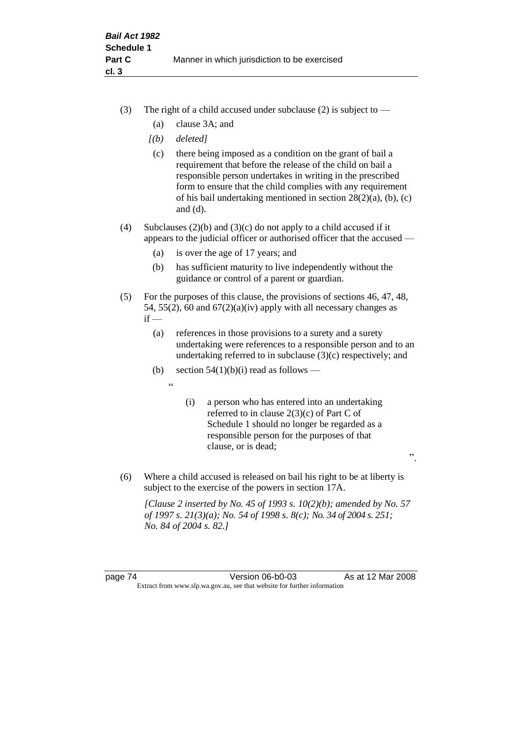(3) The right of a child accused under subclause (2) is subject to —

(a) clause 3A; and

*[(b) deleted]*

(c) there being imposed as a condition on the grant of bail a requirement that before the release of the child on bail a responsible person undertakes in writing in the prescribed form to ensure that the child complies with any requirement of his bail undertaking mentioned in section 28(2)(a), (b), (c) and (d).

(4) Subclauses (2)(b) and (3)(c) do not apply to a child accused if it appears to the judicial officer or authorised officer that the accused —

(a) is over the age of 17 years; and

(b) has sufficient maturity to live independently without the guidance or control of a parent or guardian.

(5) For the purposes of this clause, the provisions of sections 46, 47, 48, 54, 55(2), 60 and 67(2)(a)(iv) apply with all necessary changes as if —

(a) references in those provisions to a surety and a surety undertaking were references to a responsible person and to an undertaking referred to in subclause (3)(c) respectively; and

(b) section 54(1)(b)(i) read as follows —

"

(i) a person who has entered into an undertaking referred to in clause 2(3)(c) of Part C of Schedule 1 should no longer be regarded as a responsible person for the purposes of that clause, or is dead;

".

(6) Where a child accused is released on bail his right to be at liberty is subject to the exercise of the powers in section 17A.

*[Clause 2 inserted by No. 45 of 1993 s. 10(2)(b); amended by No. 57 of 1997 s. 21(3)(a); No. 54 of 1998 s. 8(c); No. 34 of 2004 s. 251; No. 84 of 2004 s. 82.]*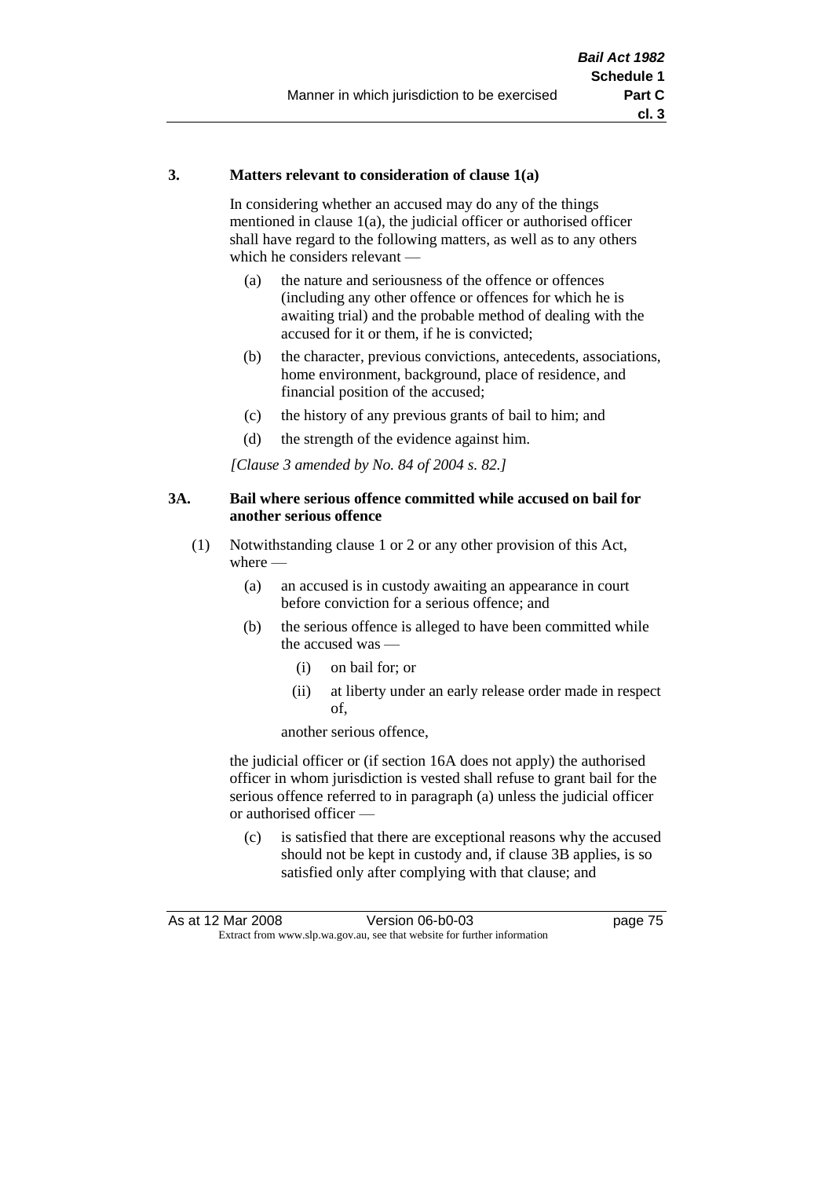### 3. Matters relevant to consideration of clause 1(a)

In considering whether an accused may do any of the things mentioned in clause 1(a), the judicial officer or authorised officer shall have regard to the following matters, as well as to any others which he considers relevant —

- (a) the nature and seriousness of the offence or offences (including any other offence or offences for which he is awaiting trial) and the probable method of dealing with the accused for it or them, if he is convicted;
- (b) the character, previous convictions, antecedents, associations, home environment, background, place of residence, and financial position of the accused;
- (c) the history of any previous grants of bail to him; and
- (d) the strength of the evidence against him.

*[Clause 3 amended by No. 84 of 2004 s. 82.]*

### 3A. Bail where serious offence committed while accused on bail for another serious offence

(1) Notwithstanding clause 1 or 2 or any other provision of this Act, where —

- (a) an accused is in custody awaiting an appearance in court before conviction for a serious offence; and
- (b) the serious offence is alleged to have been committed while the accused was —
  - (i) on bail for; or
  - (ii) at liberty under an early release order made in respect of,

  another serious offence,

the judicial officer or (if section 16A does not apply) the authorised officer in whom jurisdiction is vested shall refuse to grant bail for the serious offence referred to in paragraph (a) unless the judicial officer or authorised officer —

- (c) is satisfied that there are exceptional reasons why the accused should not be kept in custody and, if clause 3B applies, is so satisfied only after complying with that clause; and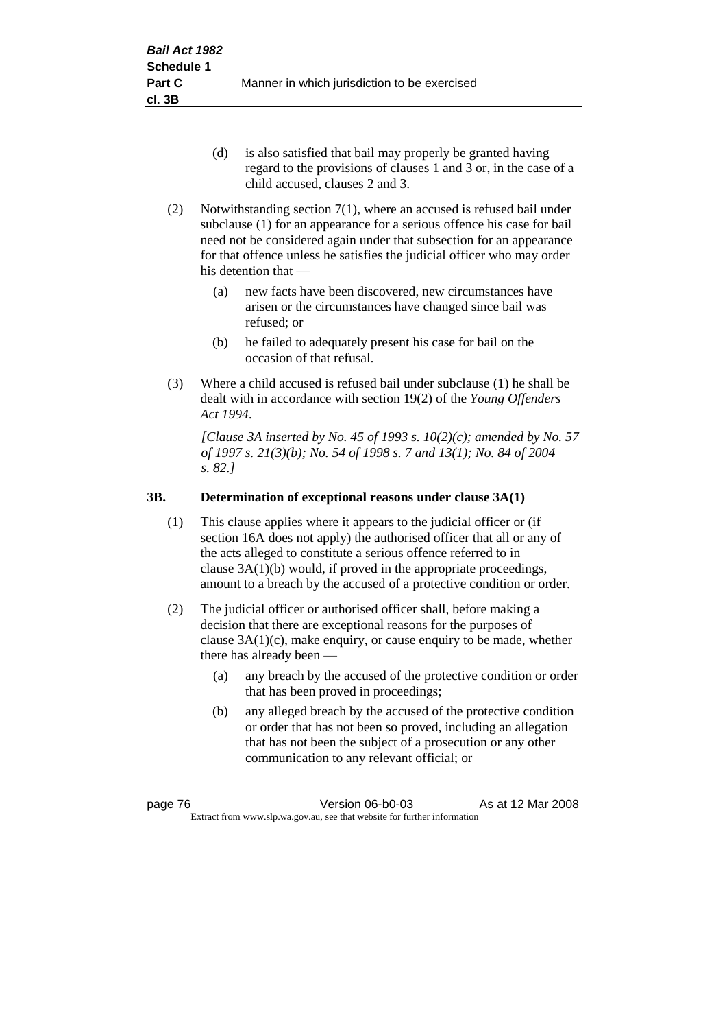(d) is also satisfied that bail may properly be granted having regard to the provisions of clauses 1 and 3 or, in the case of a child accused, clauses 2 and 3.

(2) Notwithstanding section 7(1), where an accused is refused bail under subclause (1) for an appearance for a serious offence his case for bail need not be considered again under that subsection for an appearance for that offence unless he satisfies the judicial officer who may order his detention that —

(a) new facts have been discovered, new circumstances have arisen or the circumstances have changed since bail was refused; or

(b) he failed to adequately present his case for bail on the occasion of that refusal.

(3) Where a child accused is refused bail under subclause (1) he shall be dealt with in accordance with section 19(2) of the *Young Offenders Act 1994*.

*[Clause 3A inserted by No. 45 of 1993 s. 10(2)(c); amended by No. 57 of 1997 s. 21(3)(b); No. 54 of 1998 s. 7 and 13(1); No. 84 of 2004 s. 82.]*

### 3B. Determination of exceptional reasons under clause 3A(1)

(1) This clause applies where it appears to the judicial officer or (if section 16A does not apply) the authorised officer that all or any of the acts alleged to constitute a serious offence referred to in clause 3A(1)(b) would, if proved in the appropriate proceedings, amount to a breach by the accused of a protective condition or order.

(2) The judicial officer or authorised officer shall, before making a decision that there are exceptional reasons for the purposes of clause 3A(1)(c), make enquiry, or cause enquiry to be made, whether there has already been —

(a) any breach by the accused of the protective condition or order that has been proved in proceedings;

(b) any alleged breach by the accused of the protective condition or order that has not been so proved, including an allegation that has not been the subject of a prosecution or any other communication to any relevant official; or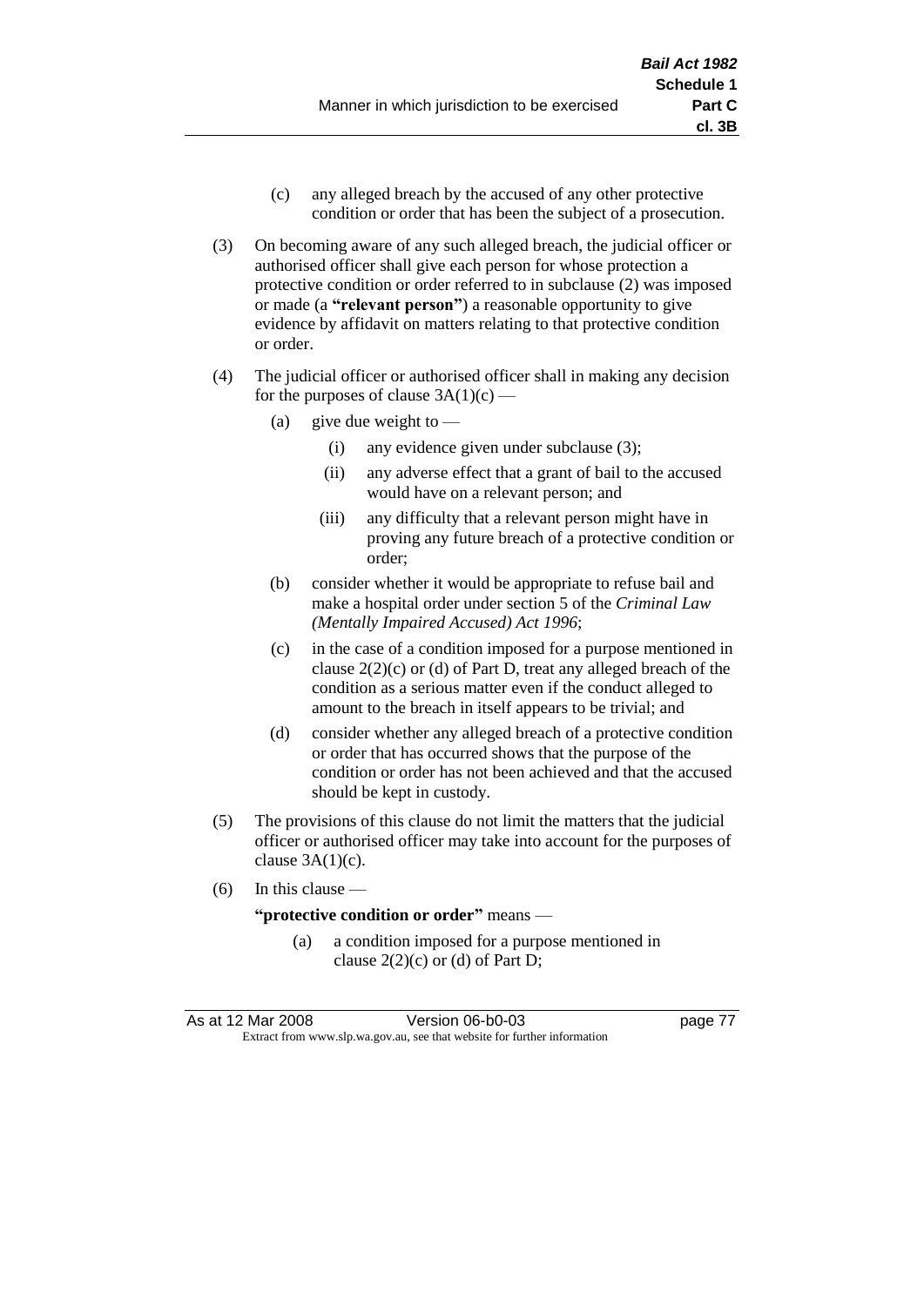(c) any alleged breach by the accused of any other protective condition or order that has been the subject of a prosecution.

(3) On becoming aware of any such alleged breach, the judicial officer or authorised officer shall give each person for whose protection a protective condition or order referred to in subclause (2) was imposed or made (a **"relevant person"**) a reasonable opportunity to give evidence by affidavit on matters relating to that protective condition or order.

(4) The judicial officer or authorised officer shall in making any decision for the purposes of clause 3A(1)(c) —

(a) give due weight to —

(i) any evidence given under subclause (3);

(ii) any adverse effect that a grant of bail to the accused would have on a relevant person; and

(iii) any difficulty that a relevant person might have in proving any future breach of a protective condition or order;

(b) consider whether it would be appropriate to refuse bail and make a hospital order under section 5 of the *Criminal Law (Mentally Impaired Accused) Act 1996*;

(c) in the case of a condition imposed for a purpose mentioned in clause 2(2)(c) or (d) of Part D, treat any alleged breach of the condition as a serious matter even if the conduct alleged to amount to the breach in itself appears to be trivial; and

(d) consider whether any alleged breach of a protective condition or order that has occurred shows that the purpose of the condition or order has not been achieved and that the accused should be kept in custody.

(5) The provisions of this clause do not limit the matters that the judicial officer or authorised officer may take into account for the purposes of clause 3A(1)(c).

(6) In this clause —

**"protective condition or order"** means —

(a) a condition imposed for a purpose mentioned in clause 2(2)(c) or (d) of Part D;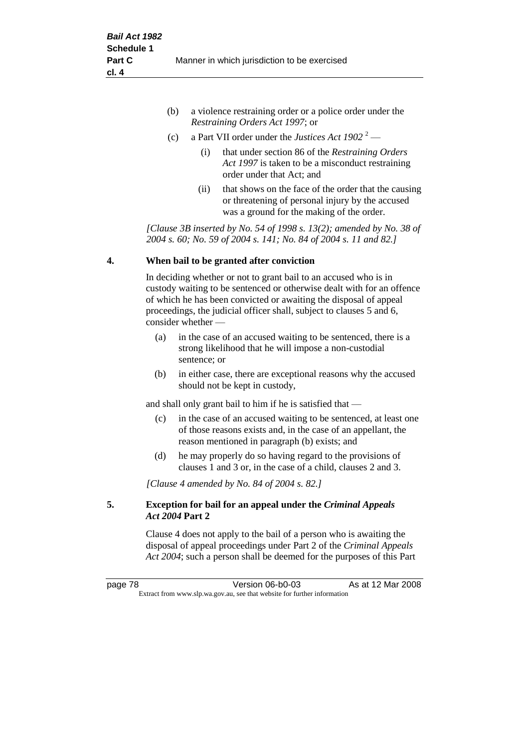(b) a violence restraining order or a police order under the *Restraining Orders Act 1997*; or

(c) a Part VII order under the *Justices Act 1902* [2] —

  (i) that under section 86 of the *Restraining Orders Act 1997* is taken to be a misconduct restraining order under that Act; and

  (ii) that shows on the face of the order that the causing or threatening of personal injury by the accused was a ground for the making of the order.

*[Clause 3B inserted by No. 54 of 1998 s. 13(2); amended by No. 38 of 2004 s. 60; No. 59 of 2004 s. 141; No. 84 of 2004 s. 11 and 82.]*

## 4. When bail to be granted after conviction

In deciding whether or not to grant bail to an accused who is in custody waiting to be sentenced or otherwise dealt with for an offence of which he has been convicted or awaiting the disposal of appeal proceedings, the judicial officer shall, subject to clauses 5 and 6, consider whether —

(a) in the case of an accused waiting to be sentenced, there is a strong likelihood that he will impose a non-custodial sentence; or

(b) in either case, there are exceptional reasons why the accused should not be kept in custody,

and shall only grant bail to him if he is satisfied that —

(c) in the case of an accused waiting to be sentenced, at least one of those reasons exists and, in the case of an appellant, the reason mentioned in paragraph (b) exists; and

(d) he may properly do so having regard to the provisions of clauses 1 and 3 or, in the case of a child, clauses 2 and 3.

*[Clause 4 amended by No. 84 of 2004 s. 82.]*

## 5. Exception for bail for an appeal under the *Criminal Appeals Act 2004* Part 2

Clause 4 does not apply to the bail of a person who is awaiting the disposal of appeal proceedings under Part 2 of the *Criminal Appeals Act 2004*; such a person shall be deemed for the purposes of this Part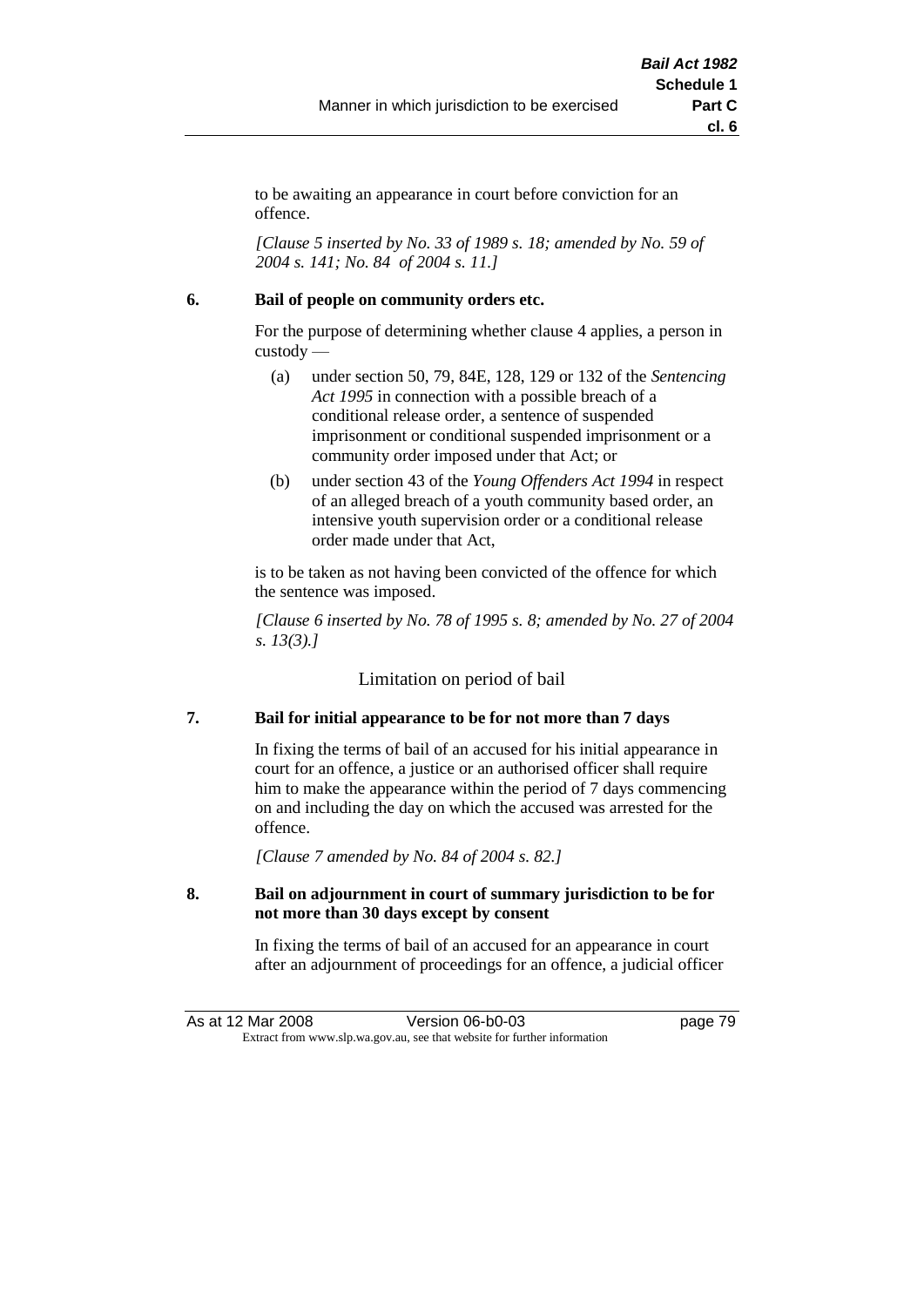to be awaiting an appearance in court before conviction for an offence.

*[Clause 5 inserted by No. 33 of 1989 s. 18; amended by No. 59 of 2004 s. 141; No. 84 of 2004 s. 11.]*

**6. Bail of people on community orders etc.**

For the purpose of determining whether clause 4 applies, a person in custody —

(a) under section 50, 79, 84E, 128, 129 or 132 of the *Sentencing Act 1995* in connection with a possible breach of a conditional release order, a sentence of suspended imprisonment or conditional suspended imprisonment or a community order imposed under that Act; or

(b) under section 43 of the *Young Offenders Act 1994* in respect of an alleged breach of a youth community based order, an intensive youth supervision order or a conditional release order made under that Act,

is to be taken as not having been convicted of the offence for which the sentence was imposed.

*[Clause 6 inserted by No. 78 of 1995 s. 8; amended by No. 27 of 2004 s. 13(3).]*

## Limitation on period of bail

**7. Bail for initial appearance to be for not more than 7 days**

In fixing the terms of bail of an accused for his initial appearance in court for an offence, a justice or an authorised officer shall require him to make the appearance within the period of 7 days commencing on and including the day on which the accused was arrested for the offence.

*[Clause 7 amended by No. 84 of 2004 s. 82.]*

**8. Bail on adjournment in court of summary jurisdiction to be for not more than 30 days except by consent**

In fixing the terms of bail of an accused for an appearance in court after an adjournment of proceedings for an offence, a judicial officer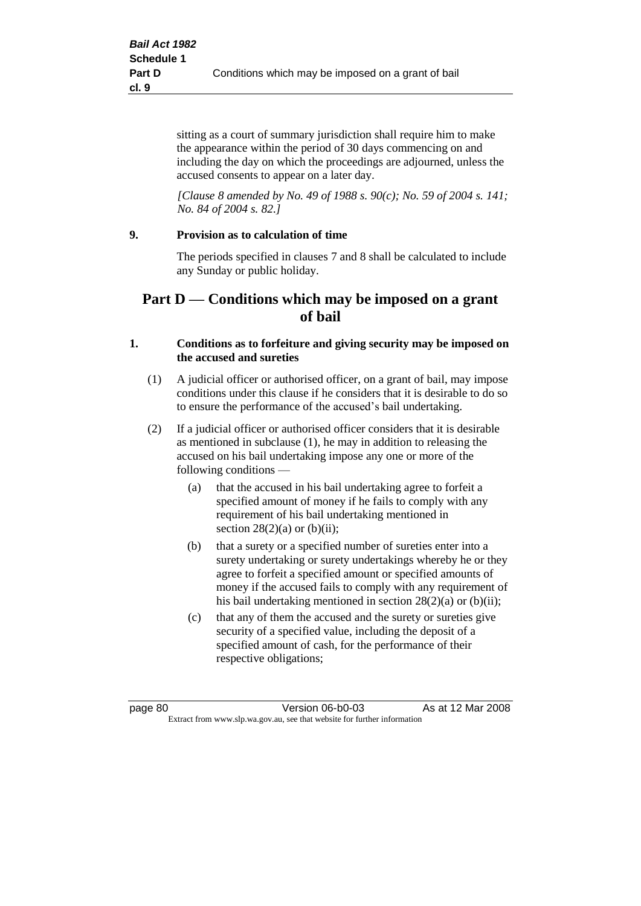sitting as a court of summary jurisdiction shall require him to make the appearance within the period of 30 days commencing on and including the day on which the proceedings are adjourned, unless the accused consents to appear on a later day.

*[Clause 8 amended by No. 49 of 1988 s. 90(c); No. 59 of 2004 s. 141; No. 84 of 2004 s. 82.]*

### 9. Provision as to calculation of time

The periods specified in clauses 7 and 8 shall be calculated to include any Sunday or public holiday.

## Part D — Conditions which may be imposed on a grant of bail

### 1. Conditions as to forfeiture and giving security may be imposed on the accused and sureties

(1) A judicial officer or authorised officer, on a grant of bail, may impose conditions under this clause if he considers that it is desirable to do so to ensure the performance of the accused's bail undertaking.

(2) If a judicial officer or authorised officer considers that it is desirable as mentioned in subclause (1), he may in addition to releasing the accused on his bail undertaking impose any one or more of the following conditions —

(a) that the accused in his bail undertaking agree to forfeit a specified amount of money if he fails to comply with any requirement of his bail undertaking mentioned in section 28(2)(a) or (b)(ii);

(b) that a surety or a specified number of sureties enter into a surety undertaking or surety undertakings whereby he or they agree to forfeit a specified amount or specified amounts of money if the accused fails to comply with any requirement of his bail undertaking mentioned in section 28(2)(a) or (b)(ii);

(c) that any of them the accused and the surety or sureties give security of a specified value, including the deposit of a specified amount of cash, for the performance of their respective obligations;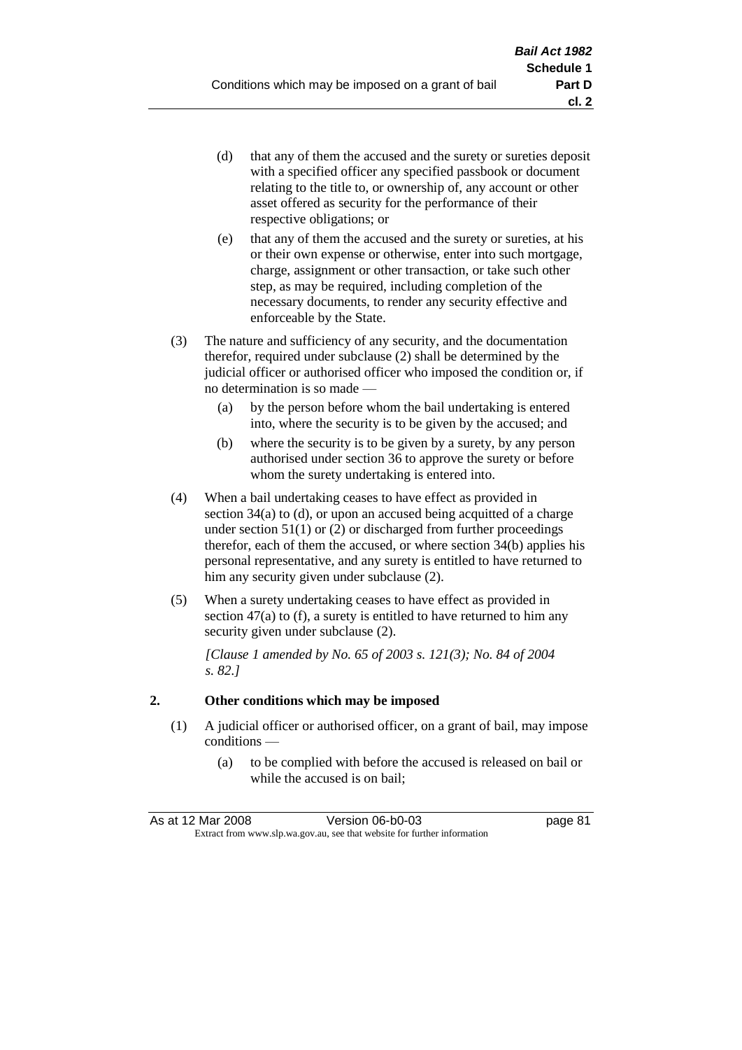(d) that any of them the accused and the surety or sureties deposit with a specified officer any specified passbook or document relating to the title to, or ownership of, any account or other asset offered as security for the performance of their respective obligations; or

(e) that any of them the accused and the surety or sureties, at his or their own expense or otherwise, enter into such mortgage, charge, assignment or other transaction, or take such other step, as may be required, including completion of the necessary documents, to render any security effective and enforceable by the State.

(3) The nature and sufficiency of any security, and the documentation therefor, required under subclause (2) shall be determined by the judicial officer or authorised officer who imposed the condition or, if no determination is so made —

(a) by the person before whom the bail undertaking is entered into, where the security is to be given by the accused; and

(b) where the security is to be given by a surety, by any person authorised under section 36 to approve the surety or before whom the surety undertaking is entered into.

(4) When a bail undertaking ceases to have effect as provided in section 34(a) to (d), or upon an accused being acquitted of a charge under section 51(1) or (2) or discharged from further proceedings therefor, each of them the accused, or where section 34(b) applies his personal representative, and any surety is entitled to have returned to him any security given under subclause (2).

(5) When a surety undertaking ceases to have effect as provided in section 47(a) to (f), a surety is entitled to have returned to him any security given under subclause (2).

*[Clause 1 amended by No. 65 of 2003 s. 121(3); No. 84 of 2004 s. 82.]*

## 2. Other conditions which may be imposed

(1) A judicial officer or authorised officer, on a grant of bail, may impose conditions —

(a) to be complied with before the accused is released on bail or while the accused is on bail;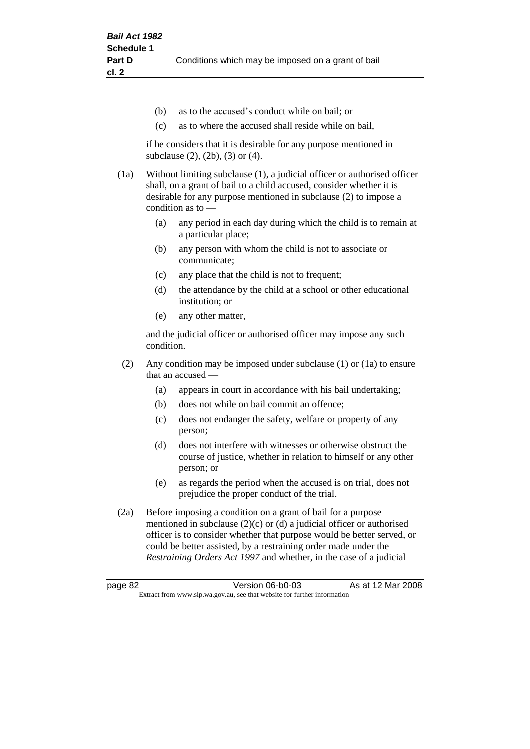(b) as to the accused's conduct while on bail; or

(c) as to where the accused shall reside while on bail,

if he considers that it is desirable for any purpose mentioned in subclause (2), (2b), (3) or (4).

(1a) Without limiting subclause (1), a judicial officer or authorised officer shall, on a grant of bail to a child accused, consider whether it is desirable for any purpose mentioned in subclause (2) to impose a condition as to —

(a) any period in each day during which the child is to remain at a particular place;

(b) any person with whom the child is not to associate or communicate;

(c) any place that the child is not to frequent;

(d) the attendance by the child at a school or other educational institution; or

(e) any other matter,

and the judicial officer or authorised officer may impose any such condition.

(2) Any condition may be imposed under subclause (1) or (1a) to ensure that an accused —

(a) appears in court in accordance with his bail undertaking;

(b) does not while on bail commit an offence;

(c) does not endanger the safety, welfare or property of any person;

(d) does not interfere with witnesses or otherwise obstruct the course of justice, whether in relation to himself or any other person; or

(e) as regards the period when the accused is on trial, does not prejudice the proper conduct of the trial.

(2a) Before imposing a condition on a grant of bail for a purpose mentioned in subclause (2)(c) or (d) a judicial officer or authorised officer is to consider whether that purpose would be better served, or could be better assisted, by a restraining order made under the *Restraining Orders Act 1997* and whether, in the case of a judicial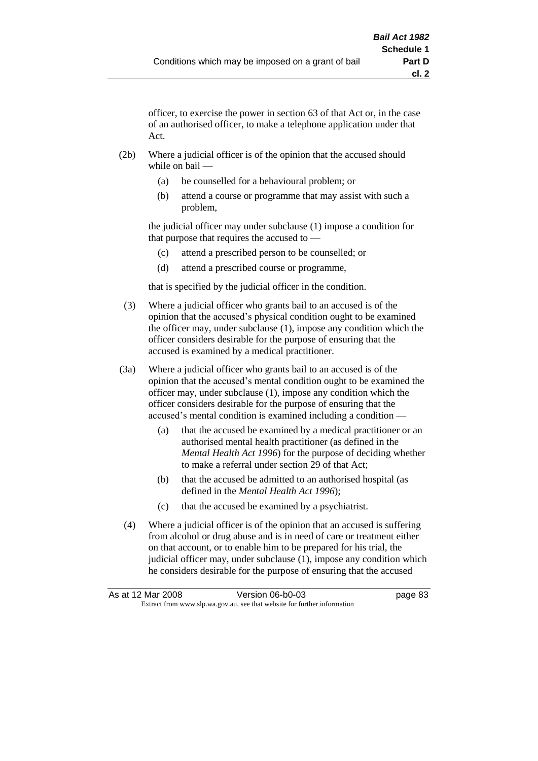officer, to exercise the power in section 63 of that Act or, in the case of an authorised officer, to make a telephone application under that Act.

(2b) Where a judicial officer is of the opinion that the accused should while on bail —

(a) be counselled for a behavioural problem; or

(b) attend a course or programme that may assist with such a problem,

the judicial officer may under subclause (1) impose a condition for that purpose that requires the accused to —

(c) attend a prescribed person to be counselled; or

(d) attend a prescribed course or programme,

that is specified by the judicial officer in the condition.

(3) Where a judicial officer who grants bail to an accused is of the opinion that the accused's physical condition ought to be examined the officer may, under subclause (1), impose any condition which the officer considers desirable for the purpose of ensuring that the accused is examined by a medical practitioner.

(3a) Where a judicial officer who grants bail to an accused is of the opinion that the accused's mental condition ought to be examined the officer may, under subclause (1), impose any condition which the officer considers desirable for the purpose of ensuring that the accused's mental condition is examined including a condition —

(a) that the accused be examined by a medical practitioner or an authorised mental health practitioner (as defined in the *Mental Health Act 1996*) for the purpose of deciding whether to make a referral under section 29 of that Act;

(b) that the accused be admitted to an authorised hospital (as defined in the *Mental Health Act 1996*);

(c) that the accused be examined by a psychiatrist.

(4) Where a judicial officer is of the opinion that an accused is suffering from alcohol or drug abuse and is in need of care or treatment either on that account, or to enable him to be prepared for his trial, the judicial officer may, under subclause (1), impose any condition which he considers desirable for the purpose of ensuring that the accused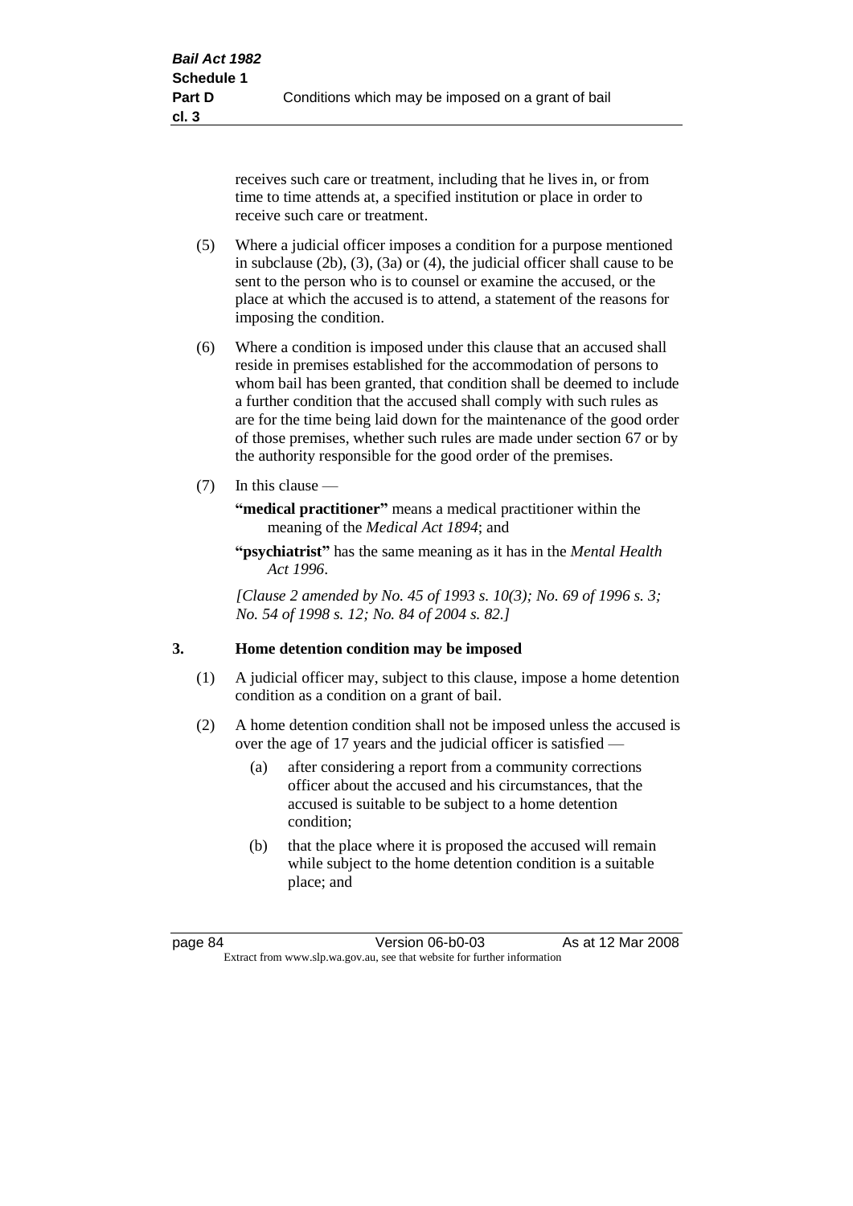receives such care or treatment, including that he lives in, or from time to time attends at, a specified institution or place in order to receive such care or treatment.

(5) Where a judicial officer imposes a condition for a purpose mentioned in subclause (2b), (3), (3a) or (4), the judicial officer shall cause to be sent to the person who is to counsel or examine the accused, or the place at which the accused is to attend, a statement of the reasons for imposing the condition.

(6) Where a condition is imposed under this clause that an accused shall reside in premises established for the accommodation of persons to whom bail has been granted, that condition shall be deemed to include a further condition that the accused shall comply with such rules as are for the time being laid down for the maintenance of the good order of those premises, whether such rules are made under section 67 or by the authority responsible for the good order of the premises.

(7) In this clause —

**"medical practitioner"** means a medical practitioner within the meaning of the *Medical Act 1894*; and

**"psychiatrist"** has the same meaning as it has in the *Mental Health Act 1996*.

*[Clause 2 amended by No. 45 of 1993 s. 10(3); No. 69 of 1996 s. 3; No. 54 of 1998 s. 12; No. 84 of 2004 s. 82.]*

## 3. Home detention condition may be imposed

(1) A judicial officer may, subject to this clause, impose a home detention condition as a condition on a grant of bail.

(2) A home detention condition shall not be imposed unless the accused is over the age of 17 years and the judicial officer is satisfied —

- (a) after considering a report from a community corrections officer about the accused and his circumstances, that the accused is suitable to be subject to a home detention condition;
- (b) that the place where it is proposed the accused will remain while subject to the home detention condition is a suitable place; and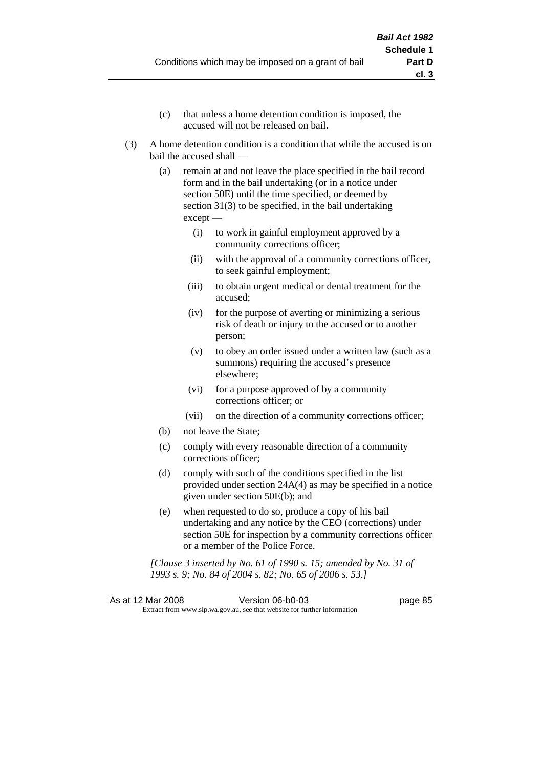(c) that unless a home detention condition is imposed, the accused will not be released on bail.

(3) A home detention condition is a condition that while the accused is on bail the accused shall —

(a) remain at and not leave the place specified in the bail record form and in the bail undertaking (or in a notice under section 50E) until the time specified, or deemed by section 31(3) to be specified, in the bail undertaking except —

(i) to work in gainful employment approved by a community corrections officer;

(ii) with the approval of a community corrections officer, to seek gainful employment;

(iii) to obtain urgent medical or dental treatment for the accused;

(iv) for the purpose of averting or minimizing a serious risk of death or injury to the accused or to another person;

(v) to obey an order issued under a written law (such as a summons) requiring the accused's presence elsewhere;

(vi) for a purpose approved of by a community corrections officer; or

(vii) on the direction of a community corrections officer;

(b) not leave the State;

(c) comply with every reasonable direction of a community corrections officer;

(d) comply with such of the conditions specified in the list provided under section 24A(4) as may be specified in a notice given under section 50E(b); and

(e) when requested to do so, produce a copy of his bail undertaking and any notice by the CEO (corrections) under section 50E for inspection by a community corrections officer or a member of the Police Force.

*[Clause 3 inserted by No. 61 of 1990 s. 15; amended by No. 31 of 1993 s. 9; No. 84 of 2004 s. 82; No. 65 of 2006 s. 53.]*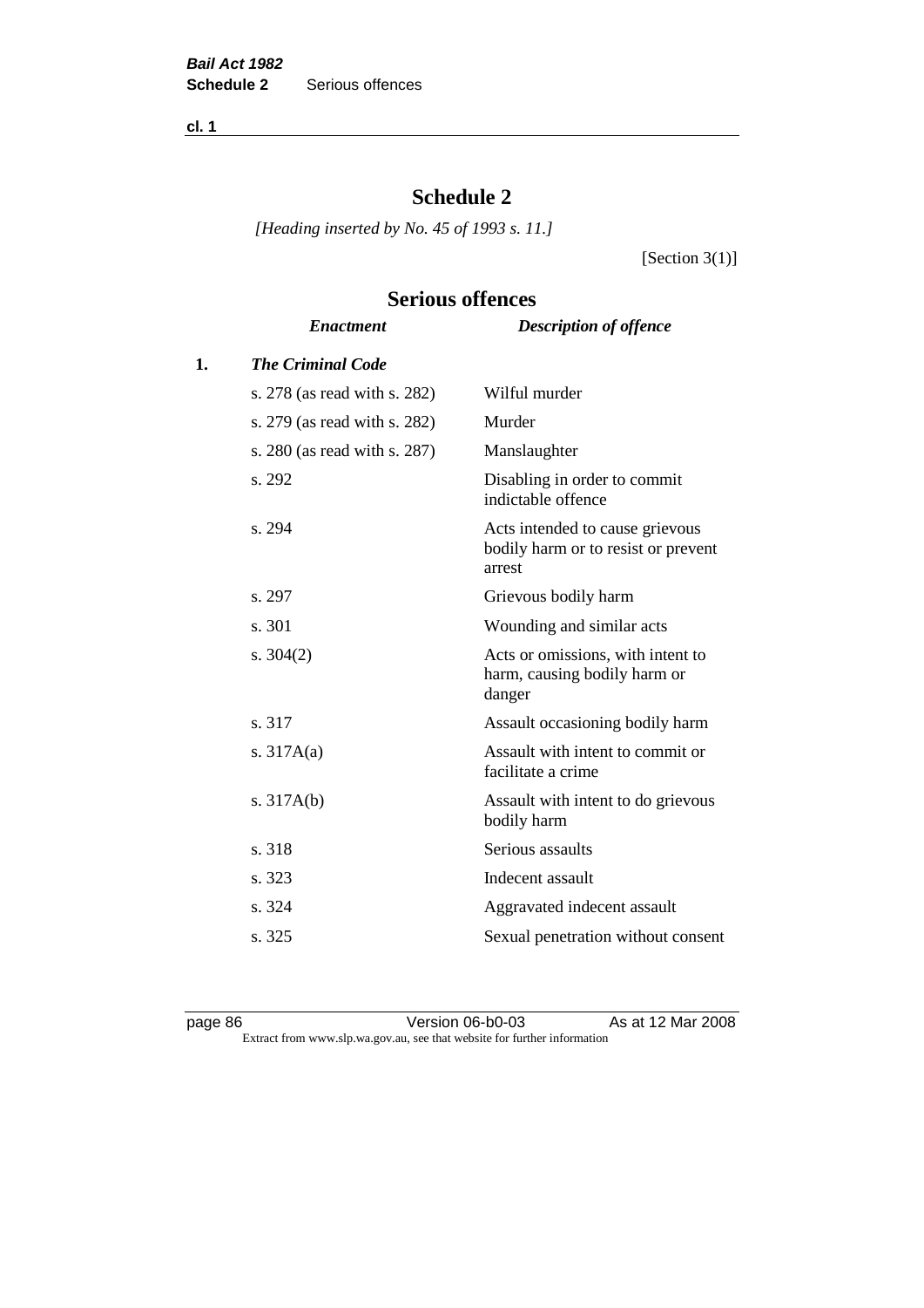# Schedule 2

*[Heading inserted by No. 45 of 1993 s. 11.]*

[Section 3(1)]

## Serious offences

| | *Enactment* | *Description of offence* |
|---|---|---|
| **1.** | ***The Criminal Code*** | |
| | s. 278 (as read with s. 282) | Wilful murder |
| | s. 279 (as read with s. 282) | Murder |
| | s. 280 (as read with s. 287) | Manslaughter |
| | s. 292 | Disabling in order to commit indictable offence |
| | s. 294 | Acts intended to cause grievous bodily harm or to resist or prevent arrest |
| | s. 297 | Grievous bodily harm |
| | s. 301 | Wounding and similar acts |
| | s. 304(2) | Acts or omissions, with intent to harm, causing bodily harm or danger |
| | s. 317 | Assault occasioning bodily harm |
| | s. 317A(a) | Assault with intent to commit or facilitate a crime |
| | s. 317A(b) | Assault with intent to do grievous bodily harm |
| | s. 318 | Serious assaults |
| | s. 323 | Indecent assault |
| | s. 324 | Aggravated indecent assault |
| | s. 325 | Sexual penetration without consent |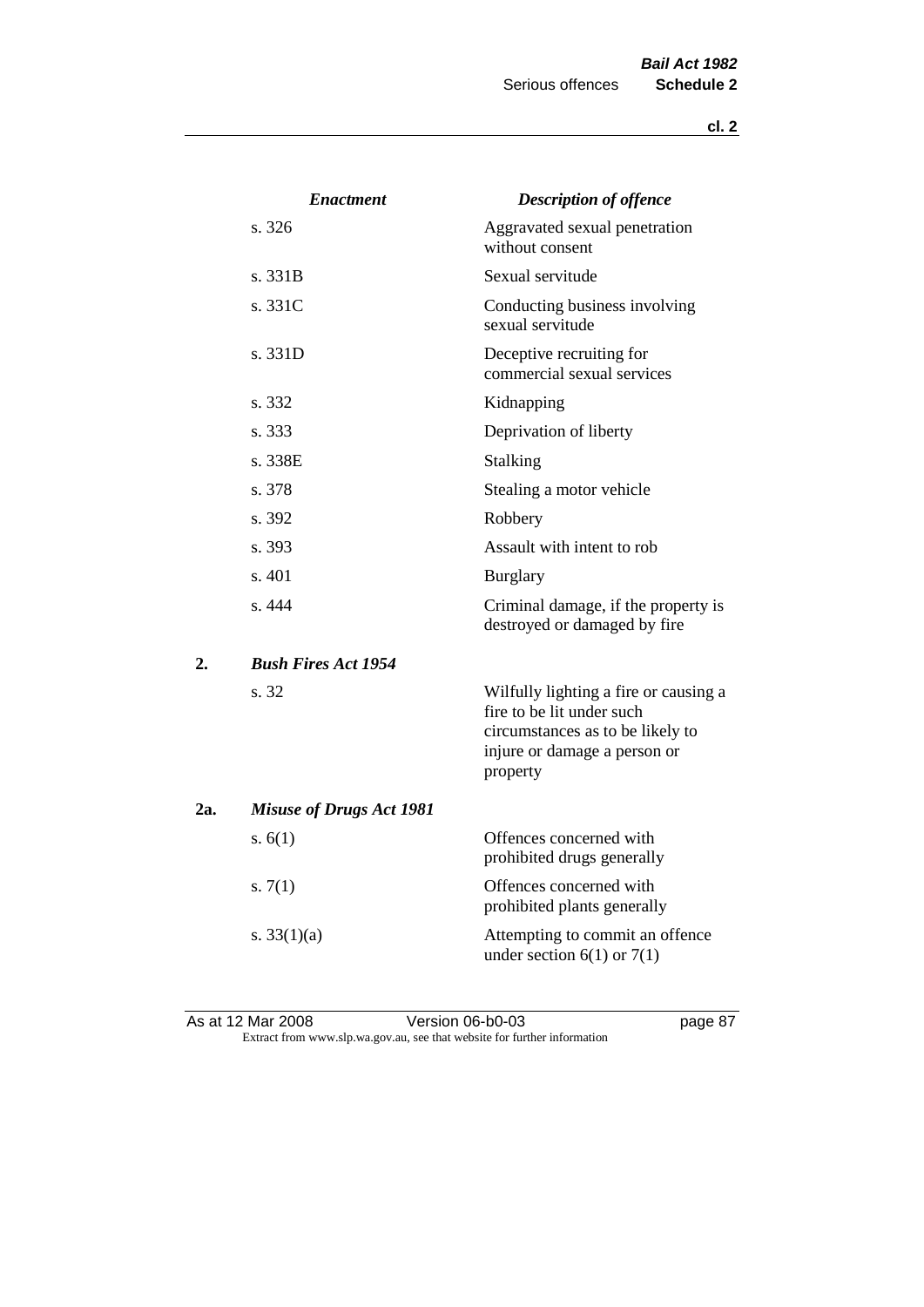| | Enactment | Description of offence |
|---|---|---|
| | s. 326 | Aggravated sexual penetration without consent |
| | s. 331B | Sexual servitude |
| | s. 331C | Conducting business involving sexual servitude |
| | s. 331D | Deceptive recruiting for commercial sexual services |
| | s. 332 | Kidnapping |
| | s. 333 | Deprivation of liberty |
| | s. 338E | Stalking |
| | s. 378 | Stealing a motor vehicle |
| | s. 392 | Robbery |
| | s. 393 | Assault with intent to rob |
| | s. 401 | Burglary |
| | s. 444 | Criminal damage, if the property is destroyed or damaged by fire |
| **2.** | ***Bush Fires Act 1954*** | |
| | s. 32 | Wilfully lighting a fire or causing a fire to be lit under such circumstances as to be likely to injure or damage a person or property |
| **2a.** | ***Misuse of Drugs Act 1981*** | |
| | s. 6(1) | Offences concerned with prohibited drugs generally |
| | s. 7(1) | Offences concerned with prohibited plants generally |
| | s. 33(1)(a) | Attempting to commit an offence under section 6(1) or 7(1) |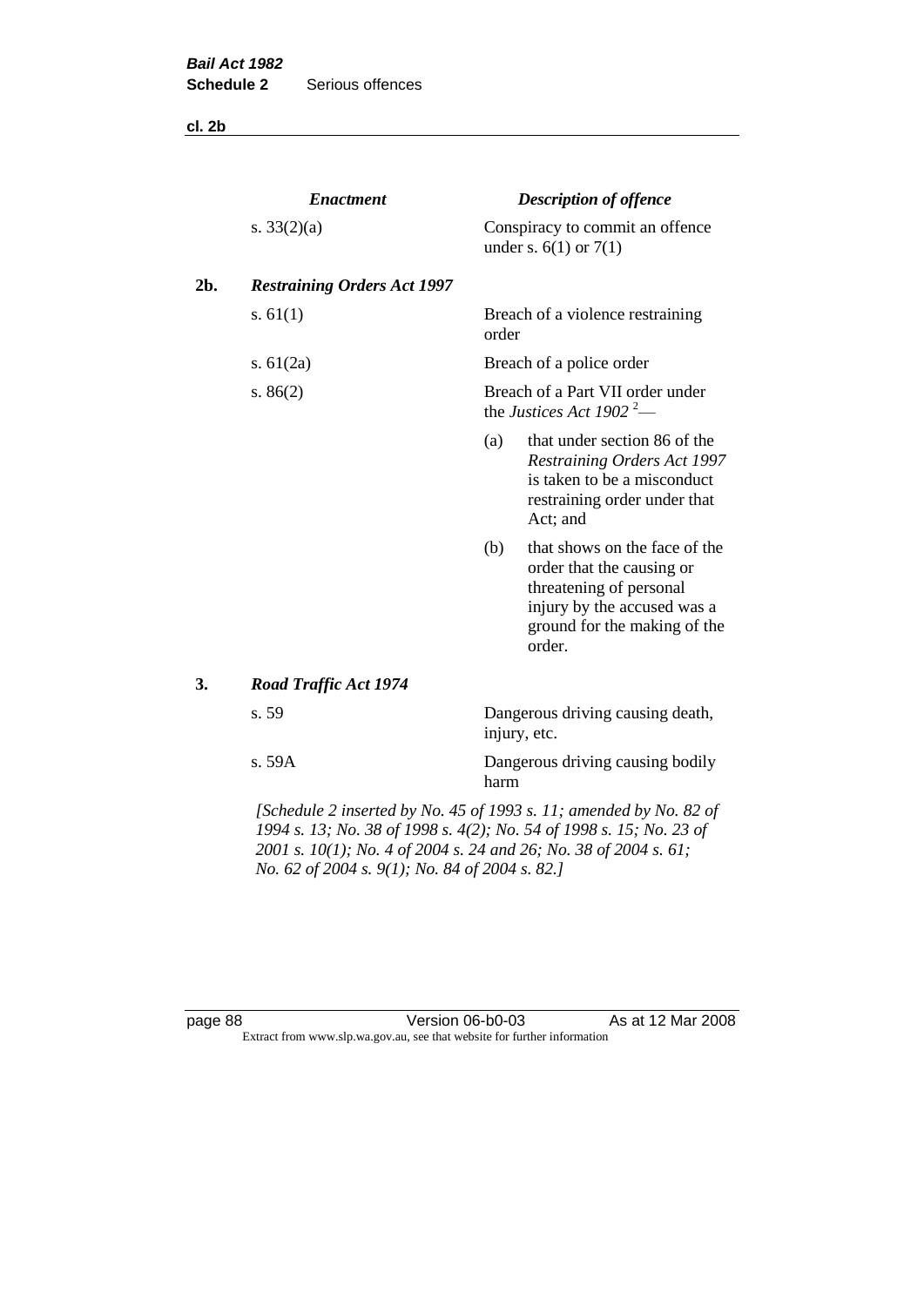| | *Enactment* | *Description of offence* |
|---|---|---|
| | s. 33(2)(a) | Conspiracy to commit an offence under s. 6(1) or 7(1) |
| **2b.** | ***Restraining Orders Act 1997*** | |
| | s. 61(1) | Breach of a violence restraining order |
| | s. 61(2a) | Breach of a police order |
| | s. 86(2) | Breach of a Part VII order under the *Justices Act 1902* [2]— (a) that under section 86 of the *Restraining Orders Act 1997* is taken to be a misconduct restraining order under that Act; and (b) that shows on the face of the order that the causing or threatening of personal injury by the accused was a ground for the making of the order. |
| **3.** | ***Road Traffic Act 1974*** | |
| | s. 59 | Dangerous driving causing death, injury, etc. |
| | s. 59A | Dangerous driving causing bodily harm |

*[Schedule 2 inserted by No. 45 of 1993 s. 11; amended by No. 82 of 1994 s. 13; No. 38 of 1998 s. 4(2); No. 54 of 1998 s. 15; No. 23 of 2001 s. 10(1); No. 4 of 2004 s. 24 and 26; No. 38 of 2004 s. 61; No. 62 of 2004 s. 9(1); No. 84 of 2004 s. 82.]*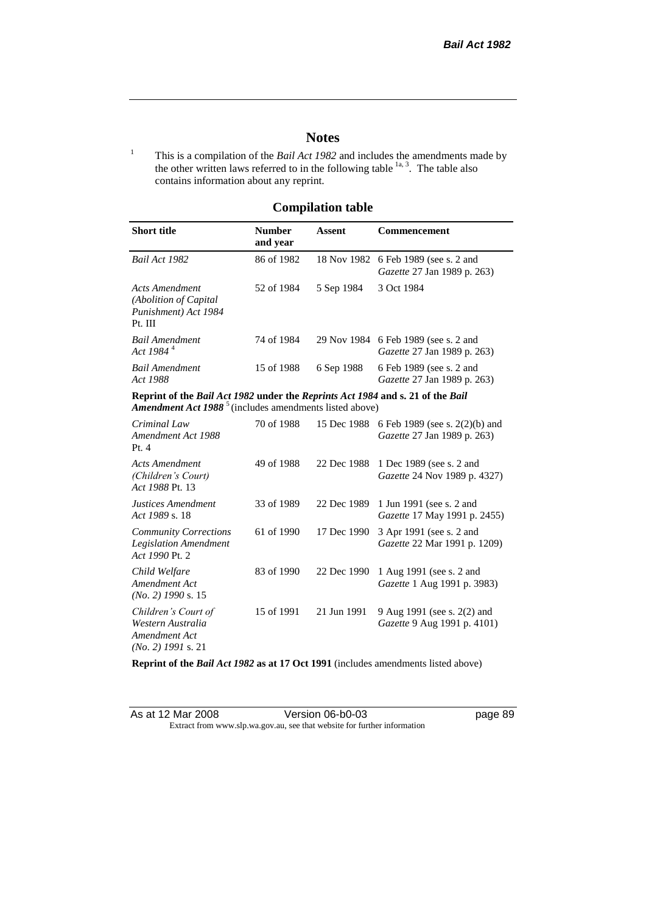# Notes

[1] This is a compilation of the *Bail Act 1982* and includes the amendments made by the other written laws referred to in the following table [1a, 3]. The table also contains information about any reprint.

## Compilation table

| Short title | Number and year | Assent | Commencement |
|---|---|---|---|
| *Bail Act 1982* | 86 of 1982 | 18 Nov 1982 | 6 Feb 1989 (see s. 2 and *Gazette* 27 Jan 1989 p. 263) |
| *Acts Amendment (Abolition of Capital Punishment) Act 1984* Pt. III | 52 of 1984 | 5 Sep 1984 | 3 Oct 1984 |
| *Bail Amendment Act 1984* [4] | 74 of 1984 | 29 Nov 1984 | 6 Feb 1989 (see s. 2 and *Gazette* 27 Jan 1989 p. 263) |
| *Bail Amendment Act 1988* | 15 of 1988 | 6 Sep 1988 | 6 Feb 1989 (see s. 2 and *Gazette* 27 Jan 1989 p. 263) |
| **Reprint of the *Bail Act 1982* under the *Reprints Act 1984* and s. 21 of the *Bail Amendment Act 1988*** [5] (includes amendments listed above) | | | |
| *Criminal Law Amendment Act 1988* Pt. 4 | 70 of 1988 | 15 Dec 1988 | 6 Feb 1989 (see s. 2(2)(b) and *Gazette* 27 Jan 1989 p. 263) |
| *Acts Amendment (Children's Court) Act 1988* Pt. 13 | 49 of 1988 | 22 Dec 1988 | 1 Dec 1989 (see s. 2 and *Gazette* 24 Nov 1989 p. 4327) |
| *Justices Amendment Act 1989* s. 18 | 33 of 1989 | 22 Dec 1989 | 1 Jun 1991 (see s. 2 and *Gazette* 17 May 1991 p. 2455) |
| *Community Corrections Legislation Amendment Act 1990* Pt. 2 | 61 of 1990 | 17 Dec 1990 | 3 Apr 1991 (see s. 2 and *Gazette* 22 Mar 1991 p. 1209) |
| *Child Welfare Amendment Act (No. 2) 1990* s. 15 | 83 of 1990 | 22 Dec 1990 | 1 Aug 1991 (see s. 2 and *Gazette* 1 Aug 1991 p. 3983) |
| *Children's Court of Western Australia Amendment Act (No. 2) 1991* s. 21 | 15 of 1991 | 21 Jun 1991 | 9 Aug 1991 (see s. 2(2) and *Gazette* 9 Aug 1991 p. 4101) |
| **Reprint of the *Bail Act 1982* as at 17 Oct 1991** (includes amendments listed above) | | | |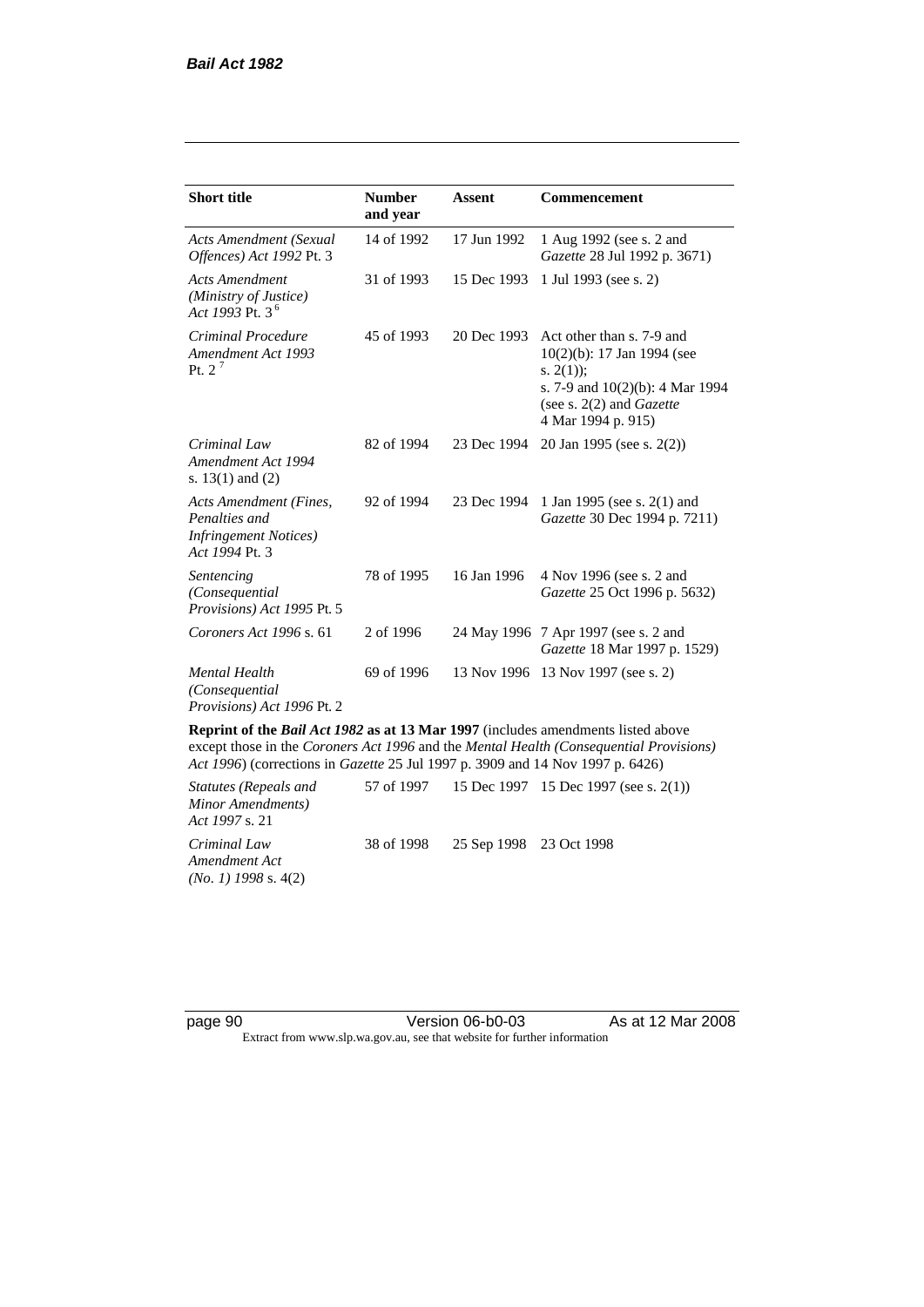| Short title | Number and year | Assent | Commencement |
| --- | --- | --- | --- |
| *Acts Amendment (Sexual Offences) Act 1992* Pt. 3 | 14 of 1992 | 17 Jun 1992 | 1 Aug 1992 (see s. 2 and *Gazette* 28 Jul 1992 p. 3671) |
| *Acts Amendment (Ministry of Justice) Act 1993* Pt. 3 [6] | 31 of 1993 | 15 Dec 1993 | 1 Jul 1993 (see s. 2) |
| *Criminal Procedure Amendment Act 1993* Pt. 2 [7] | 45 of 1993 | 20 Dec 1993 | Act other than s. 7-9 and 10(2)(b): 17 Jan 1994 (see s. 2(1)); s. 7-9 and 10(2)(b): 4 Mar 1994 (see s. 2(2) and *Gazette* 4 Mar 1994 p. 915) |
| *Criminal Law Amendment Act 1994* s. 13(1) and (2) | 82 of 1994 | 23 Dec 1994 | 20 Jan 1995 (see s. 2(2)) |
| *Acts Amendment (Fines, Penalties and Infringement Notices) Act 1994* Pt. 3 | 92 of 1994 | 23 Dec 1994 | 1 Jan 1995 (see s. 2(1) and *Gazette* 30 Dec 1994 p. 7211) |
| *Sentencing (Consequential Provisions) Act 1995* Pt. 5 | 78 of 1995 | 16 Jan 1996 | 4 Nov 1996 (see s. 2 and *Gazette* 25 Oct 1996 p. 5632) |
| *Coroners Act 1996* s. 61 | 2 of 1996 | 24 May 1996 | 7 Apr 1997 (see s. 2 and *Gazette* 18 Mar 1997 p. 1529) |
| *Mental Health (Consequential Provisions) Act 1996* Pt. 2 | 69 of 1996 | 13 Nov 1996 | 13 Nov 1997 (see s. 2) |
| **Reprint of the *Bail Act 1982* as at 13 Mar 1997** (includes amendments listed above except those in the *Coroners Act 1996* and the *Mental Health (Consequential Provisions) Act 1996*) (corrections in *Gazette* 25 Jul 1997 p. 3909 and 14 Nov 1997 p. 6426) | | | |
| *Statutes (Repeals and Minor Amendments) Act 1997* s. 21 | 57 of 1997 | 15 Dec 1997 | 15 Dec 1997 (see s. 2(1)) |
| *Criminal Law Amendment Act (No. 1) 1998* s. 4(2) | 38 of 1998 | 25 Sep 1998 | 23 Oct 1998 |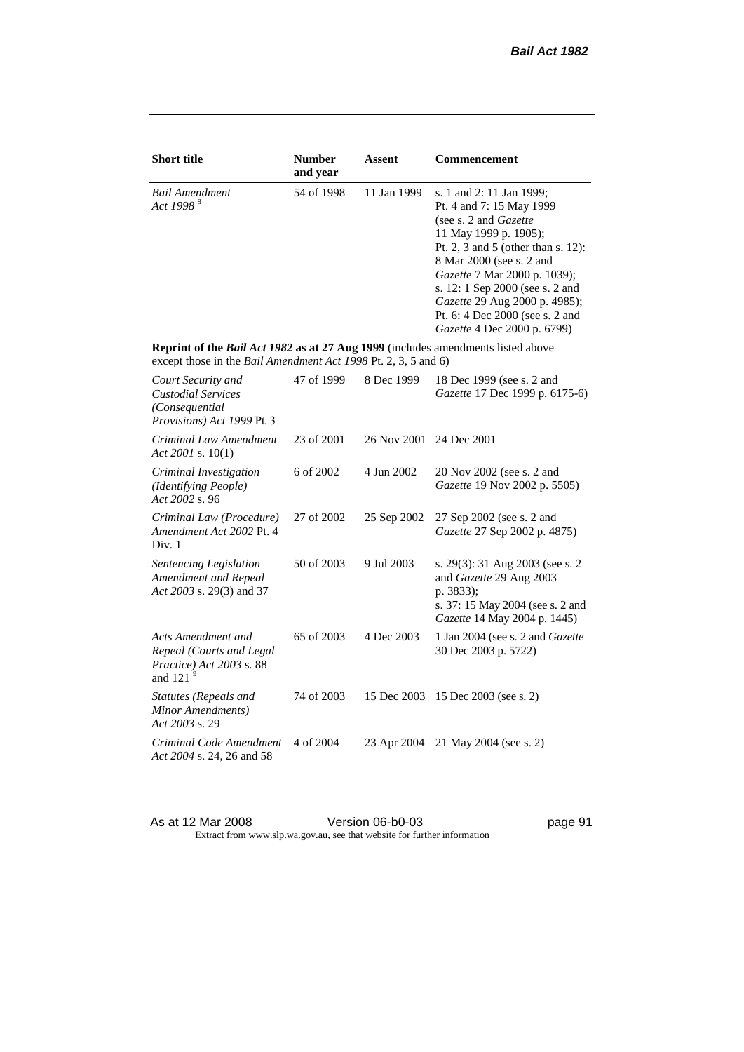| Short title | Number and year | Assent | Commencement |
|---|---|---|---|
| *Bail Amendment Act 1998* [8] | 54 of 1998 | 11 Jan 1999 | s. 1 and 2: 11 Jan 1999; Pt. 4 and 7: 15 May 1999 (see s. 2 and *Gazette* 11 May 1999 p. 1905); Pt. 2, 3 and 5 (other than s. 12): 8 Mar 2000 (see s. 2 and *Gazette* 7 Mar 2000 p. 1039); s. 12: 1 Sep 2000 (see s. 2 and *Gazette* 29 Aug 2000 p. 4985); Pt. 6: 4 Dec 2000 (see s. 2 and *Gazette* 4 Dec 2000 p. 6799) |
| **Reprint of the *Bail Act 1982* as at 27 Aug 1999** (includes amendments listed above except those in the *Bail Amendment Act 1998* Pt. 2, 3, 5 and 6) | | | |
| *Court Security and Custodial Services (Consequential Provisions) Act 1999* Pt. 3 | 47 of 1999 | 8 Dec 1999 | 18 Dec 1999 (see s. 2 and *Gazette* 17 Dec 1999 p. 6175-6) |
| *Criminal Law Amendment Act 2001* s. 10(1) | 23 of 2001 | 26 Nov 2001 | 24 Dec 2001 |
| *Criminal Investigation (Identifying People) Act 2002* s. 96 | 6 of 2002 | 4 Jun 2002 | 20 Nov 2002 (see s. 2 and *Gazette* 19 Nov 2002 p. 5505) |
| *Criminal Law (Procedure) Amendment Act 2002* Pt. 4 Div. 1 | 27 of 2002 | 25 Sep 2002 | 27 Sep 2002 (see s. 2 and *Gazette* 27 Sep 2002 p. 4875) |
| *Sentencing Legislation Amendment and Repeal Act 2003* s. 29(3) and 37 | 50 of 2003 | 9 Jul 2003 | s. 29(3): 31 Aug 2003 (see s. 2 and *Gazette* 29 Aug 2003 p. 3833); s. 37: 15 May 2004 (see s. 2 and *Gazette* 14 May 2004 p. 1445) |
| *Acts Amendment and Repeal (Courts and Legal Practice) Act 2003* s. 88 and 121 [9] | 65 of 2003 | 4 Dec 2003 | 1 Jan 2004 (see s. 2 and *Gazette* 30 Dec 2003 p. 5722) |
| *Statutes (Repeals and Minor Amendments) Act 2003* s. 29 | 74 of 2003 | 15 Dec 2003 | 15 Dec 2003 (see s. 2) |
| *Criminal Code Amendment Act 2004* s. 24, 26 and 58 | 4 of 2004 | 23 Apr 2004 | 21 May 2004 (see s. 2) |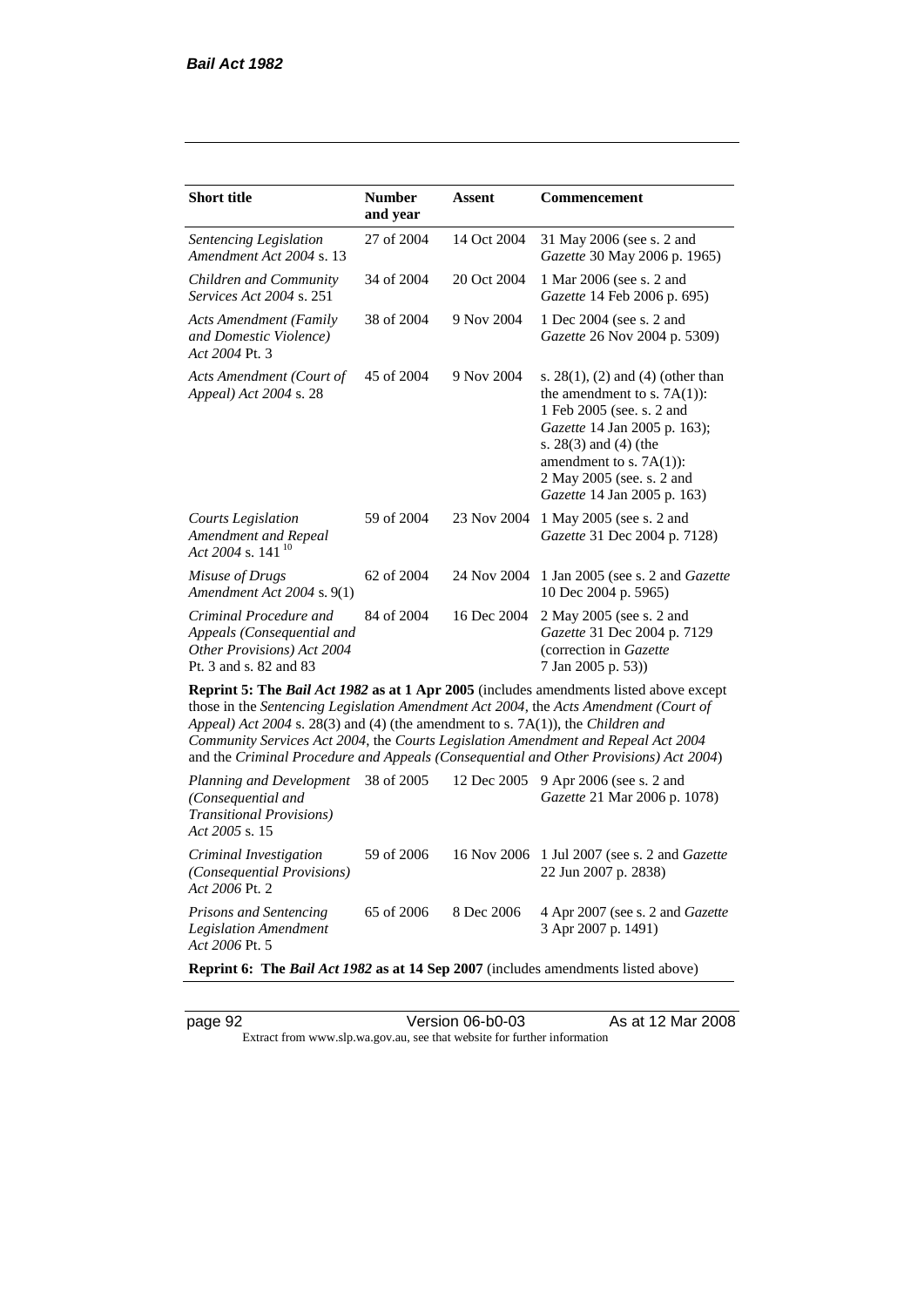| Short title | Number and year | Assent | Commencement |
|---|---|---|---|
| *Sentencing Legislation Amendment Act 2004* s. 13 | 27 of 2004 | 14 Oct 2004 | 31 May 2006 (see s. 2 and *Gazette* 30 May 2006 p. 1965) |
| *Children and Community Services Act 2004* s. 251 | 34 of 2004 | 20 Oct 2004 | 1 Mar 2006 (see s. 2 and *Gazette* 14 Feb 2006 p. 695) |
| *Acts Amendment (Family and Domestic Violence) Act 2004* Pt. 3 | 38 of 2004 | 9 Nov 2004 | 1 Dec 2004 (see s. 2 and *Gazette* 26 Nov 2004 p. 5309) |
| *Acts Amendment (Court of Appeal) Act 2004* s. 28 | 45 of 2004 | 9 Nov 2004 | s. 28(1), (2) and (4) (other than the amendment to s. 7A(1)): 1 Feb 2005 (see. s. 2 and *Gazette* 14 Jan 2005 p. 163); s. 28(3) and (4) (the amendment to s. 7A(1)): 2 May 2005 (see. s. 2 and *Gazette* 14 Jan 2005 p. 163) |
| *Courts Legislation Amendment and Repeal Act 2004* s. 141 [10] | 59 of 2004 | 23 Nov 2004 | 1 May 2005 (see s. 2 and *Gazette* 31 Dec 2004 p. 7128) |
| *Misuse of Drugs Amendment Act 2004* s. 9(1) | 62 of 2004 | 24 Nov 2004 | 1 Jan 2005 (see s. 2 and *Gazette* 10 Dec 2004 p. 5965) |
| *Criminal Procedure and Appeals (Consequential and Other Provisions) Act 2004* Pt. 3 and s. 82 and 83 | 84 of 2004 | 16 Dec 2004 | 2 May 2005 (see s. 2 and *Gazette* 31 Dec 2004 p. 7129 (correction in *Gazette* 7 Jan 2005 p. 53)) |
| **Reprint 5: The *Bail Act 1982* as at 1 Apr 2005** (includes amendments listed above except those in the *Sentencing Legislation Amendment Act 2004*, the *Acts Amendment (Court of Appeal) Act 2004* s. 28(3) and (4) (the amendment to s. 7A(1)), the *Children and Community Services Act 2004*, the *Courts Legislation Amendment and Repeal Act 2004* and the *Criminal Procedure and Appeals (Consequential and Other Provisions) Act 2004*) | | | |
| *Planning and Development (Consequential and Transitional Provisions) Act 2005* s. 15 | 38 of 2005 | 12 Dec 2005 | 9 Apr 2006 (see s. 2 and *Gazette* 21 Mar 2006 p. 1078) |
| *Criminal Investigation (Consequential Provisions) Act 2006* Pt. 2 | 59 of 2006 | 16 Nov 2006 | 1 Jul 2007 (see s. 2 and *Gazette* 22 Jun 2007 p. 2838) |
| *Prisons and Sentencing Legislation Amendment Act 2006* Pt. 5 | 65 of 2006 | 8 Dec 2006 | 4 Apr 2007 (see s. 2 and *Gazette* 3 Apr 2007 p. 1491) |
| **Reprint 6: The *Bail Act 1982* as at 14 Sep 2007** (includes amendments listed above) | | | |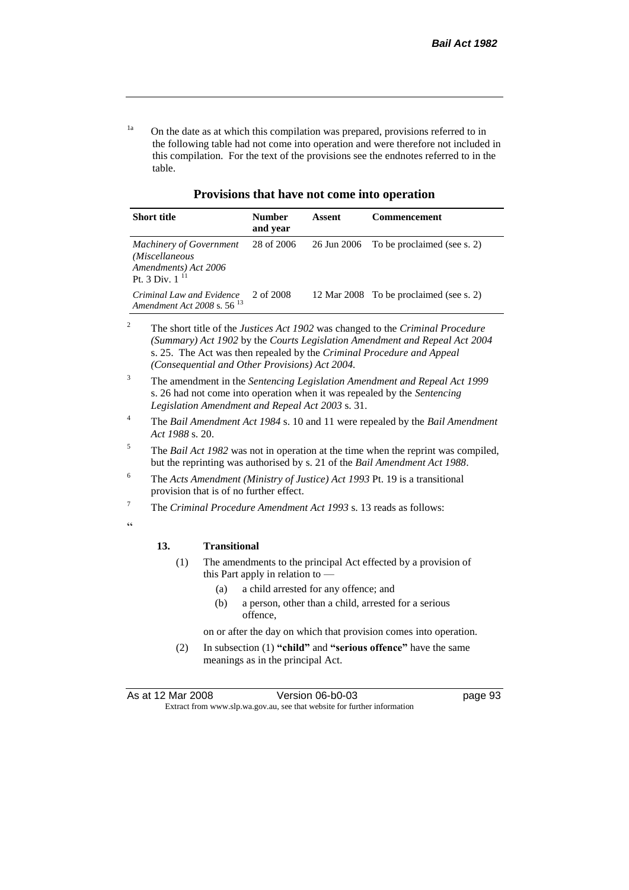[1a] On the date as at which this compilation was prepared, provisions referred to in the following table had not come into operation and were therefore not included in this compilation. For the text of the provisions see the endnotes referred to in the table.

**Provisions that have not come into operation**

| Short title | Number and year | Assent | Commencement |
|---|---|---|---|
| *Machinery of Government (Miscellaneous Amendments) Act 2006* Pt. 3 Div. 1 [11] | 28 of 2006 | 26 Jun 2006 | To be proclaimed (see s. 2) |
| *Criminal Law and Evidence Amendment Act 2008* s. 56 [13] | 2 of 2008 | 12 Mar 2008 | To be proclaimed (see s. 2) |

[2] The short title of the *Justices Act 1902* was changed to the *Criminal Procedure (Summary) Act 1902* by the *Courts Legislation Amendment and Repeal Act 2004* s. 25. The Act was then repealed by the *Criminal Procedure and Appeal (Consequential and Other Provisions) Act 2004*.

[3] The amendment in the *Sentencing Legislation Amendment and Repeal Act 1999* s. 26 had not come into operation when it was repealed by the *Sentencing Legislation Amendment and Repeal Act 2003* s. 31.

[4] The *Bail Amendment Act 1984* s. 10 and 11 were repealed by the *Bail Amendment Act 1988* s. 20.

[5] The *Bail Act 1982* was not in operation at the time when the reprint was compiled, but the reprinting was authorised by s. 21 of the *Bail Amendment Act 1988*.

[6] The *Acts Amendment (Ministry of Justice) Act 1993* Pt. 19 is a transitional provision that is of no further effect.

[7] The *Criminal Procedure Amendment Act 1993* s. 13 reads as follows:

"

**13. Transitional**

(1) The amendments to the principal Act effected by a provision of this Part apply in relation to —

(a) a child arrested for any offence; and

(b) a person, other than a child, arrested for a serious offence,

on or after the day on which that provision comes into operation.

(2) In subsection (1) **"child"** and **"serious offence"** have the same meanings as in the principal Act.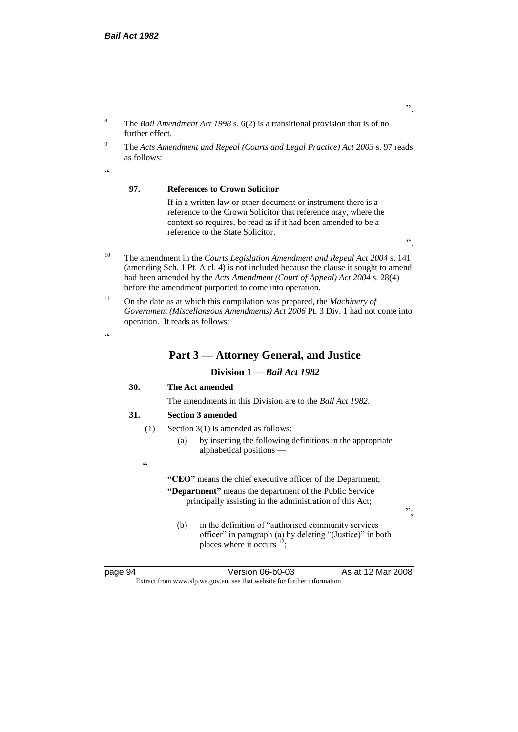”.

[8] The *Bail Amendment Act 1998* s. 6(2) is a transitional provision that is of no further effect.

[9] The *Acts Amendment and Repeal (Courts and Legal Practice) Act 2003* s. 97 reads as follows:

“

**97. References to Crown Solicitor**

If in a written law or other document or instrument there is a reference to the Crown Solicitor that reference may, where the context so requires, be read as if it had been amended to be a reference to the State Solicitor.

”.

[10] The amendment in the *Courts Legislation Amendment and Repeal Act 2004* s. 141 (amending Sch. 1 Pt. A cl. 4) is not included because the clause it sought to amend had been amended by the *Acts Amendment (Court of Appeal) Act 2004* s. 28(4) before the amendment purported to come into operation.

[11] On the date as at which this compilation was prepared, the *Machinery of Government (Miscellaneous Amendments) Act 2006* Pt. 3 Div. 1 had not come into operation. It reads as follows:

“

## Part 3 — Attorney General, and Justice

### Division 1 — *Bail Act 1982*

**30. The Act amended**

The amendments in this Division are to the *Bail Act 1982*.

**31. Section 3 amended**

(1) Section 3(1) is amended as follows:

(a) by inserting the following definitions in the appropriate alphabetical positions —

“

**“CEO”** means the chief executive officer of the Department;

**“Department”** means the department of the Public Service principally assisting in the administration of this Act;

”;

(b) in the definition of “authorised community services officer” in paragraph (a) by deleting “(Justice)” in both places where it occurs [12];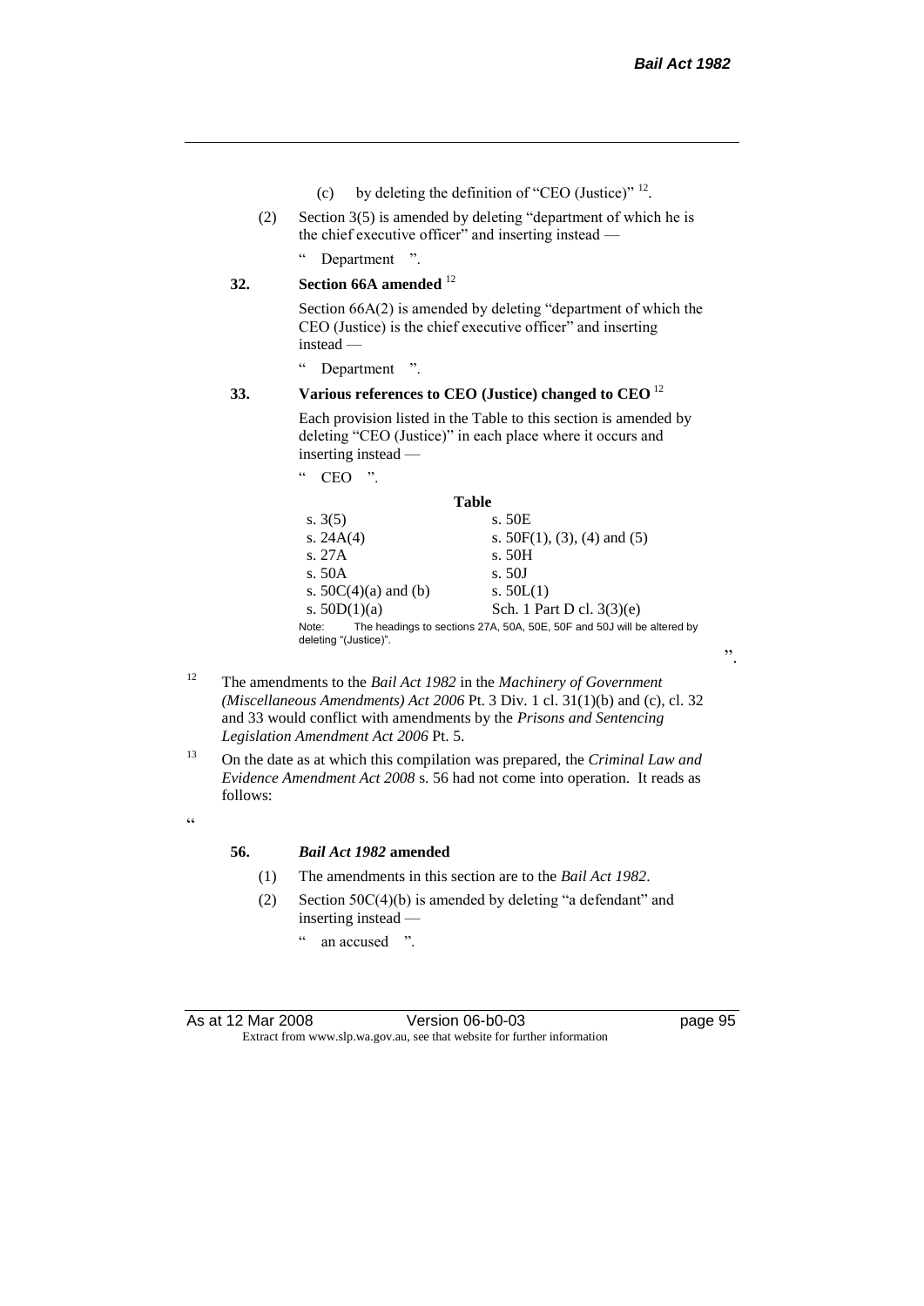(c) by deleting the definition of "CEO (Justice)" [12].

(2) Section 3(5) is amended by deleting "department of which he is the chief executive officer" and inserting instead —

" Department ".

**32. Section 66A amended** [12]

Section 66A(2) is amended by deleting "department of which the CEO (Justice) is the chief executive officer" and inserting instead —

" Department ".

**33. Various references to CEO (Justice) changed to CEO** [12]

Each provision listed in the Table to this section is amended by deleting "CEO (Justice)" in each place where it occurs and inserting instead —

" CEO ".

**Table**

| | |
|---|---|
| s. 3(5) | s. 50E |
| s. 24A(4) | s. 50F(1), (3), (4) and (5) |
| s. 27A | s. 50H |
| s. 50A | s. 50J |
| s. 50C(4)(a) and (b) | s. 50L(1) |
| s. 50D(1)(a) | Sch. 1 Part D cl. 3(3)(e) |

Note: The headings to sections 27A, 50A, 50E, 50F and 50J will be altered by deleting "(Justice)".

".

[12] The amendments to the *Bail Act 1982* in the *Machinery of Government (Miscellaneous Amendments) Act 2006* Pt. 3 Div. 1 cl. 31(1)(b) and (c), cl. 32 and 33 would conflict with amendments by the *Prisons and Sentencing Legislation Amendment Act 2006* Pt. 5.

[13] On the date as at which this compilation was prepared, the *Criminal Law and Evidence Amendment Act 2008* s. 56 had not come into operation. It reads as follows:

"

**56. *Bail Act 1982* amended**

(1) The amendments in this section are to the *Bail Act 1982*.

(2) Section 50C(4)(b) is amended by deleting "a defendant" and inserting instead —

" an accused ".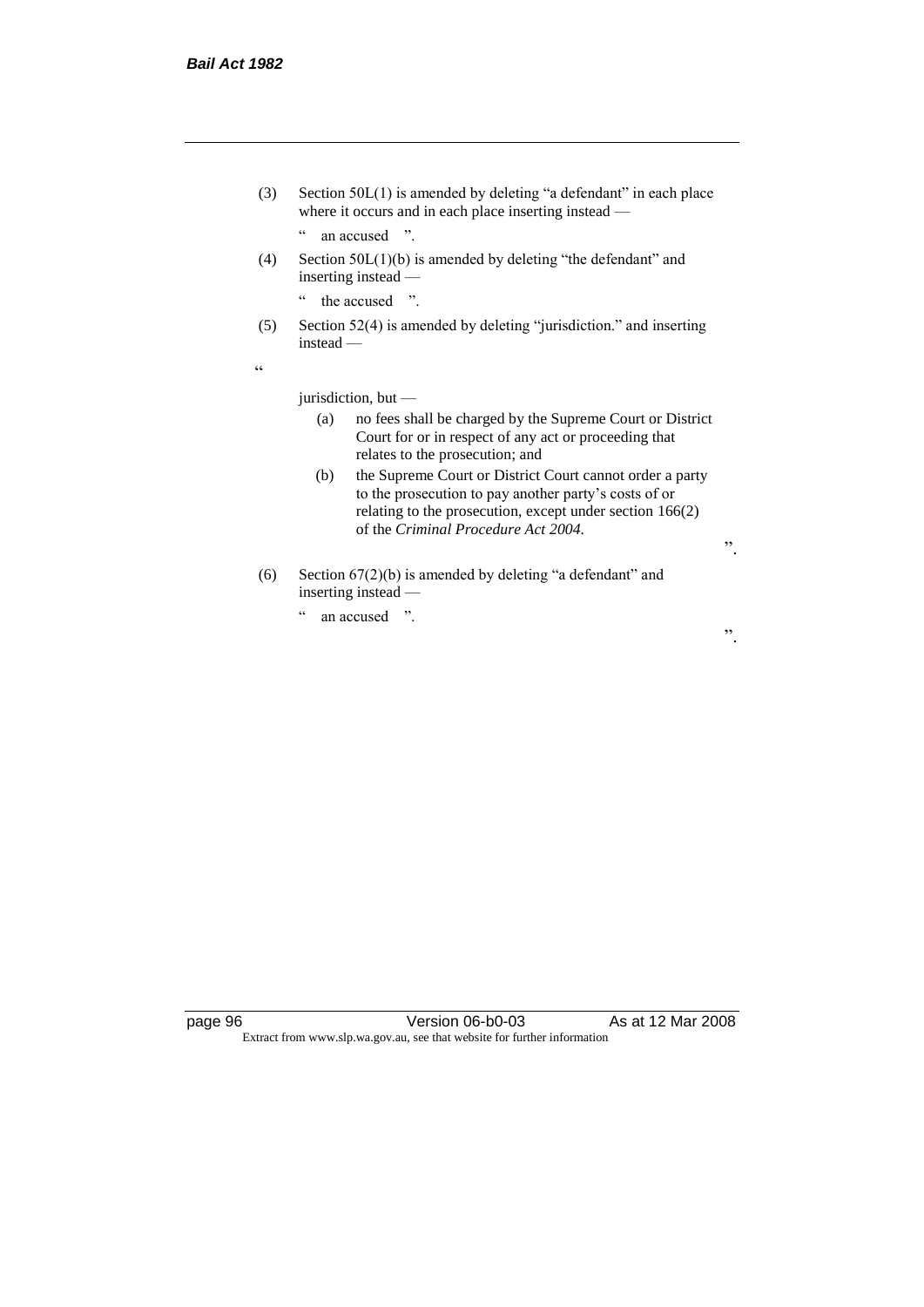(3) Section 50L(1) is amended by deleting "a defendant" in each place where it occurs and in each place inserting instead —

" an accused ".

(4) Section 50L(1)(b) is amended by deleting "the defendant" and inserting instead —

" the accused ".

(5) Section 52(4) is amended by deleting "jurisdiction." and inserting instead —

"

jurisdiction, but —

(a) no fees shall be charged by the Supreme Court or District Court for or in respect of any act or proceeding that relates to the prosecution; and

(b) the Supreme Court or District Court cannot order a party to the prosecution to pay another party's costs of or relating to the prosecution, except under section 166(2) of the *Criminal Procedure Act 2004*.

".

(6) Section 67(2)(b) is amended by deleting "a defendant" and inserting instead —

" an accused ".

".